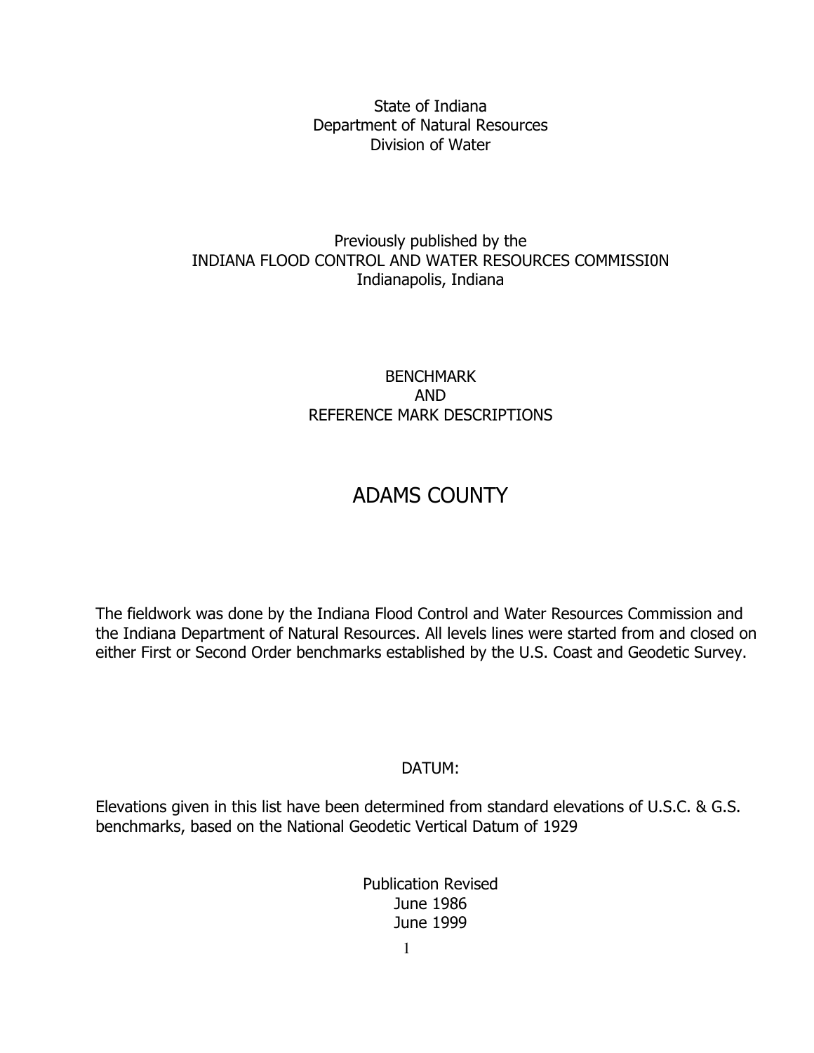State of Indiana
Department of Natural Resources
Division of Water

Previously published by the
INDIANA FLOOD CONTROL AND WATER RESOURCES COMMISSI0N
Indianapolis, Indiana

BENCHMARK
AND
REFERENCE MARK DESCRIPTIONS

# ADAMS COUNTY

The fieldwork was done by the Indiana Flood Control and Water Resources Commission and the Indiana Department of Natural Resources. All levels lines were started from and closed on either First or Second Order benchmarks established by the U.S. Coast and Geodetic Survey.

DATUM:

Elevations given in this list have been determined from standard elevations of U.S.C. & G.S. benchmarks, based on the National Geodetic Vertical Datum of 1929

Publication Revised
June 1986
June 1999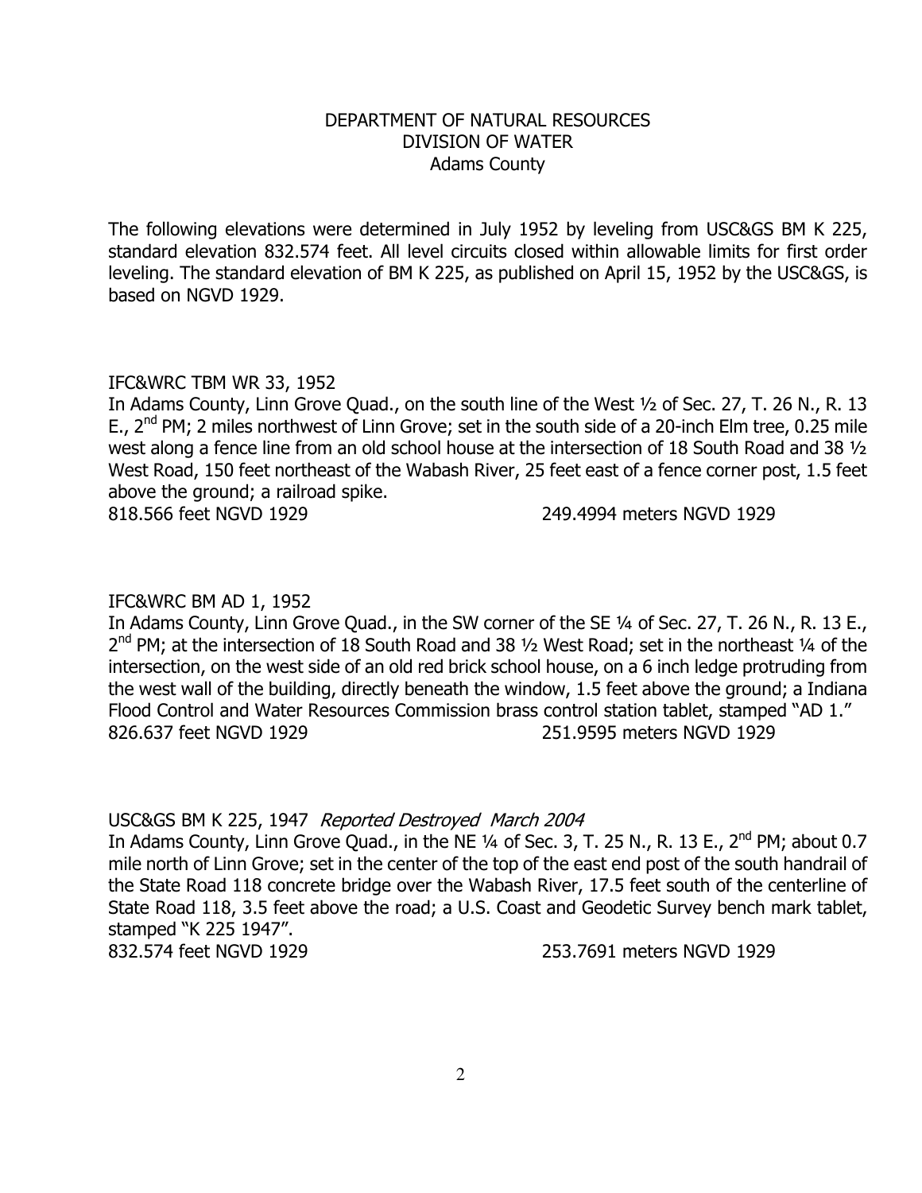DEPARTMENT OF NATURAL RESOURCES
DIVISION OF WATER
Adams County

The following elevations were determined in July 1952 by leveling from USC&GS BM K 225, standard elevation 832.574 feet. All level circuits closed within allowable limits for first order leveling. The standard elevation of BM K 225, as published on April 15, 1952 by the USC&GS, is based on NGVD 1929.

IFC&WRC TBM WR 33, 1952
In Adams County, Linn Grove Quad., on the south line of the West ½ of Sec. 27, T. 26 N., R. 13 E., 2nd PM; 2 miles northwest of Linn Grove; set in the south side of a 20-inch Elm tree, 0.25 mile west along a fence line from an old school house at the intersection of 18 South Road and 38 ½ West Road, 150 feet northeast of the Wabash River, 25 feet east of a fence corner post, 1.5 feet above the ground; a railroad spike.
818.566 feet NGVD 1929 249.4994 meters NGVD 1929

IFC&WRC BM AD 1, 1952
In Adams County, Linn Grove Quad., in the SW corner of the SE ¼ of Sec. 27, T. 26 N., R. 13 E., 2nd PM; at the intersection of 18 South Road and 38 ½ West Road; set in the northeast ¼ of the intersection, on the west side of an old red brick school house, on a 6 inch ledge protruding from the west wall of the building, directly beneath the window, 1.5 feet above the ground; a Indiana Flood Control and Water Resources Commission brass control station tablet, stamped "AD 1."
826.637 feet NGVD 1929 251.9595 meters NGVD 1929

USC&GS BM K 225, 1947 *Reported Destroyed March 2004*
In Adams County, Linn Grove Quad., in the NE ¼ of Sec. 3, T. 25 N., R. 13 E., 2nd PM; about 0.7 mile north of Linn Grove; set in the center of the top of the east end post of the south handrail of the State Road 118 concrete bridge over the Wabash River, 17.5 feet south of the centerline of State Road 118, 3.5 feet above the road; a U.S. Coast and Geodetic Survey bench mark tablet, stamped "K 225 1947".
832.574 feet NGVD 1929 253.7691 meters NGVD 1929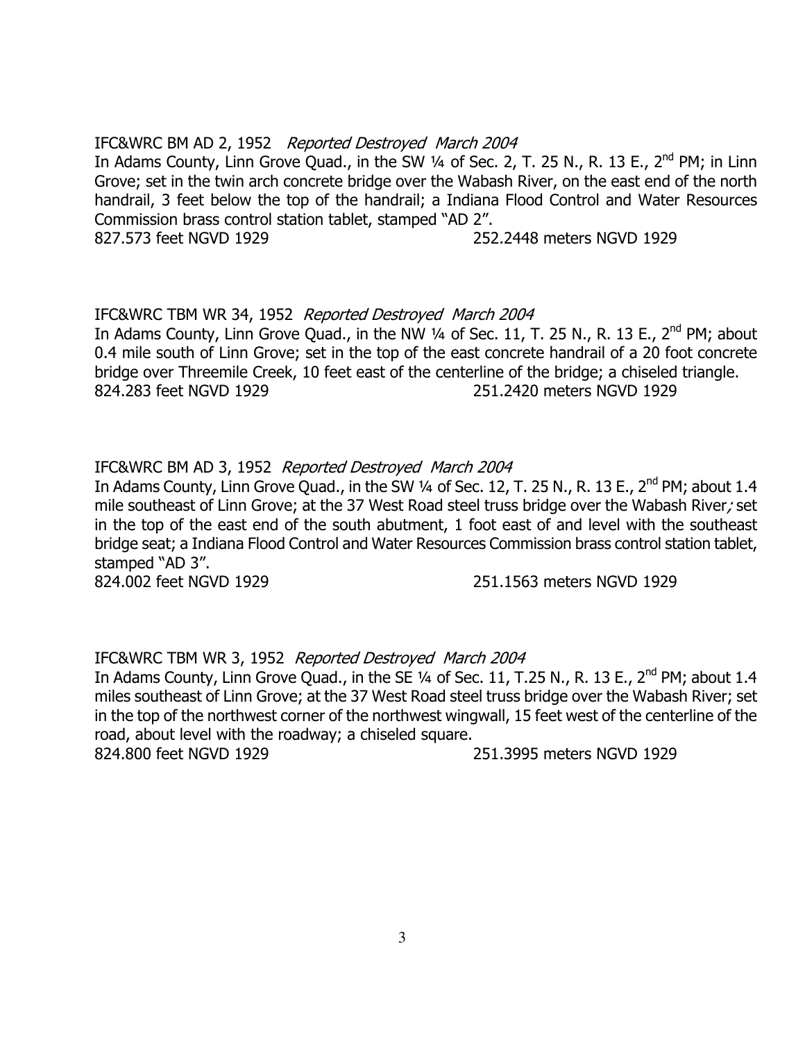IFC&WRC BM AD 2, 1952 *Reported Destroyed March 2004*
In Adams County, Linn Grove Quad., in the SW ¼ of Sec. 2, T. 25 N., R. 13 E., 2nd PM; in Linn Grove; set in the twin arch concrete bridge over the Wabash River, on the east end of the north handrail, 3 feet below the top of the handrail; a Indiana Flood Control and Water Resources Commission brass control station tablet, stamped "AD 2".
827.573 feet NGVD 1929 252.2448 meters NGVD 1929

IFC&WRC TBM WR 34, 1952 *Reported Destroyed March 2004*
In Adams County, Linn Grove Quad., in the NW ¼ of Sec. 11, T. 25 N., R. 13 E., 2nd PM; about 0.4 mile south of Linn Grove; set in the top of the east concrete handrail of a 20 foot concrete bridge over Threemile Creek, 10 feet east of the centerline of the bridge; a chiseled triangle.
824.283 feet NGVD 1929 251.2420 meters NGVD 1929

IFC&WRC BM AD 3, 1952 *Reported Destroyed March 2004*
In Adams County, Linn Grove Quad., in the SW ¼ of Sec. 12, T. 25 N., R. 13 E., 2nd PM; about 1.4 mile southeast of Linn Grove; at the 37 West Road steel truss bridge over the Wabash River; set in the top of the east end of the south abutment, 1 foot east of and level with the southeast bridge seat; a Indiana Flood Control and Water Resources Commission brass control station tablet, stamped "AD 3".
824.002 feet NGVD 1929 251.1563 meters NGVD 1929

IFC&WRC TBM WR 3, 1952 *Reported Destroyed March 2004*
In Adams County, Linn Grove Quad., in the SE ¼ of Sec. 11, T.25 N., R. 13 E., 2nd PM; about 1.4 miles southeast of Linn Grove; at the 37 West Road steel truss bridge over the Wabash River; set in the top of the northwest corner of the northwest wingwall, 15 feet west of the centerline of the road, about level with the roadway; a chiseled square.
824.800 feet NGVD 1929 251.3995 meters NGVD 1929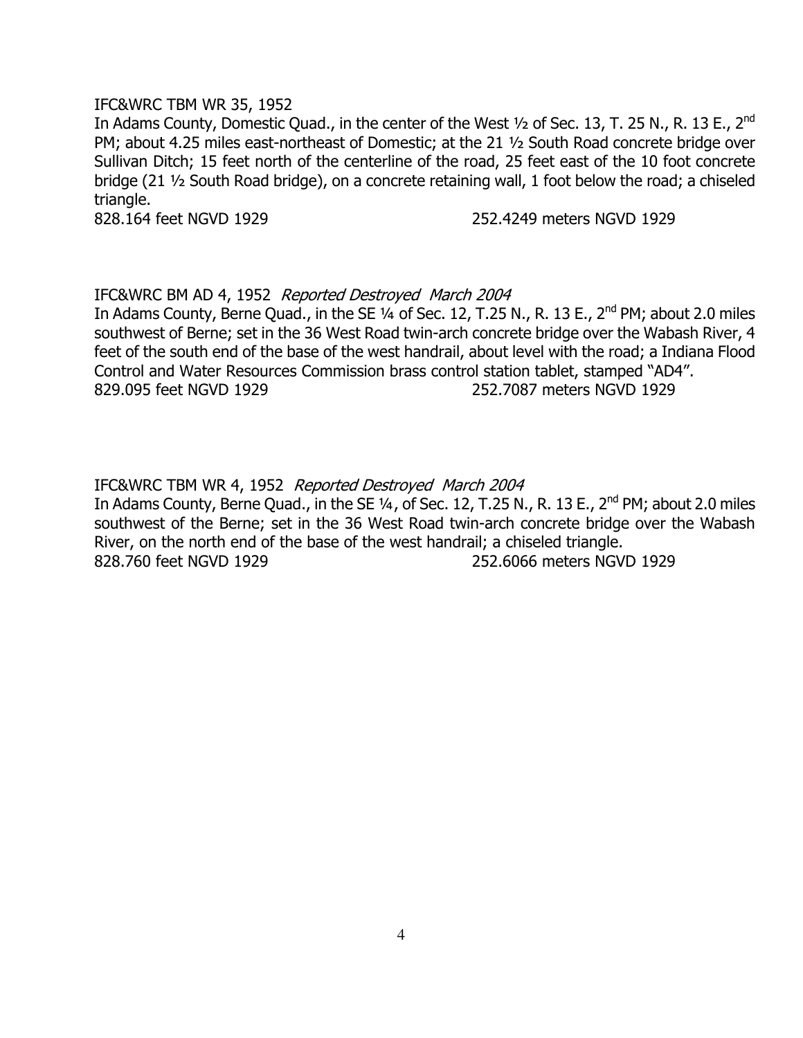IFC&WRC TBM WR 35, 1952

In Adams County, Domestic Quad., in the center of the West ½ of Sec. 13, T. 25 N., R. 13 E., 2nd PM; about 4.25 miles east-northeast of Domestic; at the 21 ½ South Road concrete bridge over Sullivan Ditch; 15 feet north of the centerline of the road, 25 feet east of the 10 foot concrete bridge (21 ½ South Road bridge), on a concrete retaining wall, 1 foot below the road; a chiseled triangle.

828.164 feet NGVD 1929 252.4249 meters NGVD 1929

IFC&WRC BM AD 4, 1952 *Reported Destroyed March 2004*

In Adams County, Berne Quad., in the SE ¼ of Sec. 12, T.25 N., R. 13 E., 2nd PM; about 2.0 miles southwest of Berne; set in the 36 West Road twin-arch concrete bridge over the Wabash River, 4 feet of the south end of the base of the west handrail, about level with the road; a Indiana Flood Control and Water Resources Commission brass control station tablet, stamped "AD4".

829.095 feet NGVD 1929 252.7087 meters NGVD 1929

IFC&WRC TBM WR 4, 1952 *Reported Destroyed March 2004*

In Adams County, Berne Quad., in the SE ¼, of Sec. 12, T.25 N., R. 13 E., 2nd PM; about 2.0 miles southwest of the Berne; set in the 36 West Road twin-arch concrete bridge over the Wabash River, on the north end of the base of the west handrail; a chiseled triangle.

828.760 feet NGVD 1929 252.6066 meters NGVD 1929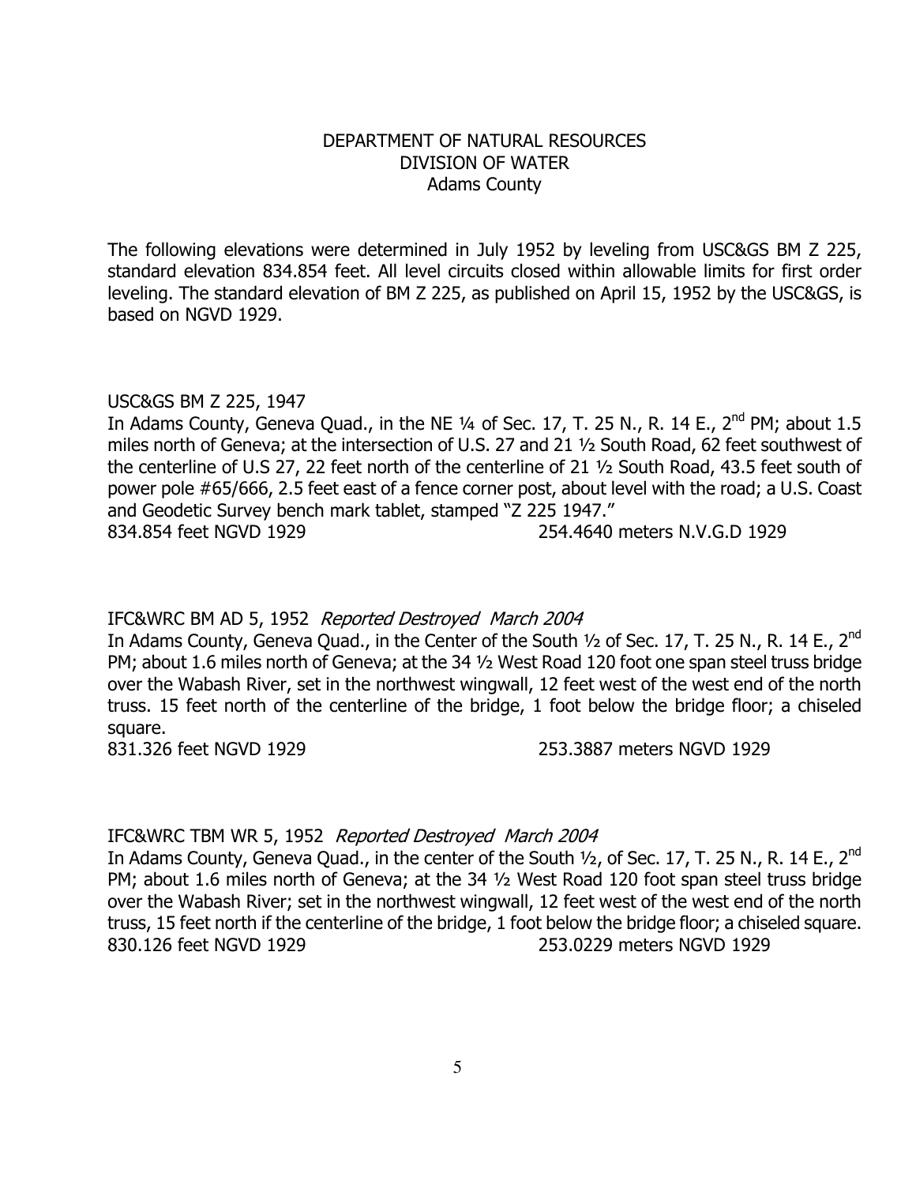DEPARTMENT OF NATURAL RESOURCES
DIVISION OF WATER
Adams County

The following elevations were determined in July 1952 by leveling from USC&GS BM Z 225, standard elevation 834.854 feet. All level circuits closed within allowable limits for first order leveling. The standard elevation of BM Z 225, as published on April 15, 1952 by the USC&GS, is based on NGVD 1929.

USC&GS BM Z 225, 1947
In Adams County, Geneva Quad., in the NE ¼ of Sec. 17, T. 25 N., R. 14 E., 2nd PM; about 1.5 miles north of Geneva; at the intersection of U.S. 27 and 21 ½ South Road, 62 feet southwest of the centerline of U.S 27, 22 feet north of the centerline of 21 ½ South Road, 43.5 feet south of power pole #65/666, 2.5 feet east of a fence corner post, about level with the road; a U.S. Coast and Geodetic Survey bench mark tablet, stamped "Z 225 1947."
834.854 feet NGVD 1929 254.4640 meters N.V.G.D 1929

IFC&WRC BM AD 5, 1952 *Reported Destroyed March 2004*
In Adams County, Geneva Quad., in the Center of the South ½ of Sec. 17, T. 25 N., R. 14 E., 2nd PM; about 1.6 miles north of Geneva; at the 34 ½ West Road 120 foot one span steel truss bridge over the Wabash River, set in the northwest wingwall, 12 feet west of the west end of the north truss. 15 feet north of the centerline of the bridge, 1 foot below the bridge floor; a chiseled square.
831.326 feet NGVD 1929 253.3887 meters NGVD 1929

IFC&WRC TBM WR 5, 1952 *Reported Destroyed March 2004*
In Adams County, Geneva Quad., in the center of the South ½, of Sec. 17, T. 25 N., R. 14 E., 2nd PM; about 1.6 miles north of Geneva; at the 34 ½ West Road 120 foot span steel truss bridge over the Wabash River; set in the northwest wingwall, 12 feet west of the west end of the north truss, 15 feet north if the centerline of the bridge, 1 foot below the bridge floor; a chiseled square.
830.126 feet NGVD 1929 253.0229 meters NGVD 1929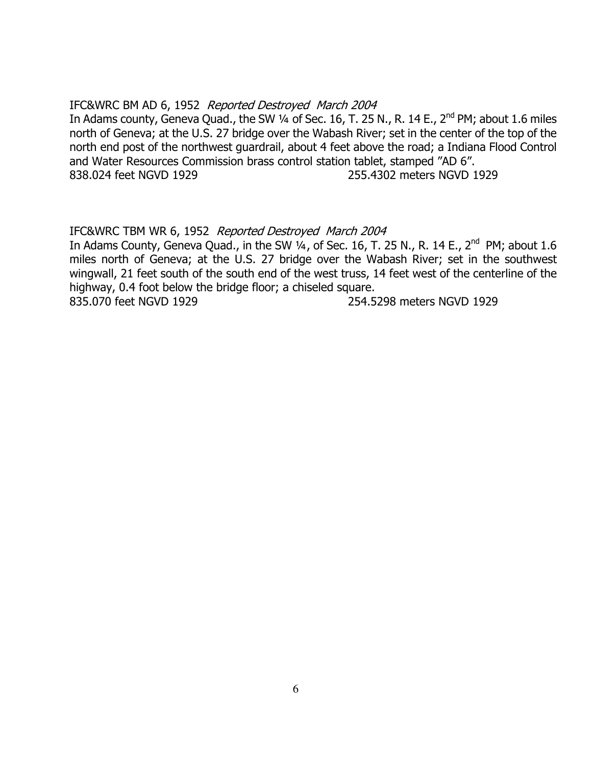IFC&WRC BM AD 6, 1952 *Reported Destroyed March 2004*
In Adams county, Geneva Quad., the SW ¼ of Sec. 16, T. 25 N., R. 14 E., 2nd PM; about 1.6 miles north of Geneva; at the U.S. 27 bridge over the Wabash River; set in the center of the top of the north end post of the northwest guardrail, about 4 feet above the road; a Indiana Flood Control and Water Resources Commission brass control station tablet, stamped "AD 6".
838.024 feet NGVD 1929 255.4302 meters NGVD 1929

IFC&WRC TBM WR 6, 1952 *Reported Destroyed March 2004*
In Adams County, Geneva Quad., in the SW ¼, of Sec. 16, T. 25 N., R. 14 E., 2nd PM; about 1.6 miles north of Geneva; at the U.S. 27 bridge over the Wabash River; set in the southwest wingwall, 21 feet south of the south end of the west truss, 14 feet west of the centerline of the highway, 0.4 foot below the bridge floor; a chiseled square.
835.070 feet NGVD 1929 254.5298 meters NGVD 1929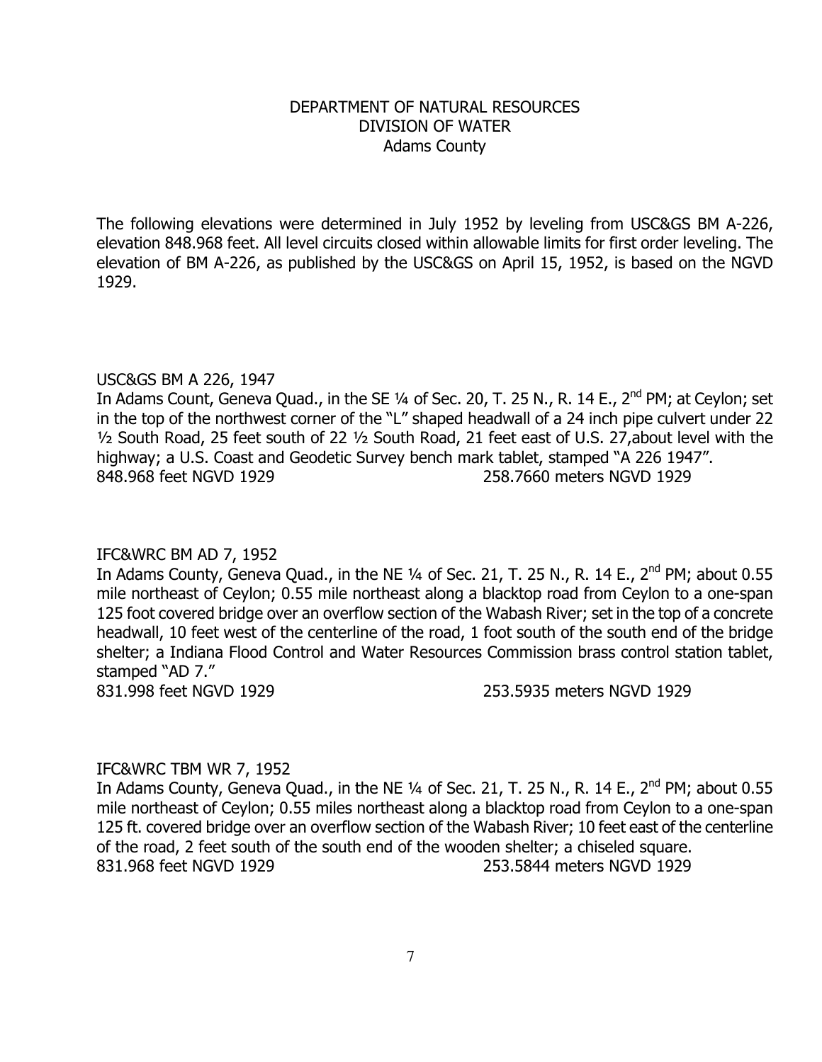DEPARTMENT OF NATURAL RESOURCES
DIVISION OF WATER
Adams County

The following elevations were determined in July 1952 by leveling from USC&GS BM A-226, elevation 848.968 feet. All level circuits closed within allowable limits for first order leveling. The elevation of BM A-226, as published by the USC&GS on April 15, 1952, is based on the NGVD 1929.

USC&GS BM A 226, 1947
In Adams Count, Geneva Quad., in the SE ¼ of Sec. 20, T. 25 N., R. 14 E., 2nd PM; at Ceylon; set in the top of the northwest corner of the "L" shaped headwall of a 24 inch pipe culvert under 22 ½ South Road, 25 feet south of 22 ½ South Road, 21 feet east of U.S. 27,about level with the highway; a U.S. Coast and Geodetic Survey bench mark tablet, stamped "A 226 1947".
848.968 feet NGVD 1929 258.7660 meters NGVD 1929

IFC&WRC BM AD 7, 1952
In Adams County, Geneva Quad., in the NE ¼ of Sec. 21, T. 25 N., R. 14 E., 2nd PM; about 0.55 mile northeast of Ceylon; 0.55 mile northeast along a blacktop road from Ceylon to a one-span 125 foot covered bridge over an overflow section of the Wabash River; set in the top of a concrete headwall, 10 feet west of the centerline of the road, 1 foot south of the south end of the bridge shelter; a Indiana Flood Control and Water Resources Commission brass control station tablet, stamped "AD 7."
831.998 feet NGVD 1929 253.5935 meters NGVD 1929

IFC&WRC TBM WR 7, 1952
In Adams County, Geneva Quad., in the NE ¼ of Sec. 21, T. 25 N., R. 14 E., 2nd PM; about 0.55 mile northeast of Ceylon; 0.55 miles northeast along a blacktop road from Ceylon to a one-span 125 ft. covered bridge over an overflow section of the Wabash River; 10 feet east of the centerline of the road, 2 feet south of the south end of the wooden shelter; a chiseled square.
831.968 feet NGVD 1929 253.5844 meters NGVD 1929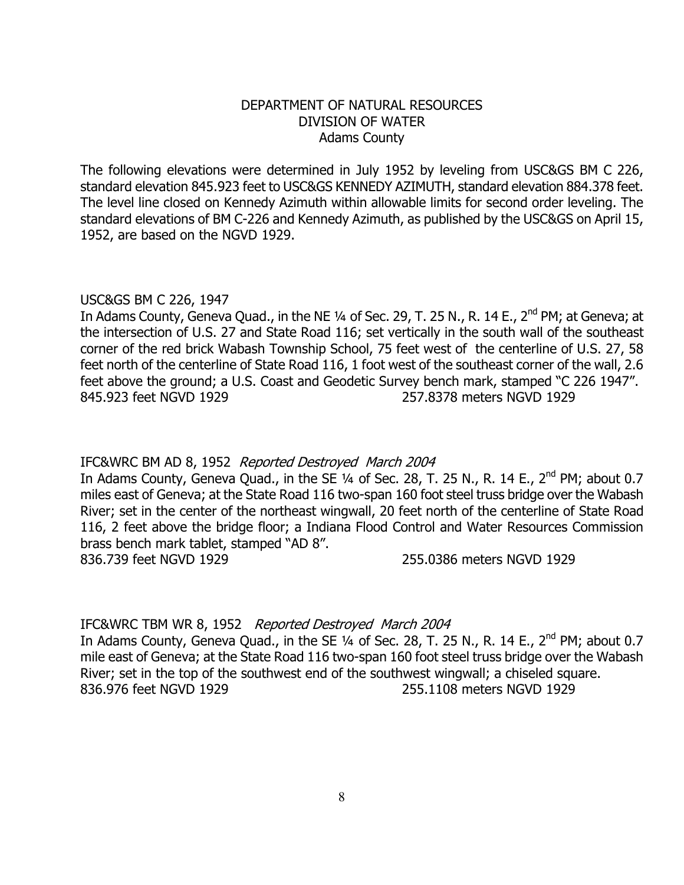DEPARTMENT OF NATURAL RESOURCES
DIVISION OF WATER
Adams County

The following elevations were determined in July 1952 by leveling from USC&GS BM C 226, standard elevation 845.923 feet to USC&GS KENNEDY AZIMUTH, standard elevation 884.378 feet. The level line closed on Kennedy Azimuth within allowable limits for second order leveling. The standard elevations of BM C-226 and Kennedy Azimuth, as published by the USC&GS on April 15, 1952, are based on the NGVD 1929.

USC&GS BM C 226, 1947
In Adams County, Geneva Quad., in the NE ¼ of Sec. 29, T. 25 N., R. 14 E., 2nd PM; at Geneva; at the intersection of U.S. 27 and State Road 116; set vertically in the south wall of the southeast corner of the red brick Wabash Township School, 75 feet west of the centerline of U.S. 27, 58 feet north of the centerline of State Road 116, 1 foot west of the southeast corner of the wall, 2.6 feet above the ground; a U.S. Coast and Geodetic Survey bench mark, stamped "C 226 1947".
845.923 feet NGVD 1929 257.8378 meters NGVD 1929

IFC&WRC BM AD 8, 1952 *Reported Destroyed March 2004*
In Adams County, Geneva Quad., in the SE ¼ of Sec. 28, T. 25 N., R. 14 E., 2nd PM; about 0.7 miles east of Geneva; at the State Road 116 two-span 160 foot steel truss bridge over the Wabash River; set in the center of the northeast wingwall, 20 feet north of the centerline of State Road 116, 2 feet above the bridge floor; a Indiana Flood Control and Water Resources Commission brass bench mark tablet, stamped "AD 8".
836.739 feet NGVD 1929 255.0386 meters NGVD 1929

IFC&WRC TBM WR 8, 1952 *Reported Destroyed March 2004*
In Adams County, Geneva Quad., in the SE ¼ of Sec. 28, T. 25 N., R. 14 E., 2nd PM; about 0.7 mile east of Geneva; at the State Road 116 two-span 160 foot steel truss bridge over the Wabash River; set in the top of the southwest end of the southwest wingwall; a chiseled square.
836.976 feet NGVD 1929 255.1108 meters NGVD 1929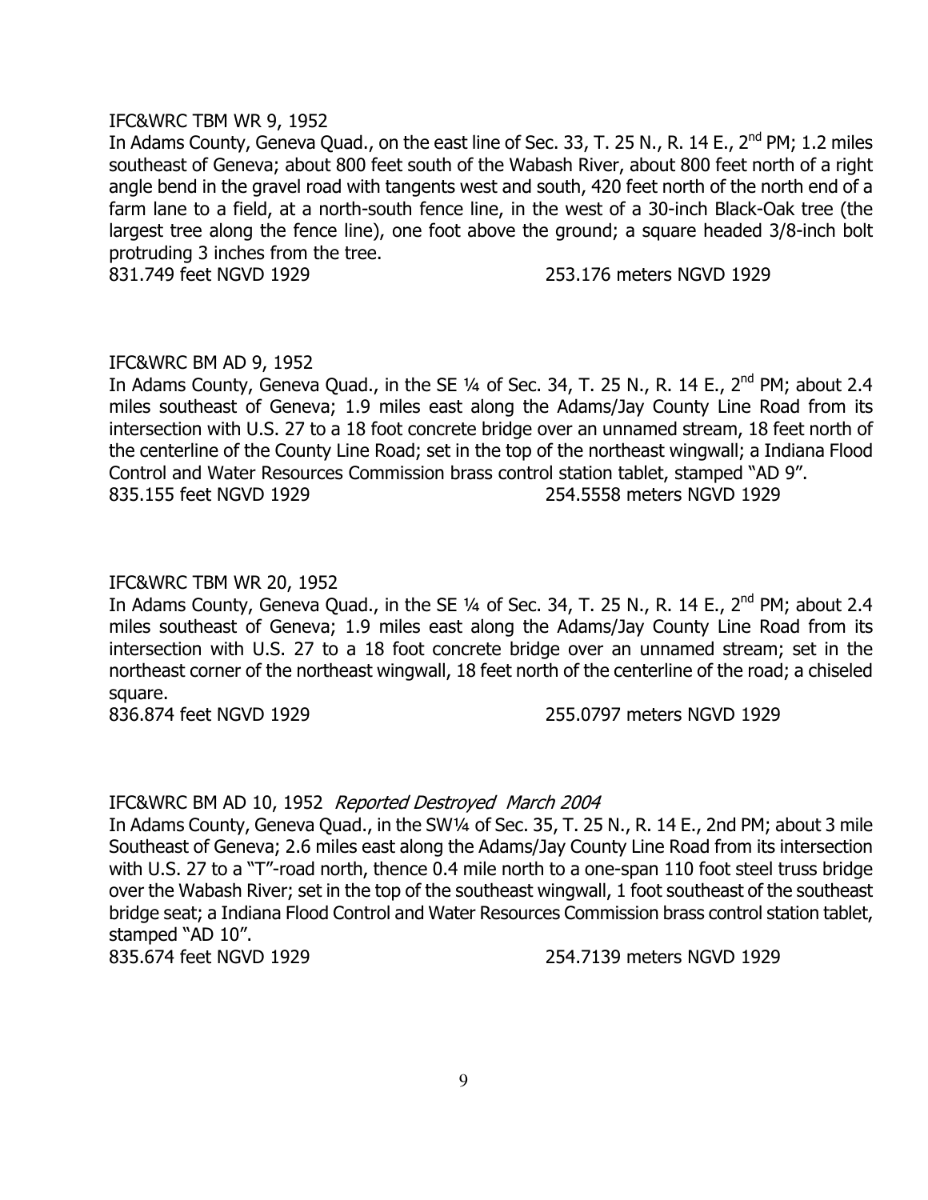IFC&WRC TBM WR 9, 1952

In Adams County, Geneva Quad., on the east line of Sec. 33, T. 25 N., R. 14 E., 2nd PM; 1.2 miles southeast of Geneva; about 800 feet south of the Wabash River, about 800 feet north of a right angle bend in the gravel road with tangents west and south, 420 feet north of the north end of a farm lane to a field, at a north-south fence line, in the west of a 30-inch Black-Oak tree (the largest tree along the fence line), one foot above the ground; a square headed 3/8-inch bolt protruding 3 inches from the tree.

831.749 feet NGVD 1929 253.176 meters NGVD 1929

IFC&WRC BM AD 9, 1952

In Adams County, Geneva Quad., in the SE ¼ of Sec. 34, T. 25 N., R. 14 E., 2nd PM; about 2.4 miles southeast of Geneva; 1.9 miles east along the Adams/Jay County Line Road from its intersection with U.S. 27 to a 18 foot concrete bridge over an unnamed stream, 18 feet north of the centerline of the County Line Road; set in the top of the northeast wingwall; a Indiana Flood Control and Water Resources Commission brass control station tablet, stamped "AD 9".

835.155 feet NGVD 1929 254.5558 meters NGVD 1929

IFC&WRC TBM WR 20, 1952

In Adams County, Geneva Quad., in the SE ¼ of Sec. 34, T. 25 N., R. 14 E., 2nd PM; about 2.4 miles southeast of Geneva; 1.9 miles east along the Adams/Jay County Line Road from its intersection with U.S. 27 to a 18 foot concrete bridge over an unnamed stream; set in the northeast corner of the northeast wingwall, 18 feet north of the centerline of the road; a chiseled square.

836.874 feet NGVD 1929 255.0797 meters NGVD 1929

IFC&WRC BM AD 10, 1952 *Reported Destroyed March 2004*

In Adams County, Geneva Quad., in the SW¼ of Sec. 35, T. 25 N., R. 14 E., 2nd PM; about 3 mile Southeast of Geneva; 2.6 miles east along the Adams/Jay County Line Road from its intersection with U.S. 27 to a "T"-road north, thence 0.4 mile north to a one-span 110 foot steel truss bridge over the Wabash River; set in the top of the southeast wingwall, 1 foot southeast of the southeast bridge seat; a Indiana Flood Control and Water Resources Commission brass control station tablet, stamped "AD 10".

835.674 feet NGVD 1929 254.7139 meters NGVD 1929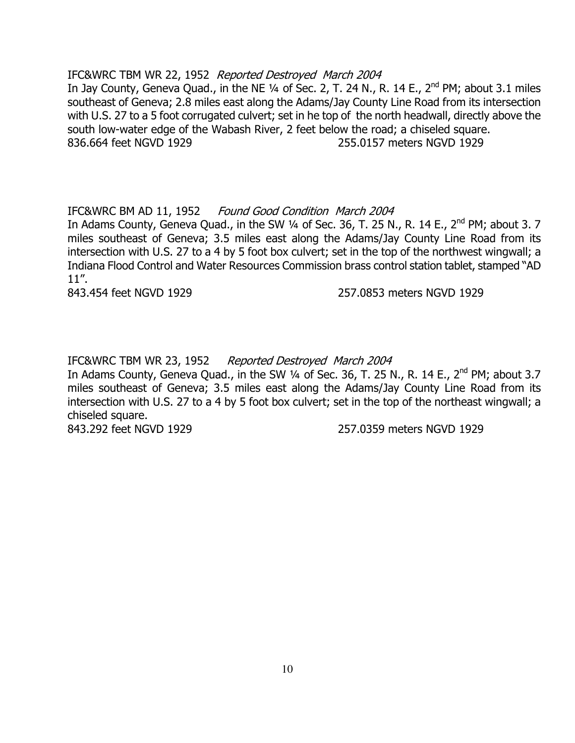IFC&WRC TBM WR 22, 1952 *Reported Destroyed March 2004*

In Jay County, Geneva Quad., in the NE ¼ of Sec. 2, T. 24 N., R. 14 E., 2nd PM; about 3.1 miles southeast of Geneva; 2.8 miles east along the Adams/Jay County Line Road from its intersection with U.S. 27 to a 5 foot corrugated culvert; set in he top of the north headwall, directly above the south low-water edge of the Wabash River, 2 feet below the road; a chiseled square.

836.664 feet NGVD 1929 255.0157 meters NGVD 1929

IFC&WRC BM AD 11, 1952 *Found Good Condition March 2004*

In Adams County, Geneva Quad., in the SW ¼ of Sec. 36, T. 25 N., R. 14 E., 2nd PM; about 3. 7 miles southeast of Geneva; 3.5 miles east along the Adams/Jay County Line Road from its intersection with U.S. 27 to a 4 by 5 foot box culvert; set in the top of the northwest wingwall; a Indiana Flood Control and Water Resources Commission brass control station tablet, stamped "AD 11".

843.454 feet NGVD 1929 257.0853 meters NGVD 1929

IFC&WRC TBM WR 23, 1952 *Reported Destroyed March 2004*

In Adams County, Geneva Quad., in the SW ¼ of Sec. 36, T. 25 N., R. 14 E., 2nd PM; about 3.7 miles southeast of Geneva; 3.5 miles east along the Adams/Jay County Line Road from its intersection with U.S. 27 to a 4 by 5 foot box culvert; set in the top of the northeast wingwall; a chiseled square.

843.292 feet NGVD 1929 257.0359 meters NGVD 1929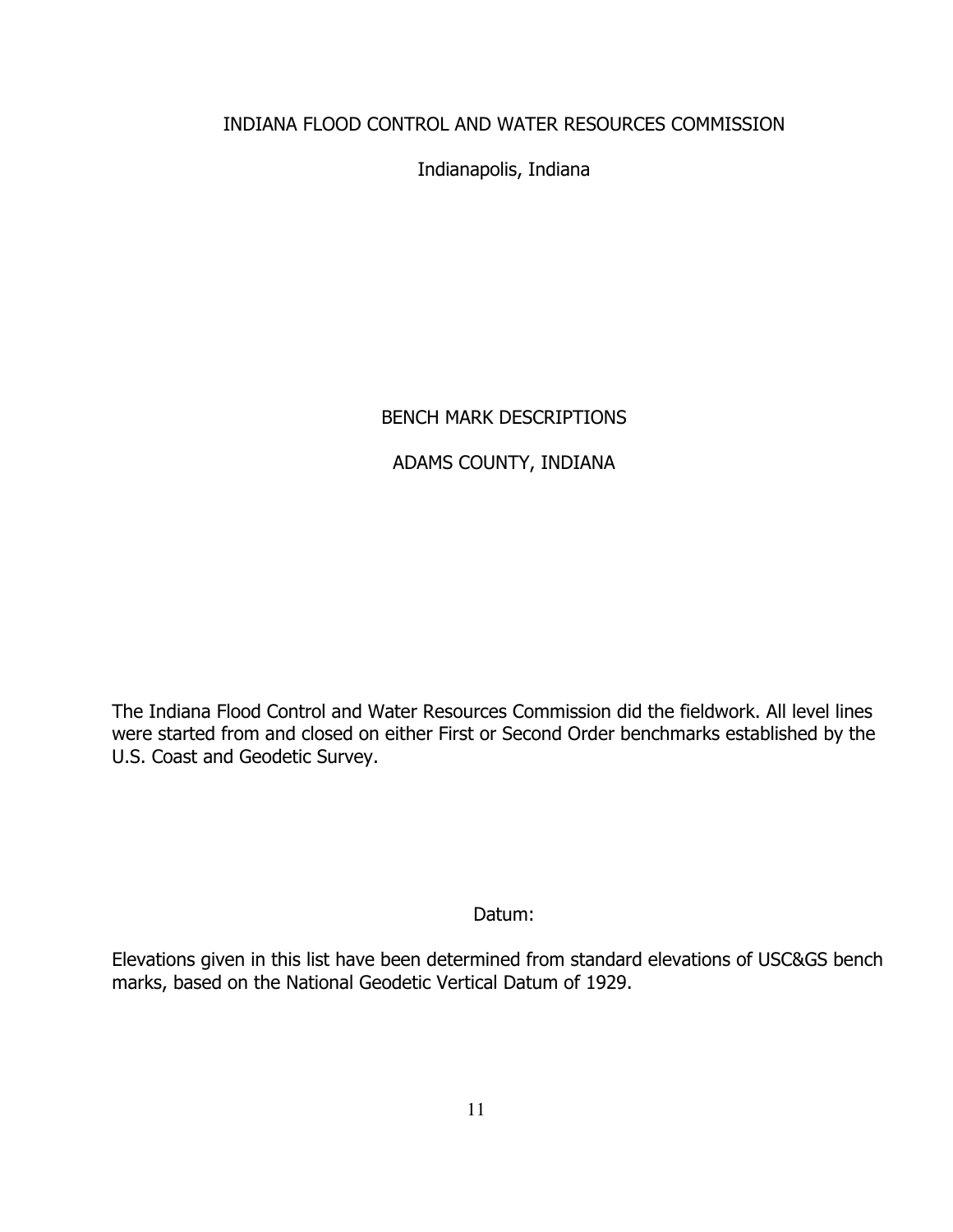# INDIANA FLOOD CONTROL AND WATER RESOURCES COMMISSION

Indianapolis, Indiana

## BENCH MARK DESCRIPTIONS

## ADAMS COUNTY, INDIANA

The Indiana Flood Control and Water Resources Commission did the fieldwork. All level lines were started from and closed on either First or Second Order benchmarks established by the U.S. Coast and Geodetic Survey.

Datum:

Elevations given in this list have been determined from standard elevations of USC&GS bench marks, based on the National Geodetic Vertical Datum of 1929.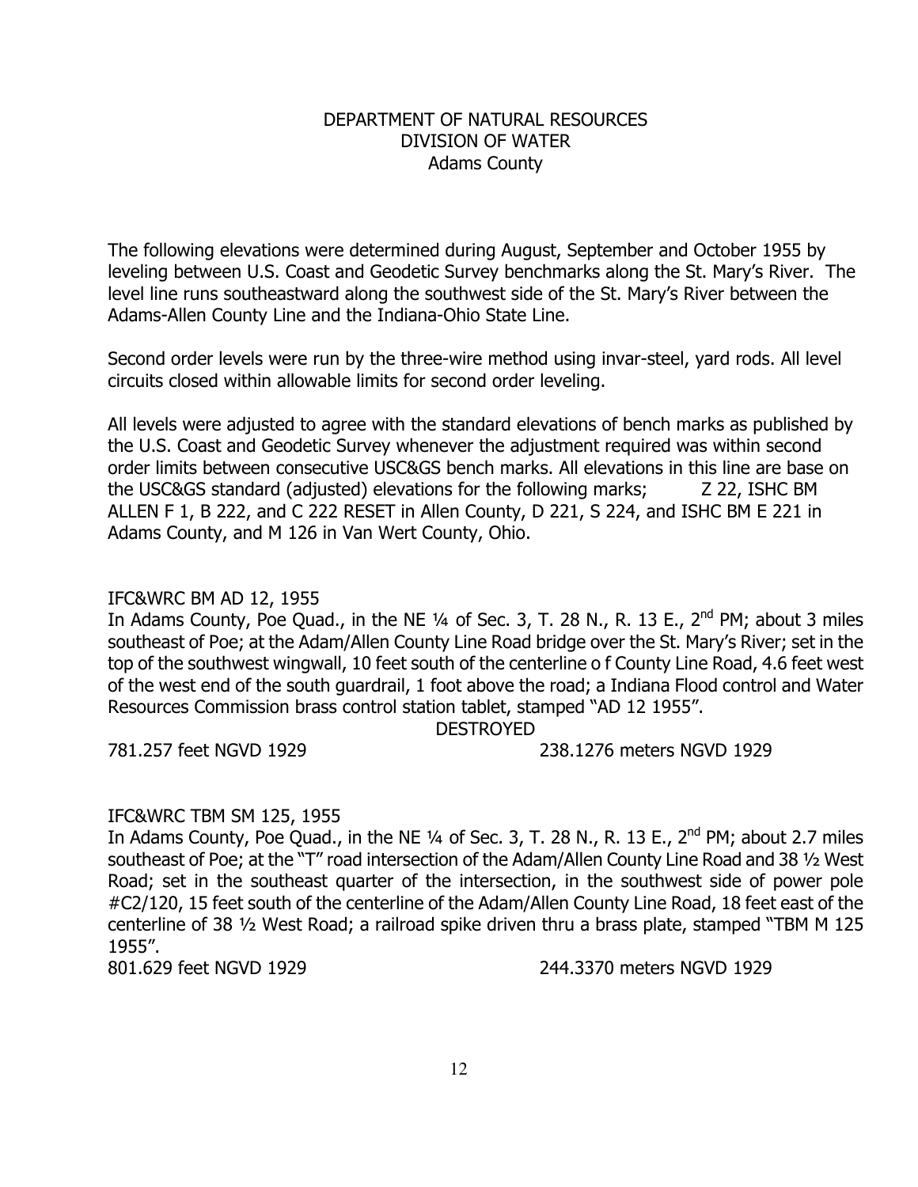DEPARTMENT OF NATURAL RESOURCES
DIVISION OF WATER
Adams County

The following elevations were determined during August, September and October 1955 by leveling between U.S. Coast and Geodetic Survey benchmarks along the St. Mary's River. The level line runs southeastward along the southwest side of the St. Mary's River between the Adams-Allen County Line and the Indiana-Ohio State Line.

Second order levels were run by the three-wire method using invar-steel, yard rods. All level circuits closed within allowable limits for second order leveling.

All levels were adjusted to agree with the standard elevations of bench marks as published by the U.S. Coast and Geodetic Survey whenever the adjustment required was within second order limits between consecutive USC&GS bench marks. All elevations in this line are base on the USC&GS standard (adjusted) elevations for the following marks; Z 22, ISHC BM ALLEN F 1, B 222, and C 222 RESET in Allen County, D 221, S 224, and ISHC BM E 221 in Adams County, and M 126 in Van Wert County, Ohio.

IFC&WRC BM AD 12, 1955
In Adams County, Poe Quad., in the NE ¼ of Sec. 3, T. 28 N., R. 13 E., 2nd PM; about 3 miles southeast of Poe; at the Adam/Allen County Line Road bridge over the St. Mary's River; set in the top of the southwest wingwall, 10 feet south of the centerline o f County Line Road, 4.6 feet west of the west end of the south guardrail, 1 foot above the road; a Indiana Flood control and Water Resources Commission brass control station tablet, stamped "AD 12 1955".

DESTROYED

781.257 feet NGVD 1929 238.1276 meters NGVD 1929

IFC&WRC TBM SM 125, 1955
In Adams County, Poe Quad., in the NE ¼ of Sec. 3, T. 28 N., R. 13 E., 2nd PM; about 2.7 miles southeast of Poe; at the "T" road intersection of the Adam/Allen County Line Road and 38 ½ West Road; set in the southeast quarter of the intersection, in the southwest side of power pole #C2/120, 15 feet south of the centerline of the Adam/Allen County Line Road, 18 feet east of the centerline of 38 ½ West Road; a railroad spike driven thru a brass plate, stamped "TBM M 125 1955".
801.629 feet NGVD 1929 244.3370 meters NGVD 1929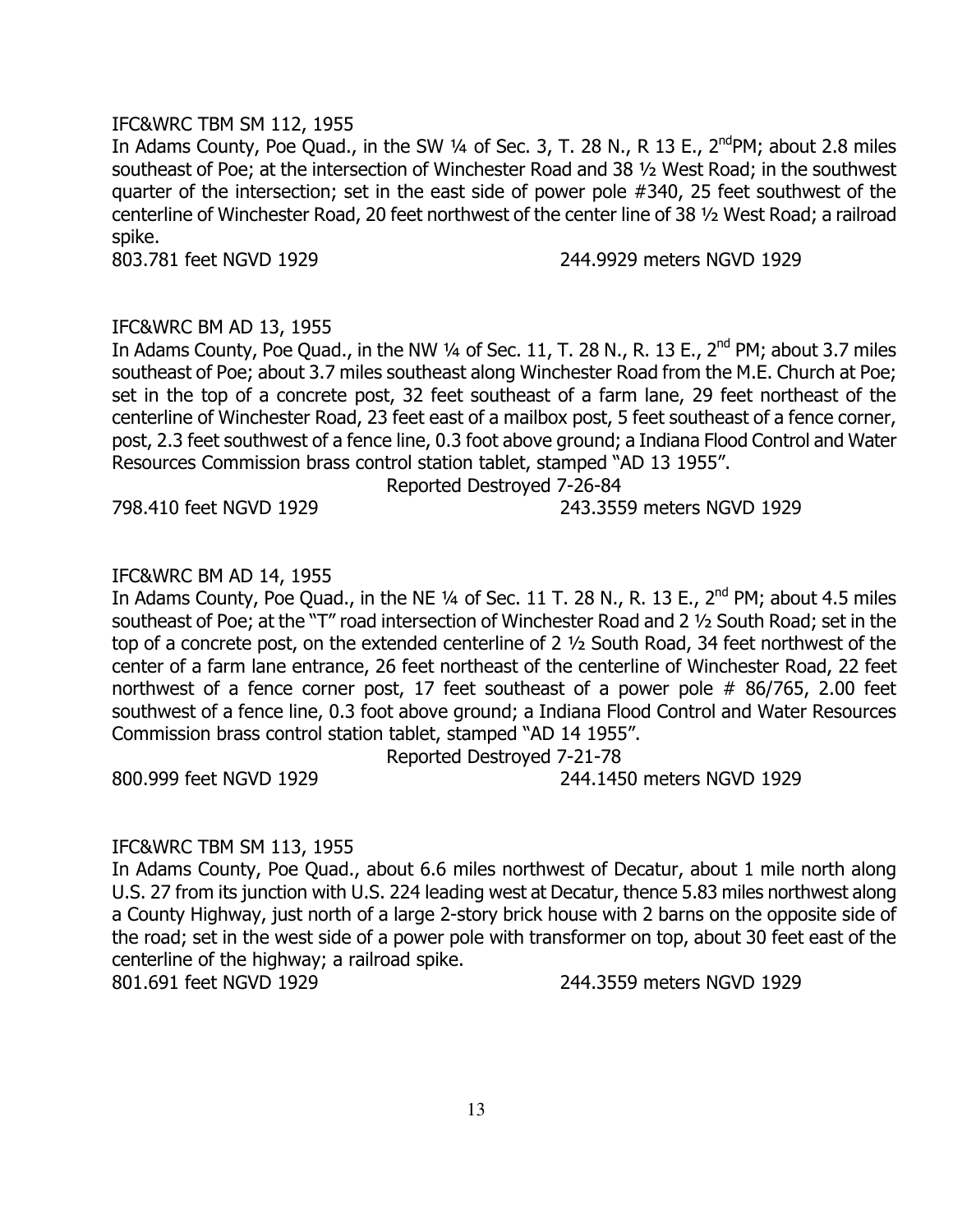IFC&WRC TBM SM 112, 1955

In Adams County, Poe Quad., in the SW ¼ of Sec. 3, T. 28 N., R 13 E., 2nd PM; about 2.8 miles southeast of Poe; at the intersection of Winchester Road and 38 ½ West Road; in the southwest quarter of the intersection; set in the east side of power pole #340, 25 feet southwest of the centerline of Winchester Road, 20 feet northwest of the center line of 38 ½ West Road; a railroad spike.

803.781 feet NGVD 1929 244.9929 meters NGVD 1929

IFC&WRC BM AD 13, 1955

In Adams County, Poe Quad., in the NW ¼ of Sec. 11, T. 28 N., R. 13 E., 2nd PM; about 3.7 miles southeast of Poe; about 3.7 miles southeast along Winchester Road from the M.E. Church at Poe; set in the top of a concrete post, 32 feet southeast of a farm lane, 29 feet northeast of the centerline of Winchester Road, 23 feet east of a mailbox post, 5 feet southeast of a fence corner, post, 2.3 feet southwest of a fence line, 0.3 foot above ground; a Indiana Flood Control and Water Resources Commission brass control station tablet, stamped "AD 13 1955".

Reported Destroyed 7-26-84

798.410 feet NGVD 1929 243.3559 meters NGVD 1929

IFC&WRC BM AD 14, 1955

In Adams County, Poe Quad., in the NE ¼ of Sec. 11 T. 28 N., R. 13 E., 2nd PM; about 4.5 miles southeast of Poe; at the "T" road intersection of Winchester Road and 2 ½ South Road; set in the top of a concrete post, on the extended centerline of 2 ½ South Road, 34 feet northwest of the center of a farm lane entrance, 26 feet northeast of the centerline of Winchester Road, 22 feet northwest of a fence corner post, 17 feet southeast of a power pole # 86/765, 2.00 feet southwest of a fence line, 0.3 foot above ground; a Indiana Flood Control and Water Resources Commission brass control station tablet, stamped "AD 14 1955".

Reported Destroyed 7-21-78

800.999 feet NGVD 1929 244.1450 meters NGVD 1929

IFC&WRC TBM SM 113, 1955

In Adams County, Poe Quad., about 6.6 miles northwest of Decatur, about 1 mile north along U.S. 27 from its junction with U.S. 224 leading west at Decatur, thence 5.83 miles northwest along a County Highway, just north of a large 2-story brick house with 2 barns on the opposite side of the road; set in the west side of a power pole with transformer on top, about 30 feet east of the centerline of the highway; a railroad spike.

801.691 feet NGVD 1929 244.3559 meters NGVD 1929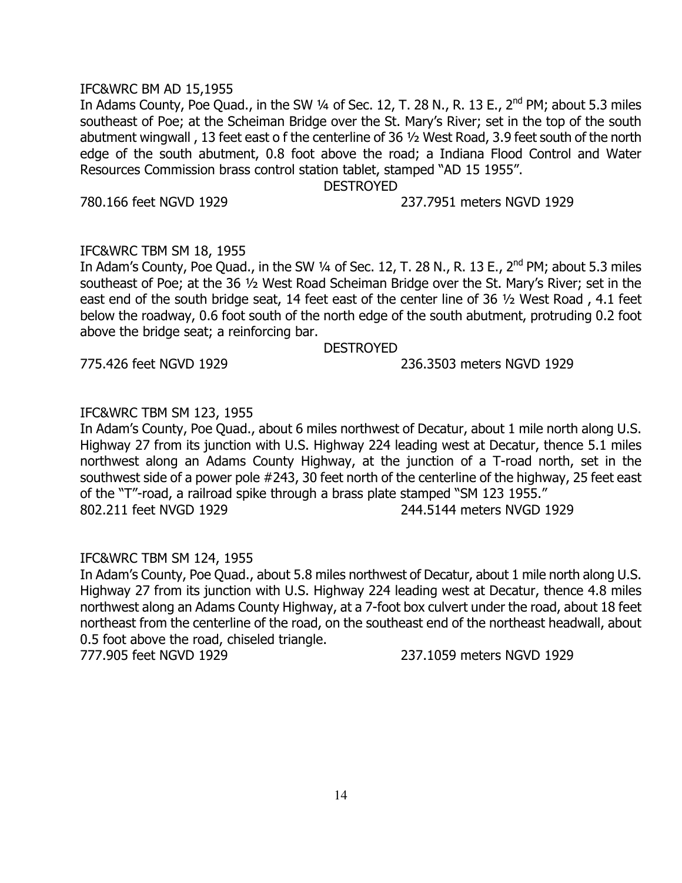IFC&WRC BM AD 15,1955

In Adams County, Poe Quad., in the SW ¼ of Sec. 12, T. 28 N., R. 13 E., 2nd PM; about 5.3 miles southeast of Poe; at the Scheiman Bridge over the St. Mary's River; set in the top of the south abutment wingwall , 13 feet east o f the centerline of 36 ½ West Road, 3.9 feet south of the north edge of the south abutment, 0.8 foot above the road; a Indiana Flood Control and Water Resources Commission brass control station tablet, stamped "AD 15 1955".

DESTROYED

780.166 feet NGVD 1929 237.7951 meters NGVD 1929

IFC&WRC TBM SM 18, 1955

In Adam's County, Poe Quad., in the SW ¼ of Sec. 12, T. 28 N., R. 13 E., 2nd PM; about 5.3 miles southeast of Poe; at the 36 ½ West Road Scheiman Bridge over the St. Mary's River; set in the east end of the south bridge seat, 14 feet east of the center line of 36 ½ West Road , 4.1 feet below the roadway, 0.6 foot south of the north edge of the south abutment, protruding 0.2 foot above the bridge seat; a reinforcing bar.

DESTROYED

775.426 feet NGVD 1929 236.3503 meters NGVD 1929

IFC&WRC TBM SM 123, 1955

In Adam's County, Poe Quad., about 6 miles northwest of Decatur, about 1 mile north along U.S. Highway 27 from its junction with U.S. Highway 224 leading west at Decatur, thence 5.1 miles northwest along an Adams County Highway, at the junction of a T-road north, set in the southwest side of a power pole #243, 30 feet north of the centerline of the highway, 25 feet east of the "T"-road, a railroad spike through a brass plate stamped "SM 123 1955."

802.211 feet NVGD 1929 244.5144 meters NVGD 1929

IFC&WRC TBM SM 124, 1955

In Adam's County, Poe Quad., about 5.8 miles northwest of Decatur, about 1 mile north along U.S. Highway 27 from its junction with U.S. Highway 224 leading west at Decatur, thence 4.8 miles northwest along an Adams County Highway, at a 7-foot box culvert under the road, about 18 feet northeast from the centerline of the road, on the southeast end of the northeast headwall, about 0.5 foot above the road, chiseled triangle.

777.905 feet NGVD 1929 237.1059 meters NGVD 1929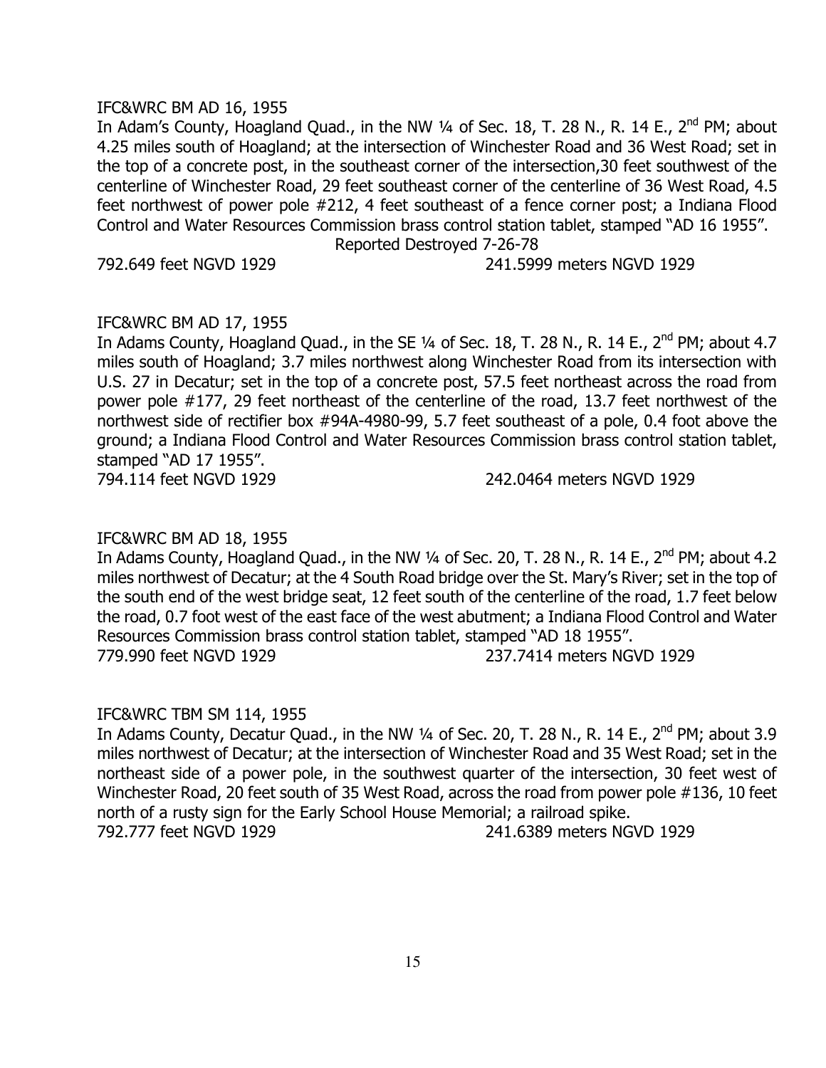IFC&WRC BM AD 16, 1955

In Adam's County, Hoagland Quad., in the NW ¼ of Sec. 18, T. 28 N., R. 14 E., 2nd PM; about 4.25 miles south of Hoagland; at the intersection of Winchester Road and 36 West Road; set in the top of a concrete post, in the southeast corner of the intersection,30 feet southwest of the centerline of Winchester Road, 29 feet southeast corner of the centerline of 36 West Road, 4.5 feet northwest of power pole #212, 4 feet southeast of a fence corner post; a Indiana Flood Control and Water Resources Commission brass control station tablet, stamped "AD 16 1955".

Reported Destroyed 7-26-78

792.649 feet NGVD 1929 241.5999 meters NGVD 1929

IFC&WRC BM AD 17, 1955

In Adams County, Hoagland Quad., in the SE ¼ of Sec. 18, T. 28 N., R. 14 E., 2nd PM; about 4.7 miles south of Hoagland; 3.7 miles northwest along Winchester Road from its intersection with U.S. 27 in Decatur; set in the top of a concrete post, 57.5 feet northeast across the road from power pole #177, 29 feet northeast of the centerline of the road, 13.7 feet northwest of the northwest side of rectifier box #94A-4980-99, 5.7 feet southeast of a pole, 0.4 foot above the ground; a Indiana Flood Control and Water Resources Commission brass control station tablet, stamped "AD 17 1955".

794.114 feet NGVD 1929 242.0464 meters NGVD 1929

IFC&WRC BM AD 18, 1955

In Adams County, Hoagland Quad., in the NW ¼ of Sec. 20, T. 28 N., R. 14 E., 2nd PM; about 4.2 miles northwest of Decatur; at the 4 South Road bridge over the St. Mary's River; set in the top of the south end of the west bridge seat, 12 feet south of the centerline of the road, 1.7 feet below the road, 0.7 foot west of the east face of the west abutment; a Indiana Flood Control and Water Resources Commission brass control station tablet, stamped "AD 18 1955".

779.990 feet NGVD 1929 237.7414 meters NGVD 1929

IFC&WRC TBM SM 114, 1955

In Adams County, Decatur Quad., in the NW ¼ of Sec. 20, T. 28 N., R. 14 E., 2nd PM; about 3.9 miles northwest of Decatur; at the intersection of Winchester Road and 35 West Road; set in the northeast side of a power pole, in the southwest quarter of the intersection, 30 feet west of Winchester Road, 20 feet south of 35 West Road, across the road from power pole #136, 10 feet north of a rusty sign for the Early School House Memorial; a railroad spike.

792.777 feet NGVD 1929 241.6389 meters NGVD 1929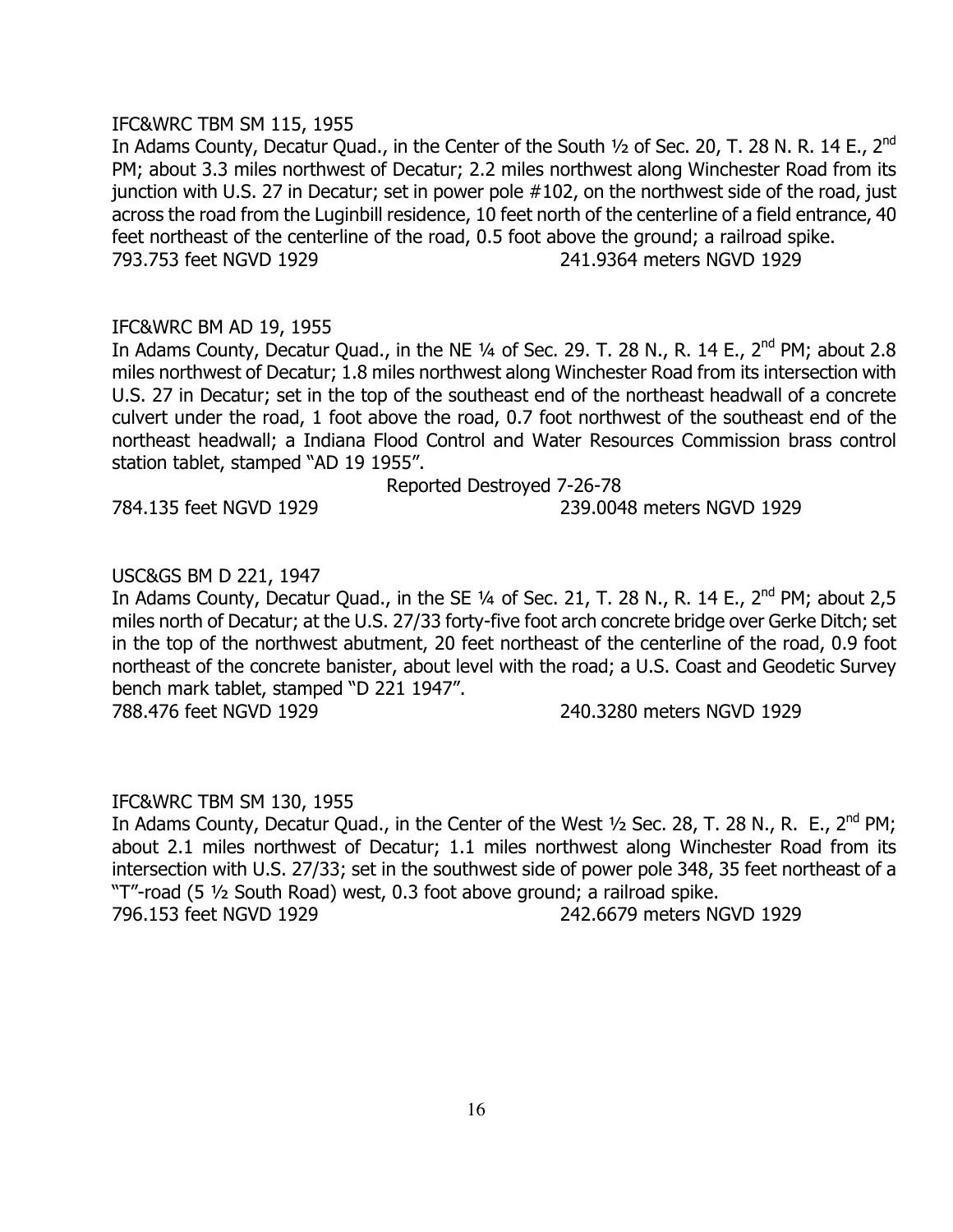IFC&WRC TBM SM 115, 1955

In Adams County, Decatur Quad., in the Center of the South ½ of Sec. 20, T. 28 N. R. 14 E., 2nd PM; about 3.3 miles northwest of Decatur; 2.2 miles northwest along Winchester Road from its junction with U.S. 27 in Decatur; set in power pole #102, on the northwest side of the road, just across the road from the Luginbill residence, 10 feet north of the centerline of a field entrance, 40 feet northeast of the centerline of the road, 0.5 foot above the ground; a railroad spike.

793.753 feet NGVD 1929 241.9364 meters NGVD 1929

IFC&WRC BM AD 19, 1955

In Adams County, Decatur Quad., in the NE ¼ of Sec. 29. T. 28 N., R. 14 E., 2nd PM; about 2.8 miles northwest of Decatur; 1.8 miles northwest along Winchester Road from its intersection with U.S. 27 in Decatur; set in the top of the southeast end of the northeast headwall of a concrete culvert under the road, 1 foot above the road, 0.7 foot northwest of the southeast end of the northeast headwall; a Indiana Flood Control and Water Resources Commission brass control station tablet, stamped "AD 19 1955".

Reported Destroyed 7-26-78

784.135 feet NGVD 1929 239.0048 meters NGVD 1929

USC&GS BM D 221, 1947

In Adams County, Decatur Quad., in the SE ¼ of Sec. 21, T. 28 N., R. 14 E., 2nd PM; about 2,5 miles north of Decatur; at the U.S. 27/33 forty-five foot arch concrete bridge over Gerke Ditch; set in the top of the northwest abutment, 20 feet northeast of the centerline of the road, 0.9 foot northeast of the concrete banister, about level with the road; a U.S. Coast and Geodetic Survey bench mark tablet, stamped "D 221 1947".

788.476 feet NGVD 1929 240.3280 meters NGVD 1929

IFC&WRC TBM SM 130, 1955

In Adams County, Decatur Quad., in the Center of the West ½ Sec. 28, T. 28 N., R. E., 2nd PM; about 2.1 miles northwest of Decatur; 1.1 miles northwest along Winchester Road from its intersection with U.S. 27/33; set in the southwest side of power pole 348, 35 feet northeast of a "T"-road (5 ½ South Road) west, 0.3 foot above ground; a railroad spike.

796.153 feet NGVD 1929 242.6679 meters NGVD 1929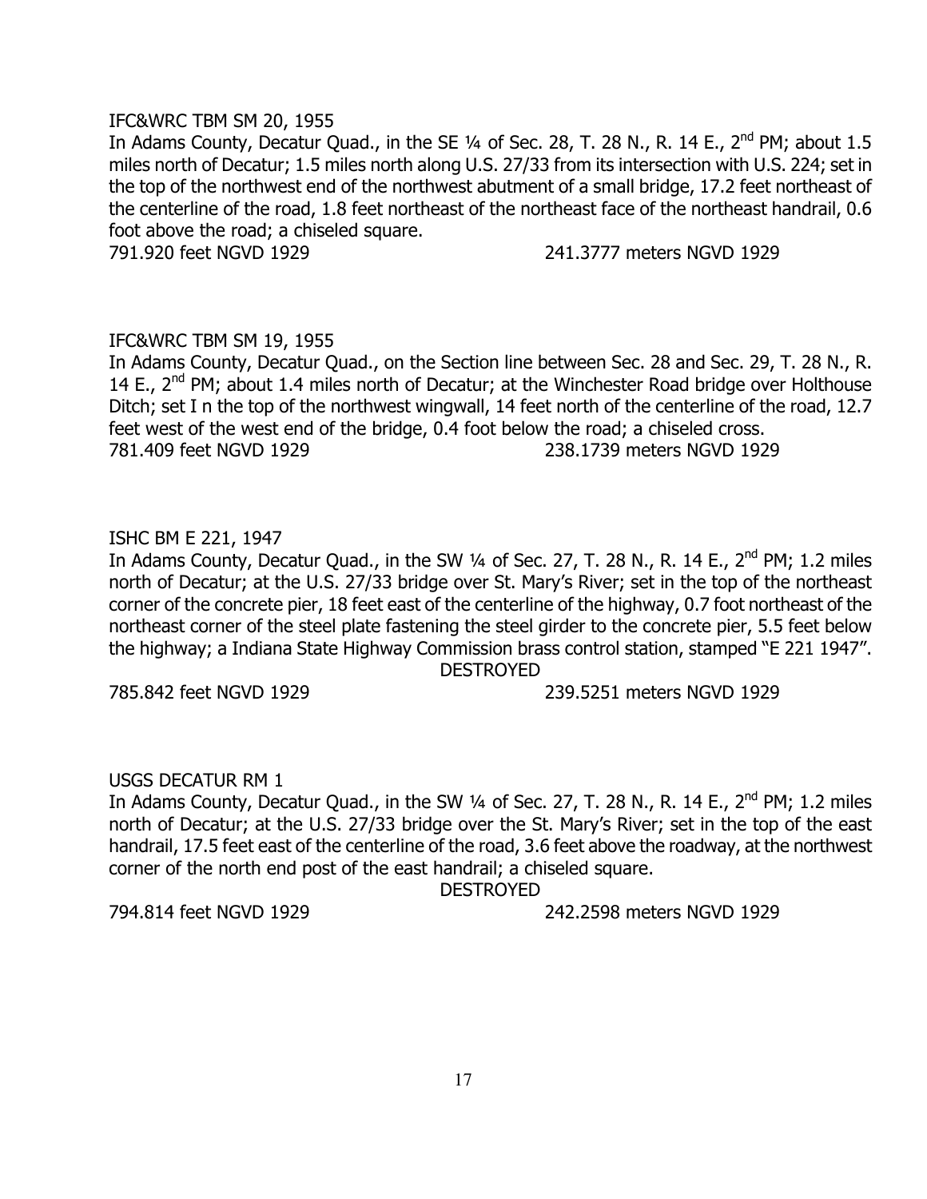IFC&WRC TBM SM 20, 1955

In Adams County, Decatur Quad., in the SE ¼ of Sec. 28, T. 28 N., R. 14 E., 2nd PM; about 1.5 miles north of Decatur; 1.5 miles north along U.S. 27/33 from its intersection with U.S. 224; set in the top of the northwest end of the northwest abutment of a small bridge, 17.2 feet northeast of the centerline of the road, 1.8 feet northeast of the northeast face of the northeast handrail, 0.6 foot above the road; a chiseled square.

791.920 feet NGVD 1929 241.3777 meters NGVD 1929

IFC&WRC TBM SM 19, 1955

In Adams County, Decatur Quad., on the Section line between Sec. 28 and Sec. 29, T. 28 N., R. 14 E., 2nd PM; about 1.4 miles north of Decatur; at the Winchester Road bridge over Holthouse Ditch; set I n the top of the northwest wingwall, 14 feet north of the centerline of the road, 12.7 feet west of the west end of the bridge, 0.4 foot below the road; a chiseled cross.

781.409 feet NGVD 1929 238.1739 meters NGVD 1929

ISHC BM E 221, 1947

In Adams County, Decatur Quad., in the SW ¼ of Sec. 27, T. 28 N., R. 14 E., 2nd PM; 1.2 miles north of Decatur; at the U.S. 27/33 bridge over St. Mary's River; set in the top of the northeast corner of the concrete pier, 18 feet east of the centerline of the highway, 0.7 foot northeast of the northeast corner of the steel plate fastening the steel girder to the concrete pier, 5.5 feet below the highway; a Indiana State Highway Commission brass control station, stamped "E 221 1947".

DESTROYED

785.842 feet NGVD 1929 239.5251 meters NGVD 1929

USGS DECATUR RM 1

In Adams County, Decatur Quad., in the SW ¼ of Sec. 27, T. 28 N., R. 14 E., 2nd PM; 1.2 miles north of Decatur; at the U.S. 27/33 bridge over the St. Mary's River; set in the top of the east handrail, 17.5 feet east of the centerline of the road, 3.6 feet above the roadway, at the northwest corner of the north end post of the east handrail; a chiseled square.

DESTROYED

794.814 feet NGVD 1929 242.2598 meters NGVD 1929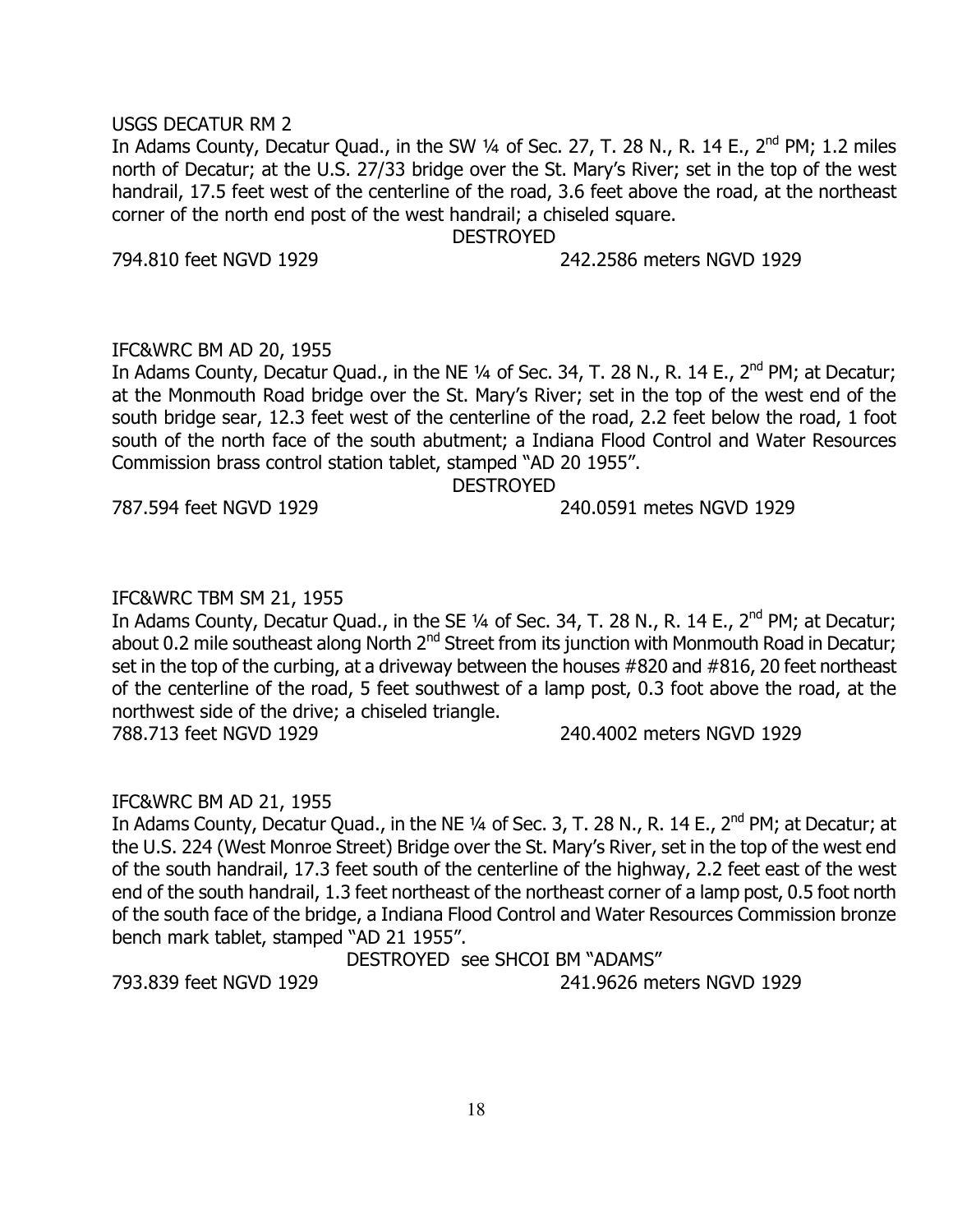USGS DECATUR RM 2

In Adams County, Decatur Quad., in the SW ¼ of Sec. 27, T. 28 N., R. 14 E., 2nd PM; 1.2 miles north of Decatur; at the U.S. 27/33 bridge over the St. Mary's River; set in the top of the west handrail, 17.5 feet west of the centerline of the road, 3.6 feet above the road, at the northeast corner of the north end post of the west handrail; a chiseled square.

DESTROYED

794.810 feet NGVD 1929 242.2586 meters NGVD 1929

IFC&WRC BM AD 20, 1955

In Adams County, Decatur Quad., in the NE ¼ of Sec. 34, T. 28 N., R. 14 E., 2nd PM; at Decatur; at the Monmouth Road bridge over the St. Mary's River; set in the top of the west end of the south bridge sear, 12.3 feet west of the centerline of the road, 2.2 feet below the road, 1 foot south of the north face of the south abutment; a Indiana Flood Control and Water Resources Commission brass control station tablet, stamped "AD 20 1955".

DESTROYED

787.594 feet NGVD 1929 240.0591 metes NGVD 1929

IFC&WRC TBM SM 21, 1955

In Adams County, Decatur Quad., in the SE ¼ of Sec. 34, T. 28 N., R. 14 E., 2nd PM; at Decatur; about 0.2 mile southeast along North 2nd Street from its junction with Monmouth Road in Decatur; set in the top of the curbing, at a driveway between the houses #820 and #816, 20 feet northeast of the centerline of the road, 5 feet southwest of a lamp post, 0.3 foot above the road, at the northwest side of the drive; a chiseled triangle.

788.713 feet NGVD 1929 240.4002 meters NGVD 1929

IFC&WRC BM AD 21, 1955

In Adams County, Decatur Quad., in the NE ¼ of Sec. 3, T. 28 N., R. 14 E., 2nd PM; at Decatur; at the U.S. 224 (West Monroe Street) Bridge over the St. Mary's River, set in the top of the west end of the south handrail, 17.3 feet south of the centerline of the highway, 2.2 feet east of the west end of the south handrail, 1.3 feet northeast of the northeast corner of a lamp post, 0.5 foot north of the south face of the bridge, a Indiana Flood Control and Water Resources Commission bronze bench mark tablet, stamped "AD 21 1955".

DESTROYED see SHCOI BM "ADAMS"

793.839 feet NGVD 1929 241.9626 meters NGVD 1929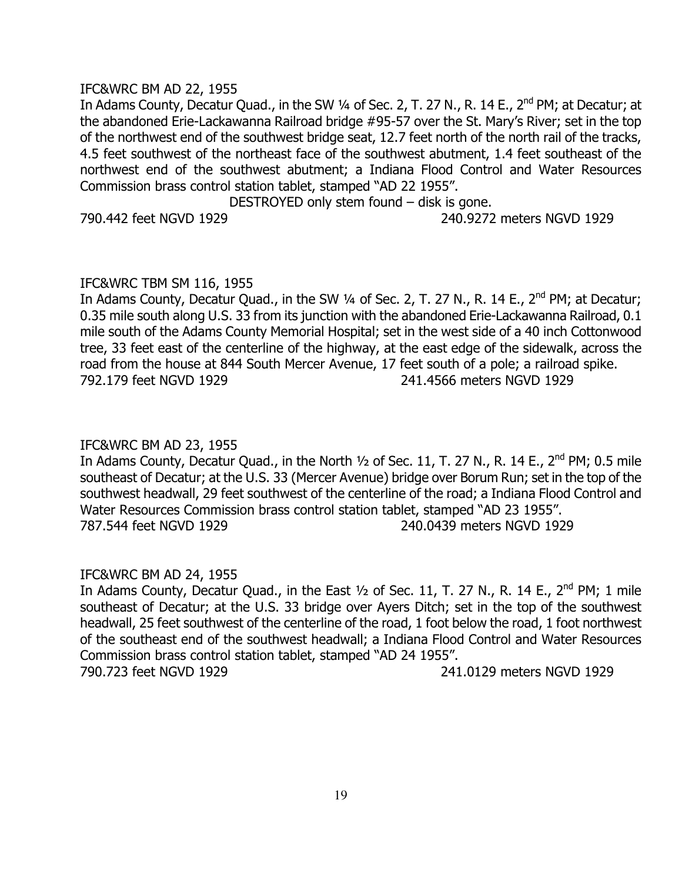IFC&WRC BM AD 22, 1955

In Adams County, Decatur Quad., in the SW ¼ of Sec. 2, T. 27 N., R. 14 E., 2nd PM; at Decatur; at the abandoned Erie-Lackawanna Railroad bridge #95-57 over the St. Mary's River; set in the top of the northwest end of the southwest bridge seat, 12.7 feet north of the north rail of the tracks, 4.5 feet southwest of the northeast face of the southwest abutment, 1.4 feet southeast of the northwest end of the southwest abutment; a Indiana Flood Control and Water Resources Commission brass control station tablet, stamped "AD 22 1955".

DESTROYED only stem found – disk is gone.

790.442 feet NGVD 1929 240.9272 meters NGVD 1929

IFC&WRC TBM SM 116, 1955

In Adams County, Decatur Quad., in the SW ¼ of Sec. 2, T. 27 N., R. 14 E., 2nd PM; at Decatur; 0.35 mile south along U.S. 33 from its junction with the abandoned Erie-Lackawanna Railroad, 0.1 mile south of the Adams County Memorial Hospital; set in the west side of a 40 inch Cottonwood tree, 33 feet east of the centerline of the highway, at the east edge of the sidewalk, across the road from the house at 844 South Mercer Avenue, 17 feet south of a pole; a railroad spike.

792.179 feet NGVD 1929 241.4566 meters NGVD 1929

IFC&WRC BM AD 23, 1955

In Adams County, Decatur Quad., in the North ½ of Sec. 11, T. 27 N., R. 14 E., 2nd PM; 0.5 mile southeast of Decatur; at the U.S. 33 (Mercer Avenue) bridge over Borum Run; set in the top of the southwest headwall, 29 feet southwest of the centerline of the road; a Indiana Flood Control and Water Resources Commission brass control station tablet, stamped "AD 23 1955".

787.544 feet NGVD 1929 240.0439 meters NGVD 1929

IFC&WRC BM AD 24, 1955

In Adams County, Decatur Quad., in the East ½ of Sec. 11, T. 27 N., R. 14 E., 2nd PM; 1 mile southeast of Decatur; at the U.S. 33 bridge over Ayers Ditch; set in the top of the southwest headwall, 25 feet southwest of the centerline of the road, 1 foot below the road, 1 foot northwest of the southeast end of the southwest headwall; a Indiana Flood Control and Water Resources Commission brass control station tablet, stamped "AD 24 1955".

790.723 feet NGVD 1929 241.0129 meters NGVD 1929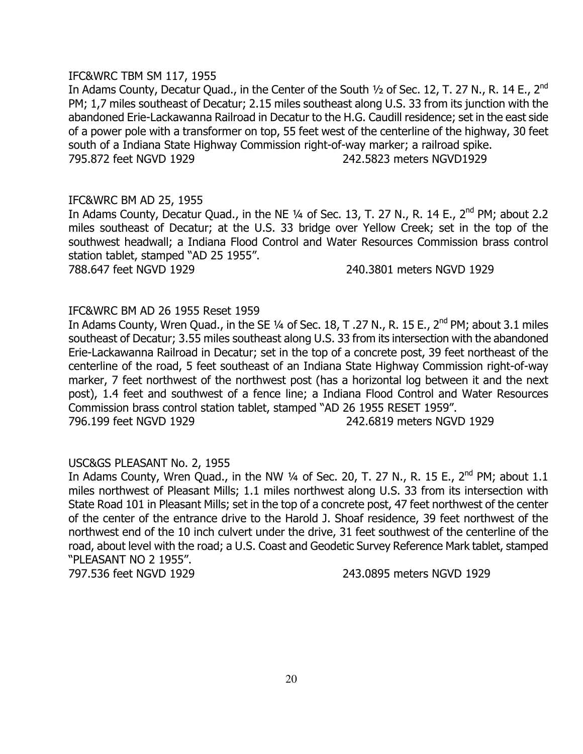IFC&WRC TBM SM 117, 1955

In Adams County, Decatur Quad., in the Center of the South ½ of Sec. 12, T. 27 N., R. 14 E., 2nd PM; 1,7 miles southeast of Decatur; 2.15 miles southeast along U.S. 33 from its junction with the abandoned Erie-Lackawanna Railroad in Decatur to the H.G. Caudill residence; set in the east side of a power pole with a transformer on top, 55 feet west of the centerline of the highway, 30 feet south of a Indiana State Highway Commission right-of-way marker; a railroad spike.

795.872 feet NGVD 1929 242.5823 meters NGVD1929

IFC&WRC BM AD 25, 1955

In Adams County, Decatur Quad., in the NE ¼ of Sec. 13, T. 27 N., R. 14 E., 2nd PM; about 2.2 miles southeast of Decatur; at the U.S. 33 bridge over Yellow Creek; set in the top of the southwest headwall; a Indiana Flood Control and Water Resources Commission brass control station tablet, stamped "AD 25 1955".

788.647 feet NGVD 1929 240.3801 meters NGVD 1929

IFC&WRC BM AD 26 1955 Reset 1959

In Adams County, Wren Quad., in the SE ¼ of Sec. 18, T .27 N., R. 15 E., 2nd PM; about 3.1 miles southeast of Decatur; 3.55 miles southeast along U.S. 33 from its intersection with the abandoned Erie-Lackawanna Railroad in Decatur; set in the top of a concrete post, 39 feet northeast of the centerline of the road, 5 feet southeast of an Indiana State Highway Commission right-of-way marker, 7 feet northwest of the northwest post (has a horizontal log between it and the next post), 1.4 feet and southwest of a fence line; a Indiana Flood Control and Water Resources Commission brass control station tablet, stamped "AD 26 1955 RESET 1959".

796.199 feet NGVD 1929 242.6819 meters NGVD 1929

USC&GS PLEASANT No. 2, 1955

In Adams County, Wren Quad., in the NW ¼ of Sec. 20, T. 27 N., R. 15 E., 2nd PM; about 1.1 miles northwest of Pleasant Mills; 1.1 miles northwest along U.S. 33 from its intersection with State Road 101 in Pleasant Mills; set in the top of a concrete post, 47 feet northwest of the center of the center of the entrance drive to the Harold J. Shoaf residence, 39 feet northwest of the northwest end of the 10 inch culvert under the drive, 31 feet southwest of the centerline of the road, about level with the road; a U.S. Coast and Geodetic Survey Reference Mark tablet, stamped "PLEASANT NO 2 1955".

797.536 feet NGVD 1929 243.0895 meters NGVD 1929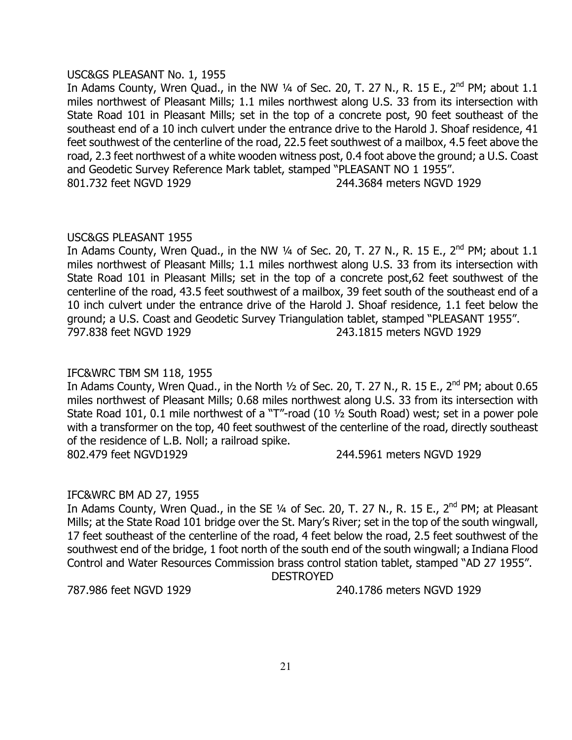USC&GS PLEASANT No. 1, 1955

In Adams County, Wren Quad., in the NW ¼ of Sec. 20, T. 27 N., R. 15 E., 2nd PM; about 1.1 miles northwest of Pleasant Mills; 1.1 miles northwest along U.S. 33 from its intersection with State Road 101 in Pleasant Mills; set in the top of a concrete post, 90 feet southeast of the southeast end of a 10 inch culvert under the entrance drive to the Harold J. Shoaf residence, 41 feet southwest of the centerline of the road, 22.5 feet southwest of a mailbox, 4.5 feet above the road, 2.3 feet northwest of a white wooden witness post, 0.4 foot above the ground; a U.S. Coast and Geodetic Survey Reference Mark tablet, stamped "PLEASANT NO 1 1955".

801.732 feet NGVD 1929 244.3684 meters NGVD 1929

USC&GS PLEASANT 1955

In Adams County, Wren Quad., in the NW ¼ of Sec. 20, T. 27 N., R. 15 E., 2nd PM; about 1.1 miles northwest of Pleasant Mills; 1.1 miles northwest along U.S. 33 from its intersection with State Road 101 in Pleasant Mills; set in the top of a concrete post,62 feet southwest of the centerline of the road, 43.5 feet southwest of a mailbox, 39 feet south of the southeast end of a 10 inch culvert under the entrance drive of the Harold J. Shoaf residence, 1.1 feet below the ground; a U.S. Coast and Geodetic Survey Triangulation tablet, stamped "PLEASANT 1955".

797.838 feet NGVD 1929 243.1815 meters NGVD 1929

IFC&WRC TBM SM 118, 1955

In Adams County, Wren Quad., in the North ½ of Sec. 20, T. 27 N., R. 15 E., 2nd PM; about 0.65 miles northwest of Pleasant Mills; 0.68 miles northwest along U.S. 33 from its intersection with State Road 101, 0.1 mile northwest of a "T"-road (10 ½ South Road) west; set in a power pole with a transformer on the top, 40 feet southwest of the centerline of the road, directly southeast of the residence of L.B. Noll; a railroad spike.

802.479 feet NGVD1929 244.5961 meters NGVD 1929

IFC&WRC BM AD 27, 1955

In Adams County, Wren Quad., in the SE ¼ of Sec. 20, T. 27 N., R. 15 E., 2nd PM; at Pleasant Mills; at the State Road 101 bridge over the St. Mary's River; set in the top of the south wingwall, 17 feet southeast of the centerline of the road, 4 feet below the road, 2.5 feet southwest of the southwest end of the bridge, 1 foot north of the south end of the south wingwall; a Indiana Flood Control and Water Resources Commission brass control station tablet, stamped "AD 27 1955".

DESTROYED

787.986 feet NGVD 1929 240.1786 meters NGVD 1929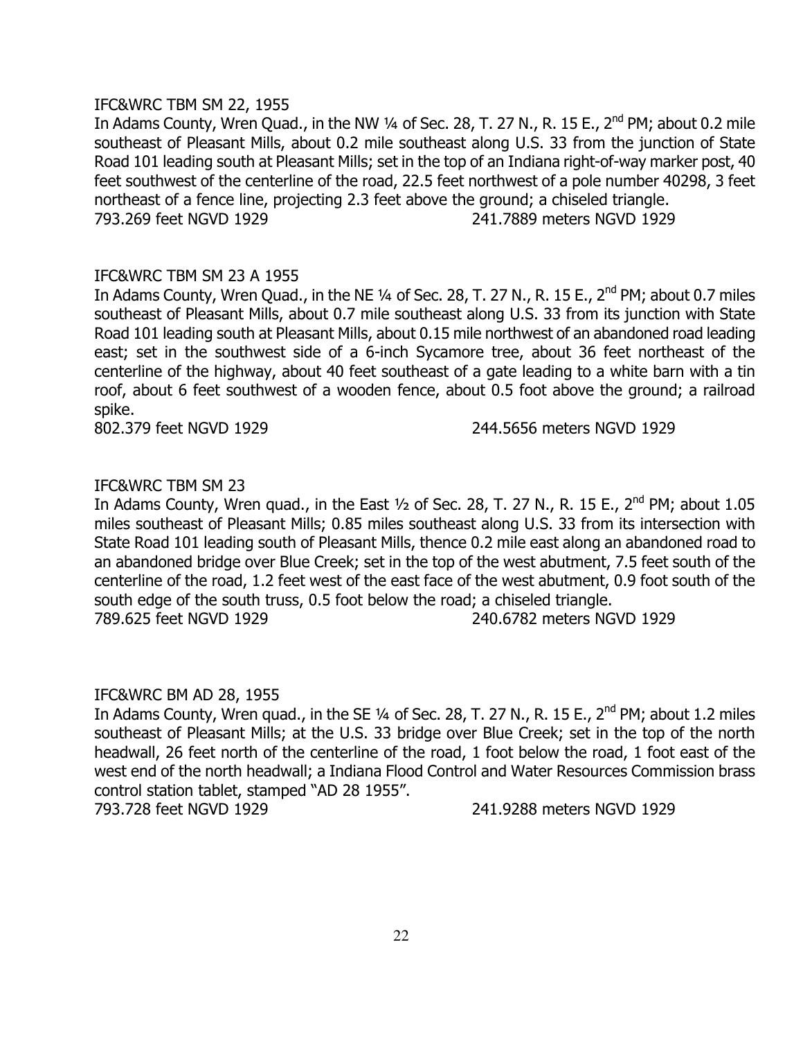IFC&WRC TBM SM 22, 1955

In Adams County, Wren Quad., in the NW ¼ of Sec. 28, T. 27 N., R. 15 E., 2nd PM; about 0.2 mile southeast of Pleasant Mills, about 0.2 mile southeast along U.S. 33 from the junction of State Road 101 leading south at Pleasant Mills; set in the top of an Indiana right-of-way marker post, 40 feet southwest of the centerline of the road, 22.5 feet northwest of a pole number 40298, 3 feet northeast of a fence line, projecting 2.3 feet above the ground; a chiseled triangle.

793.269 feet NGVD 1929 241.7889 meters NGVD 1929

IFC&WRC TBM SM 23 A 1955

In Adams County, Wren Quad., in the NE ¼ of Sec. 28, T. 27 N., R. 15 E., 2nd PM; about 0.7 miles southeast of Pleasant Mills, about 0.7 mile southeast along U.S. 33 from its junction with State Road 101 leading south at Pleasant Mills, about 0.15 mile northwest of an abandoned road leading east; set in the southwest side of a 6-inch Sycamore tree, about 36 feet northeast of the centerline of the highway, about 40 feet southeast of a gate leading to a white barn with a tin roof, about 6 feet southwest of a wooden fence, about 0.5 foot above the ground; a railroad spike.

802.379 feet NGVD 1929 244.5656 meters NGVD 1929

IFC&WRC TBM SM 23

In Adams County, Wren quad., in the East ½ of Sec. 28, T. 27 N., R. 15 E., 2nd PM; about 1.05 miles southeast of Pleasant Mills; 0.85 miles southeast along U.S. 33 from its intersection with State Road 101 leading south of Pleasant Mills, thence 0.2 mile east along an abandoned road to an abandoned bridge over Blue Creek; set in the top of the west abutment, 7.5 feet south of the centerline of the road, 1.2 feet west of the east face of the west abutment, 0.9 foot south of the south edge of the south truss, 0.5 foot below the road; a chiseled triangle.

789.625 feet NGVD 1929 240.6782 meters NGVD 1929

IFC&WRC BM AD 28, 1955

In Adams County, Wren quad., in the SE ¼ of Sec. 28, T. 27 N., R. 15 E., 2nd PM; about 1.2 miles southeast of Pleasant Mills; at the U.S. 33 bridge over Blue Creek; set in the top of the north headwall, 26 feet north of the centerline of the road, 1 foot below the road, 1 foot east of the west end of the north headwall; a Indiana Flood Control and Water Resources Commission brass control station tablet, stamped "AD 28 1955".

793.728 feet NGVD 1929 241.9288 meters NGVD 1929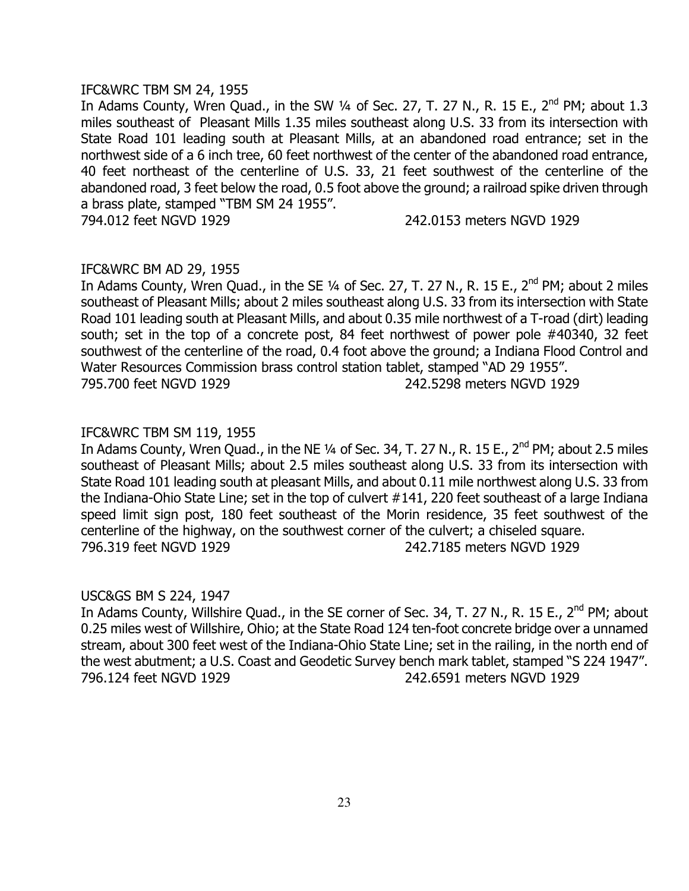IFC&WRC TBM SM 24, 1955

In Adams County, Wren Quad., in the SW ¼ of Sec. 27, T. 27 N., R. 15 E., 2nd PM; about 1.3 miles southeast of Pleasant Mills 1.35 miles southeast along U.S. 33 from its intersection with State Road 101 leading south at Pleasant Mills, at an abandoned road entrance; set in the northwest side of a 6 inch tree, 60 feet northwest of the center of the abandoned road entrance, 40 feet northeast of the centerline of U.S. 33, 21 feet southwest of the centerline of the abandoned road, 3 feet below the road, 0.5 foot above the ground; a railroad spike driven through a brass plate, stamped "TBM SM 24 1955".

794.012 feet NGVD 1929 242.0153 meters NGVD 1929

IFC&WRC BM AD 29, 1955

In Adams County, Wren Quad., in the SE ¼ of Sec. 27, T. 27 N., R. 15 E., 2nd PM; about 2 miles southeast of Pleasant Mills; about 2 miles southeast along U.S. 33 from its intersection with State Road 101 leading south at Pleasant Mills, and about 0.35 mile northwest of a T-road (dirt) leading south; set in the top of a concrete post, 84 feet northwest of power pole #40340, 32 feet southwest of the centerline of the road, 0.4 foot above the ground; a Indiana Flood Control and Water Resources Commission brass control station tablet, stamped "AD 29 1955".

795.700 feet NGVD 1929 242.5298 meters NGVD 1929

IFC&WRC TBM SM 119, 1955

In Adams County, Wren Quad., in the NE ¼ of Sec. 34, T. 27 N., R. 15 E., 2nd PM; about 2.5 miles southeast of Pleasant Mills; about 2.5 miles southeast along U.S. 33 from its intersection with State Road 101 leading south at pleasant Mills, and about 0.11 mile northwest along U.S. 33 from the Indiana-Ohio State Line; set in the top of culvert #141, 220 feet southeast of a large Indiana speed limit sign post, 180 feet southeast of the Morin residence, 35 feet southwest of the centerline of the highway, on the southwest corner of the culvert; a chiseled square.

796.319 feet NGVD 1929 242.7185 meters NGVD 1929

USC&GS BM S 224, 1947

In Adams County, Willshire Quad., in the SE corner of Sec. 34, T. 27 N., R. 15 E., 2nd PM; about 0.25 miles west of Willshire, Ohio; at the State Road 124 ten-foot concrete bridge over a unnamed stream, about 300 feet west of the Indiana-Ohio State Line; set in the railing, in the north end of the west abutment; a U.S. Coast and Geodetic Survey bench mark tablet, stamped "S 224 1947".

796.124 feet NGVD 1929 242.6591 meters NGVD 1929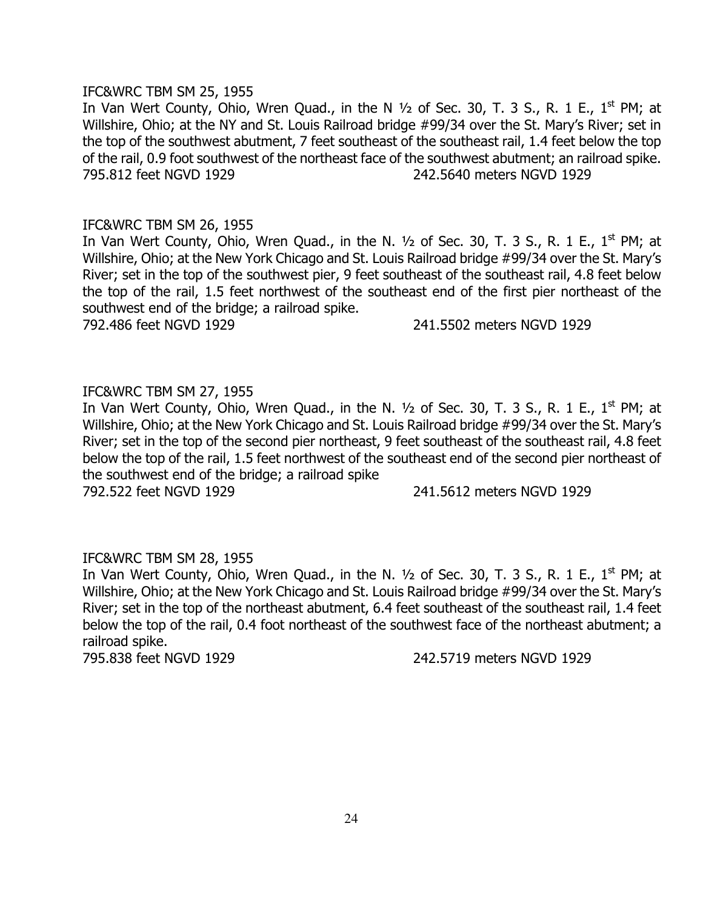IFC&WRC TBM SM 25, 1955

In Van Wert County, Ohio, Wren Quad., in the N ½ of Sec. 30, T. 3 S., R. 1 E., 1st PM; at Willshire, Ohio; at the NY and St. Louis Railroad bridge #99/34 over the St. Mary's River; set in the top of the southwest abutment, 7 feet southeast of the southeast rail, 1.4 feet below the top of the rail, 0.9 foot southwest of the northeast face of the southwest abutment; an railroad spike.

795.812 feet NGVD 1929 242.5640 meters NGVD 1929

IFC&WRC TBM SM 26, 1955

In Van Wert County, Ohio, Wren Quad., in the N. ½ of Sec. 30, T. 3 S., R. 1 E., 1st PM; at Willshire, Ohio; at the New York Chicago and St. Louis Railroad bridge #99/34 over the St. Mary's River; set in the top of the southwest pier, 9 feet southeast of the southeast rail, 4.8 feet below the top of the rail, 1.5 feet northwest of the southeast end of the first pier northeast of the southwest end of the bridge; a railroad spike.

792.486 feet NGVD 1929 241.5502 meters NGVD 1929

IFC&WRC TBM SM 27, 1955

In Van Wert County, Ohio, Wren Quad., in the N. ½ of Sec. 30, T. 3 S., R. 1 E., 1st PM; at Willshire, Ohio; at the New York Chicago and St. Louis Railroad bridge #99/34 over the St. Mary's River; set in the top of the second pier northeast, 9 feet southeast of the southeast rail, 4.8 feet below the top of the rail, 1.5 feet northwest of the southeast end of the second pier northeast of the southwest end of the bridge; a railroad spike

792.522 feet NGVD 1929 241.5612 meters NGVD 1929

IFC&WRC TBM SM 28, 1955

In Van Wert County, Ohio, Wren Quad., in the N. ½ of Sec. 30, T. 3 S., R. 1 E., 1st PM; at Willshire, Ohio; at the New York Chicago and St. Louis Railroad bridge #99/34 over the St. Mary's River; set in the top of the northeast abutment, 6.4 feet southeast of the southeast rail, 1.4 feet below the top of the rail, 0.4 foot northeast of the southwest face of the northeast abutment; a railroad spike.

795.838 feet NGVD 1929 242.5719 meters NGVD 1929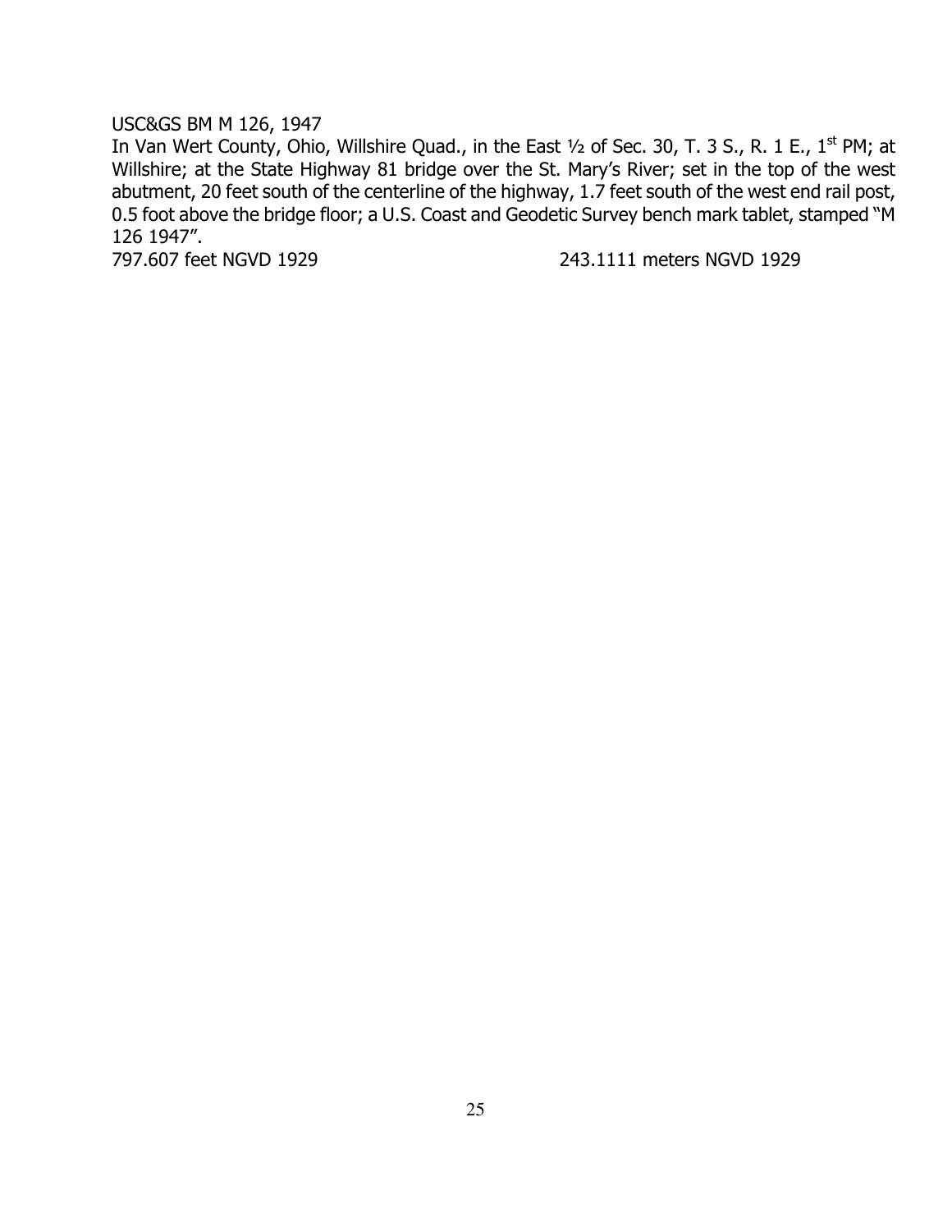USC&GS BM M 126, 1947

In Van Wert County, Ohio, Willshire Quad., in the East ½ of Sec. 30, T. 3 S., R. 1 E., 1st PM; at Willshire; at the State Highway 81 bridge over the St. Mary's River; set in the top of the west abutment, 20 feet south of the centerline of the highway, 1.7 feet south of the west end rail post, 0.5 foot above the bridge floor; a U.S. Coast and Geodetic Survey bench mark tablet, stamped "M 126 1947".

797.607 feet NGVD 1929 243.1111 meters NGVD 1929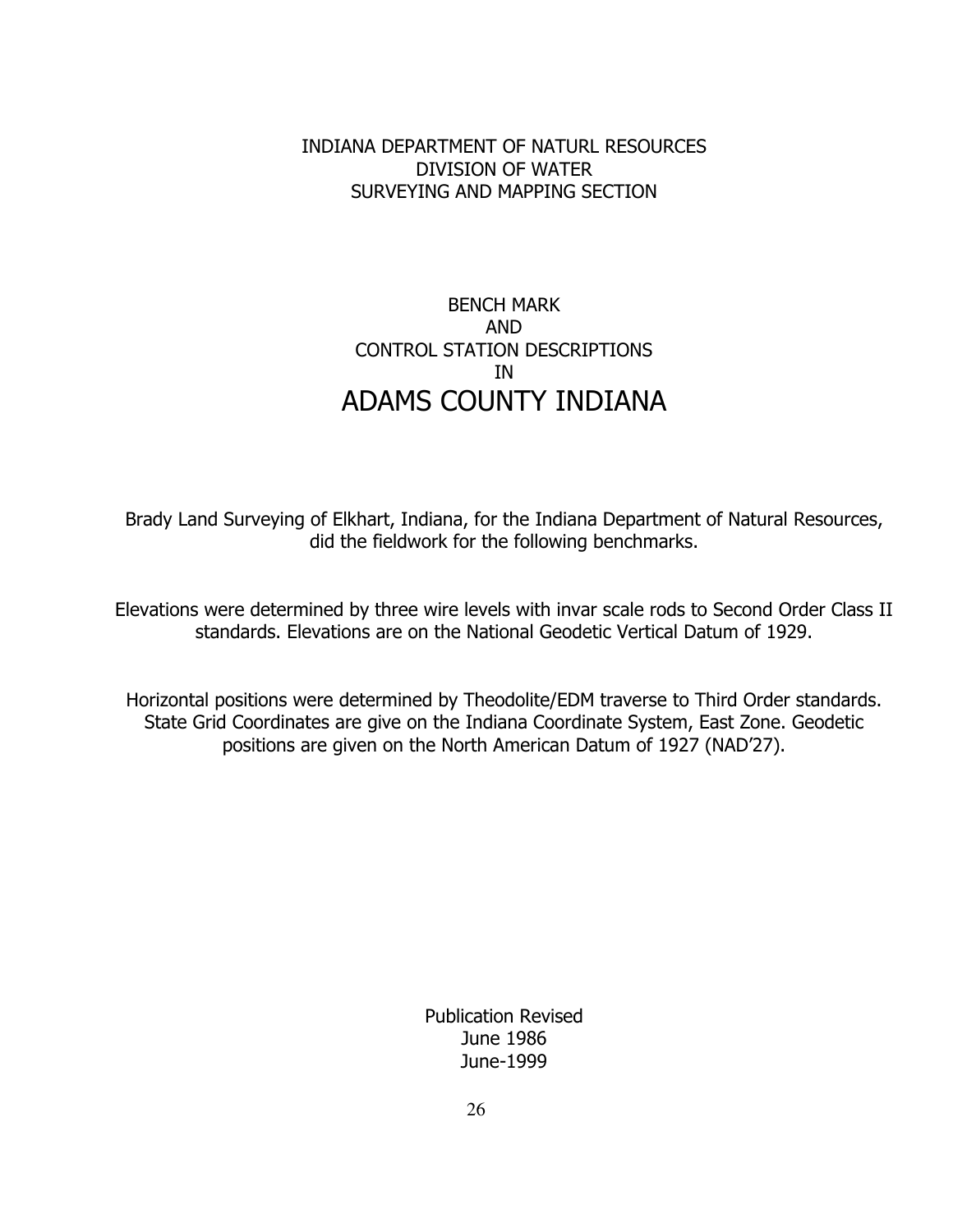INDIANA DEPARTMENT OF NATURL RESOURCES
DIVISION OF WATER
SURVEYING AND MAPPING SECTION

BENCH MARK
AND
CONTROL STATION DESCRIPTIONS
IN

# ADAMS COUNTY INDIANA

Brady Land Surveying of Elkhart, Indiana, for the Indiana Department of Natural Resources, did the fieldwork for the following benchmarks.

Elevations were determined by three wire levels with invar scale rods to Second Order Class II standards. Elevations are on the National Geodetic Vertical Datum of 1929.

Horizontal positions were determined by Theodolite/EDM traverse to Third Order standards. State Grid Coordinates are give on the Indiana Coordinate System, East Zone. Geodetic positions are given on the North American Datum of 1927 (NAD'27).

Publication Revised
June 1986
June-1999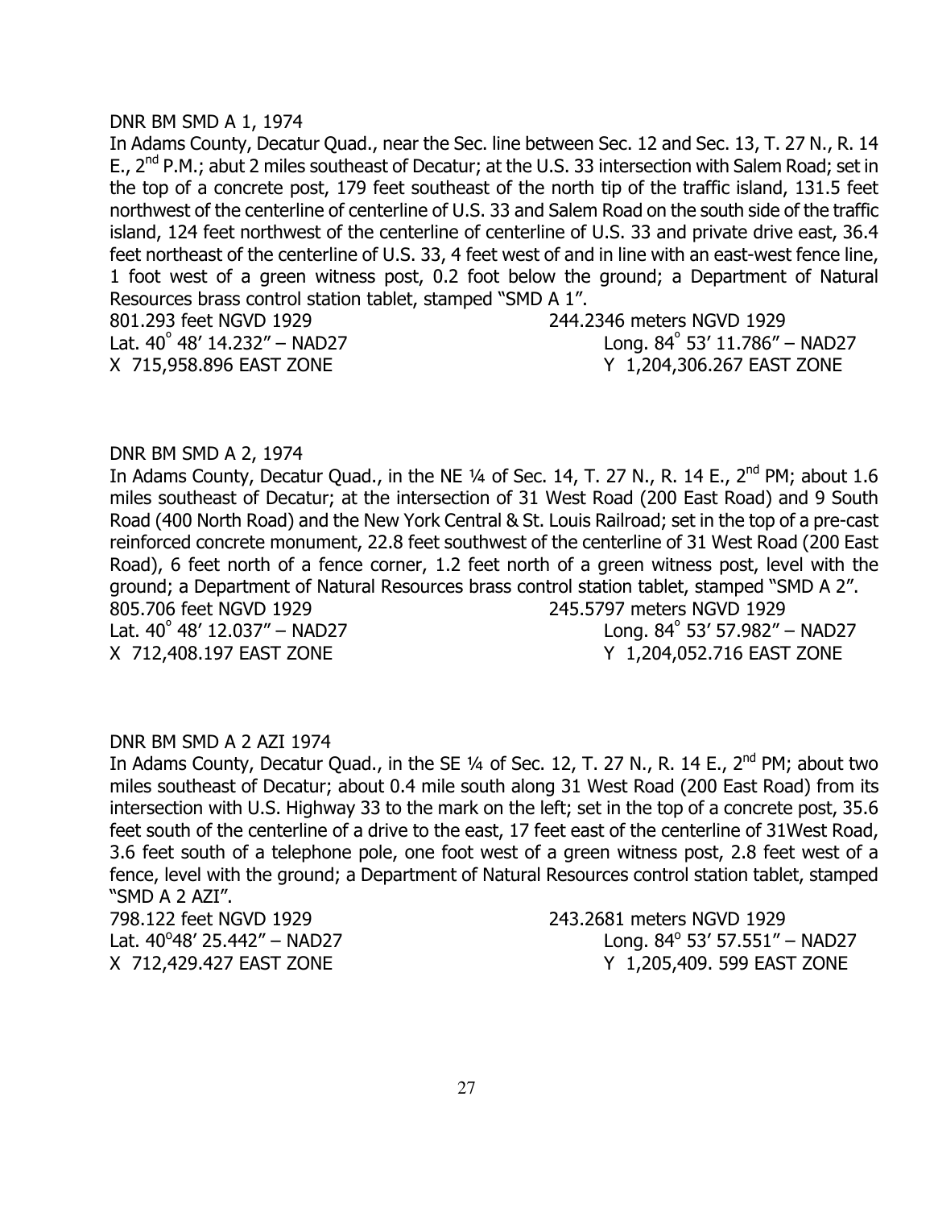DNR BM SMD A 1, 1974

In Adams County, Decatur Quad., near the Sec. line between Sec. 12 and Sec. 13, T. 27 N., R. 14 E., 2nd P.M.; abut 2 miles southeast of Decatur; at the U.S. 33 intersection with Salem Road; set in the top of a concrete post, 179 feet southeast of the north tip of the traffic island, 131.5 feet northwest of the centerline of centerline of U.S. 33 and Salem Road on the south side of the traffic island, 124 feet northwest of the centerline of centerline of U.S. 33 and private drive east, 36.4 feet northeast of the centerline of U.S. 33, 4 feet west of and in line with an east-west fence line, 1 foot west of a green witness post, 0.2 foot below the ground; a Department of Natural Resources brass control station tablet, stamped "SMD A 1".

801.293 feet NGVD 1929 244.2346 meters NGVD 1929
Lat. 40° 48′ 14.232″ – NAD27 Long. 84° 53′ 11.786″ – NAD27
X 715,958.896 EAST ZONE Y 1,204,306.267 EAST ZONE

DNR BM SMD A 2, 1974

In Adams County, Decatur Quad., in the NE ¼ of Sec. 14, T. 27 N., R. 14 E., 2nd PM; about 1.6 miles southeast of Decatur; at the intersection of 31 West Road (200 East Road) and 9 South Road (400 North Road) and the New York Central & St. Louis Railroad; set in the top of a pre-cast reinforced concrete monument, 22.8 feet southwest of the centerline of 31 West Road (200 East Road), 6 feet north of a fence corner, 1.2 feet north of a green witness post, level with the ground; a Department of Natural Resources brass control station tablet, stamped "SMD A 2".

805.706 feet NGVD 1929 245.5797 meters NGVD 1929
Lat. 40° 48′ 12.037″ – NAD27 Long. 84° 53′ 57.982″ – NAD27
X 712,408.197 EAST ZONE Y 1,204,052.716 EAST ZONE

DNR BM SMD A 2 AZI 1974

In Adams County, Decatur Quad., in the SE ¼ of Sec. 12, T. 27 N., R. 14 E., 2nd PM; about two miles southeast of Decatur; about 0.4 mile south along 31 West Road (200 East Road) from its intersection with U.S. Highway 33 to the mark on the left; set in the top of a concrete post, 35.6 feet south of the centerline of a drive to the east, 17 feet east of the centerline of 31West Road, 3.6 feet south of a telephone pole, one foot west of a green witness post, 2.8 feet west of a fence, level with the ground; a Department of Natural Resources control station tablet, stamped "SMD A 2 AZI".

798.122 feet NGVD 1929 243.2681 meters NGVD 1929
Lat. 40°48′ 25.442″ – NAD27 Long. 84° 53′ 57.551″ – NAD27
X 712,429.427 EAST ZONE Y 1,205,409. 599 EAST ZONE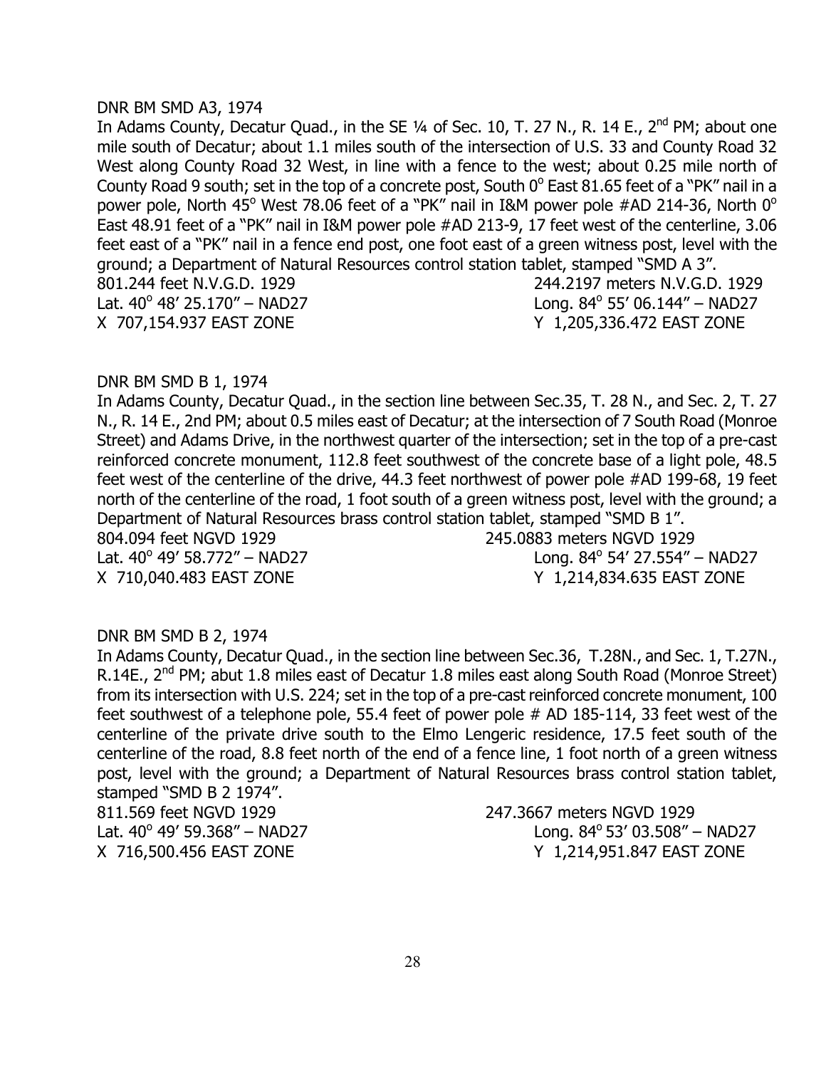DNR BM SMD A3, 1974

In Adams County, Decatur Quad., in the SE ¼ of Sec. 10, T. 27 N., R. 14 E., 2nd PM; about one mile south of Decatur; about 1.1 miles south of the intersection of U.S. 33 and County Road 32 West along County Road 32 West, in line with a fence to the west; about 0.25 mile north of County Road 9 south; set in the top of a concrete post, South 0° East 81.65 feet of a "PK" nail in a power pole, North 45° West 78.06 feet of a "PK" nail in I&M power pole #AD 214-36, North 0° East 48.91 feet of a "PK" nail in I&M power pole #AD 213-9, 17 feet west of the centerline, 3.06 feet east of a "PK" nail in a fence end post, one foot east of a green witness post, level with the ground; a Department of Natural Resources control station tablet, stamped "SMD A 3".

801.244 feet N.V.G.D. 1929 244.2197 meters N.V.G.D. 1929
Lat. 40° 48' 25.170" – NAD27 Long. 84° 55' 06.144" – NAD27
X 707,154.937 EAST ZONE Y 1,205,336.472 EAST ZONE

DNR BM SMD B 1, 1974

In Adams County, Decatur Quad., in the section line between Sec.35, T. 28 N., and Sec. 2, T. 27 N., R. 14 E., 2nd PM; about 0.5 miles east of Decatur; at the intersection of 7 South Road (Monroe Street) and Adams Drive, in the northwest quarter of the intersection; set in the top of a pre-cast reinforced concrete monument, 112.8 feet southwest of the concrete base of a light pole, 48.5 feet west of the centerline of the drive, 44.3 feet northwest of power pole #AD 199-68, 19 feet north of the centerline of the road, 1 foot south of a green witness post, level with the ground; a Department of Natural Resources brass control station tablet, stamped "SMD B 1".

804.094 feet NGVD 1929 245.0883 meters NGVD 1929
Lat. 40° 49' 58.772" – NAD27 Long. 84° 54' 27.554" – NAD27
X 710,040.483 EAST ZONE Y 1,214,834.635 EAST ZONE

DNR BM SMD B 2, 1974

In Adams County, Decatur Quad., in the section line between Sec.36, T.28N., and Sec. 1, T.27N., R.14E., 2nd PM; abut 1.8 miles east of Decatur 1.8 miles east along South Road (Monroe Street) from its intersection with U.S. 224; set in the top of a pre-cast reinforced concrete monument, 100 feet southwest of a telephone pole, 55.4 feet of power pole # AD 185-114, 33 feet west of the centerline of the private drive south to the Elmo Lengeric residence, 17.5 feet south of the centerline of the road, 8.8 feet north of the end of a fence line, 1 foot north of a green witness post, level with the ground; a Department of Natural Resources brass control station tablet, stamped "SMD B 2 1974".

811.569 feet NGVD 1929 247.3667 meters NGVD 1929
Lat. 40° 49' 59.368" – NAD27 Long. 84° 53' 03.508" – NAD27
X 716,500.456 EAST ZONE Y 1,214,951.847 EAST ZONE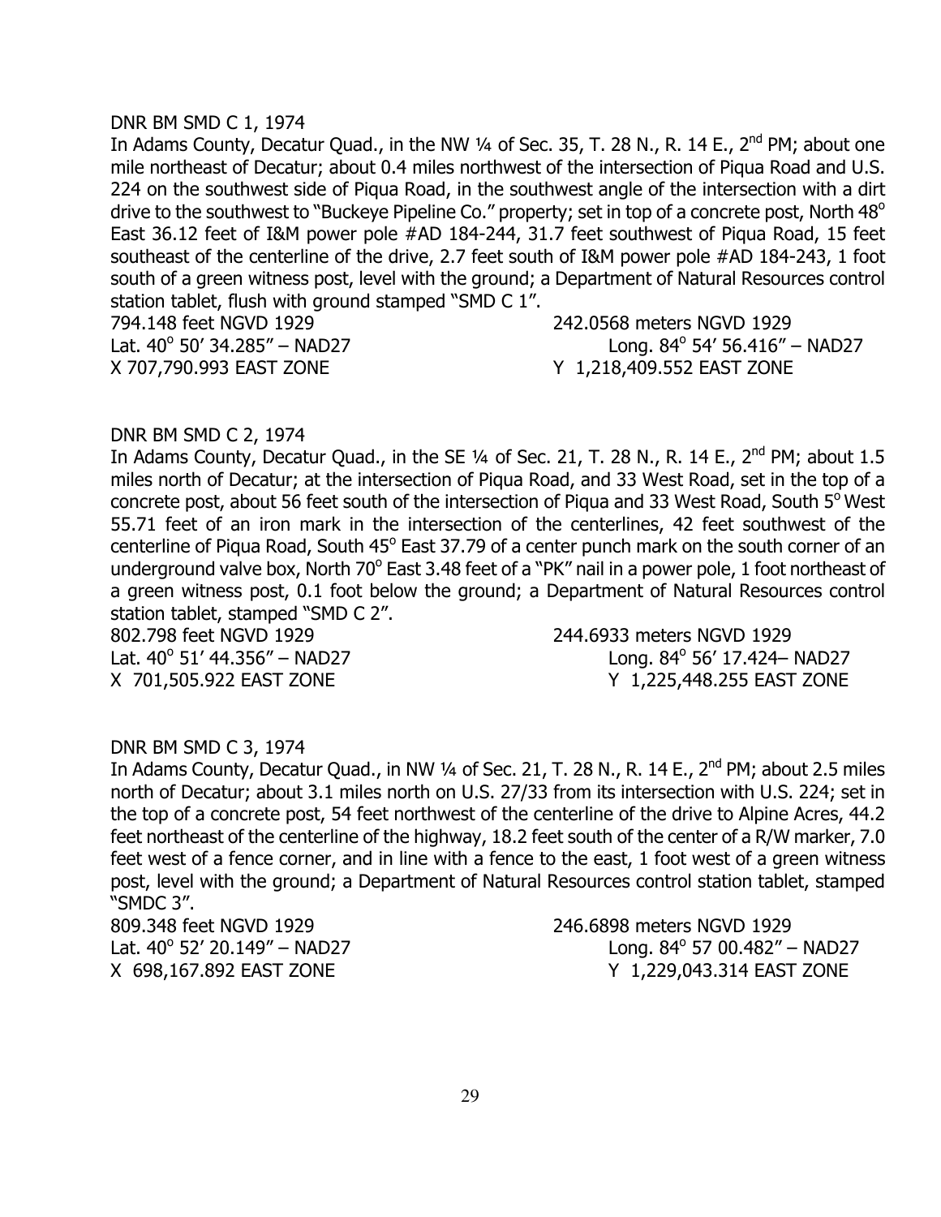DNR BM SMD C 1, 1974

In Adams County, Decatur Quad., in the NW ¼ of Sec. 35, T. 28 N., R. 14 E., 2nd PM; about one mile northeast of Decatur; about 0.4 miles northwest of the intersection of Piqua Road and U.S. 224 on the southwest side of Piqua Road, in the southwest angle of the intersection with a dirt drive to the southwest to "Buckeye Pipeline Co." property; set in top of a concrete post, North 48° East 36.12 feet of I&M power pole #AD 184-244, 31.7 feet southwest of Piqua Road, 15 feet southeast of the centerline of the drive, 2.7 feet south of I&M power pole #AD 184-243, 1 foot south of a green witness post, level with the ground; a Department of Natural Resources control station tablet, flush with ground stamped "SMD C 1".

794.148 feet NGVD 1929 242.0568 meters NGVD 1929
Lat. 40° 50' 34.285" – NAD27 Long. 84° 54' 56.416" – NAD27
X 707,790.993 EAST ZONE Y 1,218,409.552 EAST ZONE

DNR BM SMD C 2, 1974

In Adams County, Decatur Quad., in the SE ¼ of Sec. 21, T. 28 N., R. 14 E., 2nd PM; about 1.5 miles north of Decatur; at the intersection of Piqua Road, and 33 West Road, set in the top of a concrete post, about 56 feet south of the intersection of Piqua and 33 West Road, South 5° West 55.71 feet of an iron mark in the intersection of the centerlines, 42 feet southwest of the centerline of Piqua Road, South 45° East 37.79 of a center punch mark on the south corner of an underground valve box, North 70° East 3.48 feet of a "PK" nail in a power pole, 1 foot northeast of a green witness post, 0.1 foot below the ground; a Department of Natural Resources control station tablet, stamped "SMD C 2".

802.798 feet NGVD 1929 244.6933 meters NGVD 1929
Lat. 40° 51' 44.356" – NAD27 Long. 84° 56' 17.424– NAD27
X 701,505.922 EAST ZONE Y 1,225,448.255 EAST ZONE

DNR BM SMD C 3, 1974

In Adams County, Decatur Quad., in NW ¼ of Sec. 21, T. 28 N., R. 14 E., 2nd PM; about 2.5 miles north of Decatur; about 3.1 miles north on U.S. 27/33 from its intersection with U.S. 224; set in the top of a concrete post, 54 feet northwest of the centerline of the drive to Alpine Acres, 44.2 feet northeast of the centerline of the highway, 18.2 feet south of the center of a R/W marker, 7.0 feet west of a fence corner, and in line with a fence to the east, 1 foot west of a green witness post, level with the ground; a Department of Natural Resources control station tablet, stamped "SMDC 3".

809.348 feet NGVD 1929 246.6898 meters NGVD 1929
Lat. 40° 52' 20.149" – NAD27 Long. 84° 57 00.482" – NAD27
X 698,167.892 EAST ZONE Y 1,229,043.314 EAST ZONE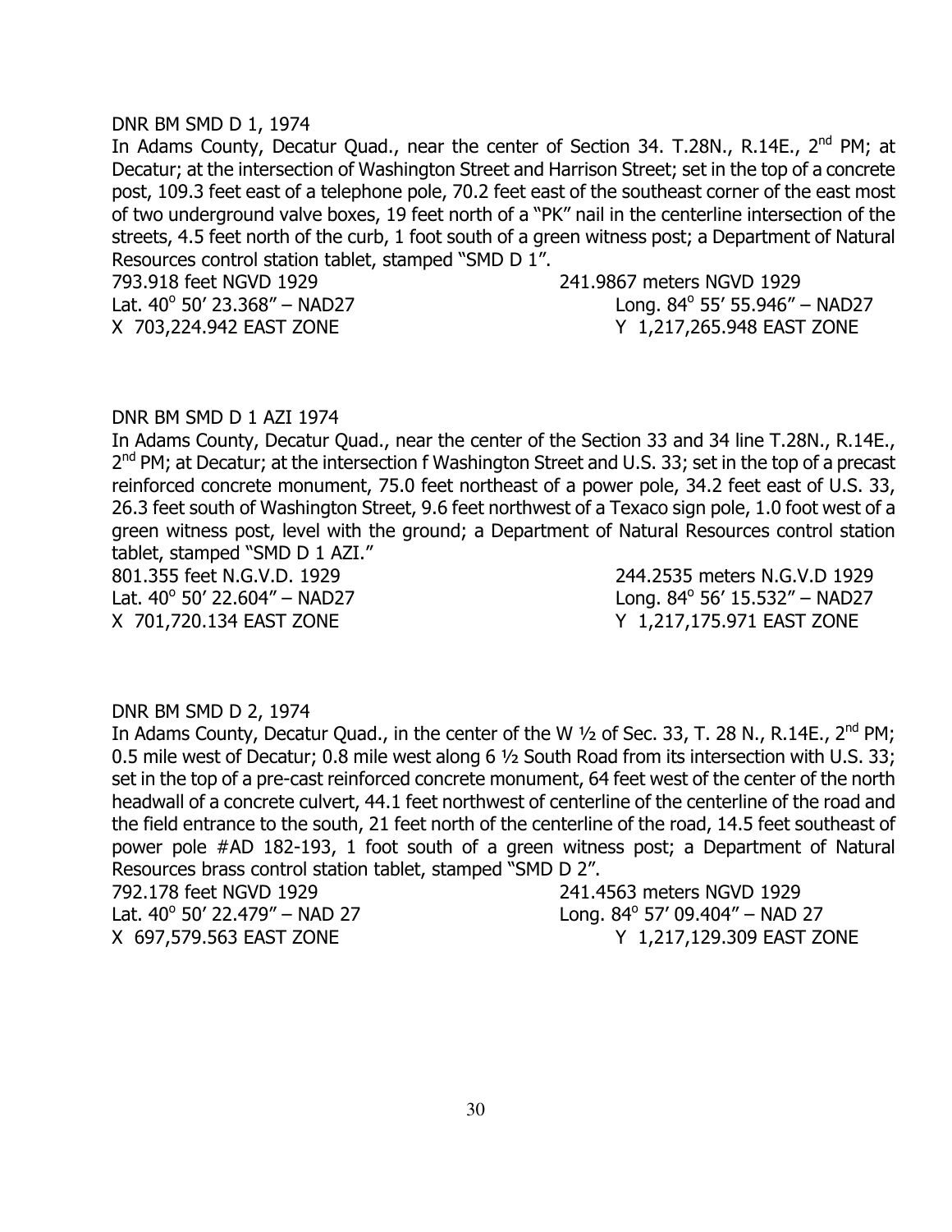DNR BM SMD D 1, 1974

In Adams County, Decatur Quad., near the center of Section 34. T.28N., R.14E., 2nd PM; at Decatur; at the intersection of Washington Street and Harrison Street; set in the top of a concrete post, 109.3 feet east of a telephone pole, 70.2 feet east of the southeast corner of the east most of two underground valve boxes, 19 feet north of a "PK" nail in the centerline intersection of the streets, 4.5 feet north of the curb, 1 foot south of a green witness post; a Department of Natural Resources control station tablet, stamped "SMD D 1".

793.918 feet NGVD 1929 241.9867 meters NGVD 1929
Lat. 40° 50' 23.368" – NAD27 Long. 84° 55' 55.946" – NAD27
X 703,224.942 EAST ZONE Y 1,217,265.948 EAST ZONE

DNR BM SMD D 1 AZI 1974

In Adams County, Decatur Quad., near the center of the Section 33 and 34 line T.28N., R.14E., 2nd PM; at Decatur; at the intersection f Washington Street and U.S. 33; set in the top of a precast reinforced concrete monument, 75.0 feet northeast of a power pole, 34.2 feet east of U.S. 33, 26.3 feet south of Washington Street, 9.6 feet northwest of a Texaco sign pole, 1.0 foot west of a green witness post, level with the ground; a Department of Natural Resources control station tablet, stamped "SMD D 1 AZI."

801.355 feet N.G.V.D. 1929 244.2535 meters N.G.V.D 1929
Lat. 40° 50' 22.604" – NAD27 Long. 84° 56' 15.532" – NAD27
X 701,720.134 EAST ZONE Y 1,217,175.971 EAST ZONE

DNR BM SMD D 2, 1974

In Adams County, Decatur Quad., in the center of the W ½ of Sec. 33, T. 28 N., R.14E., 2nd PM; 0.5 mile west of Decatur; 0.8 mile west along 6 ½ South Road from its intersection with U.S. 33; set in the top of a pre-cast reinforced concrete monument, 64 feet west of the center of the north headwall of a concrete culvert, 44.1 feet northwest of centerline of the centerline of the road and the field entrance to the south, 21 feet north of the centerline of the road, 14.5 feet southeast of power pole #AD 182-193, 1 foot south of a green witness post; a Department of Natural Resources brass control station tablet, stamped "SMD D 2".

792.178 feet NGVD 1929 241.4563 meters NGVD 1929
Lat. 40° 50' 22.479" – NAD 27 Long. 84° 57' 09.404" – NAD 27
X 697,579.563 EAST ZONE Y 1,217,129.309 EAST ZONE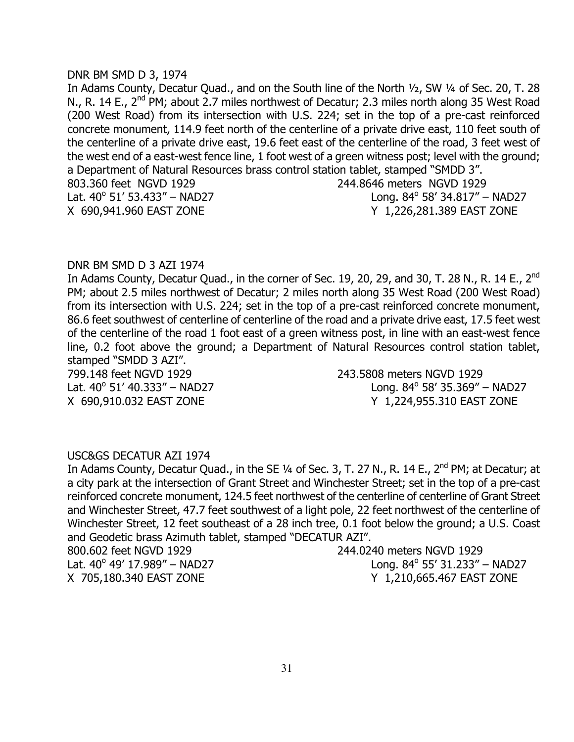DNR BM SMD D 3, 1974

In Adams County, Decatur Quad., and on the South line of the North ½, SW ¼ of Sec. 20, T. 28 N., R. 14 E., 2nd PM; about 2.7 miles northwest of Decatur; 2.3 miles north along 35 West Road (200 West Road) from its intersection with U.S. 224; set in the top of a pre-cast reinforced concrete monument, 114.9 feet north of the centerline of a private drive east, 110 feet south of the centerline of a private drive east, 19.6 feet east of the centerline of the road, 3 feet west of the west end of a east-west fence line, 1 foot west of a green witness post; level with the ground; a Department of Natural Resources brass control station tablet, stamped "SMDD 3".

803.360 feet NGVD 1929 — 244.8646 meters NGVD 1929

Lat. 40° 51' 53.433" – NAD27 — Long. 84° 58' 34.817" – NAD27

X 690,941.960 EAST ZONE — Y 1,226,281.389 EAST ZONE

DNR BM SMD D 3 AZI 1974

In Adams County, Decatur Quad., in the corner of Sec. 19, 20, 29, and 30, T. 28 N., R. 14 E., 2nd PM; about 2.5 miles northwest of Decatur; 2 miles north along 35 West Road (200 West Road) from its intersection with U.S. 224; set in the top of a pre-cast reinforced concrete monument, 86.6 feet southwest of centerline of centerline of the road and a private drive east, 17.5 feet west of the centerline of the road 1 foot east of a green witness post, in line with an east-west fence line, 0.2 foot above the ground; a Department of Natural Resources control station tablet, stamped "SMDD 3 AZI".

799.148 feet NGVD 1929 — 243.5808 meters NGVD 1929

Lat. 40° 51' 40.333" – NAD27 — Long. 84° 58' 35.369" – NAD27

X 690,910.032 EAST ZONE — Y 1,224,955.310 EAST ZONE

USC&GS DECATUR AZI 1974

In Adams County, Decatur Quad., in the SE ¼ of Sec. 3, T. 27 N., R. 14 E., 2nd PM; at Decatur; at a city park at the intersection of Grant Street and Winchester Street; set in the top of a pre-cast reinforced concrete monument, 124.5 feet northwest of the centerline of centerline of Grant Street and Winchester Street, 47.7 feet southwest of a light pole, 22 feet northwest of the centerline of Winchester Street, 12 feet southeast of a 28 inch tree, 0.1 foot below the ground; a U.S. Coast and Geodetic brass Azimuth tablet, stamped "DECATUR AZI".

800.602 feet NGVD 1929 — 244.0240 meters NGVD 1929

Lat. 40° 49' 17.989" – NAD27 — Long. 84° 55' 31.233" – NAD27

X 705,180.340 EAST ZONE — Y 1,210,665.467 EAST ZONE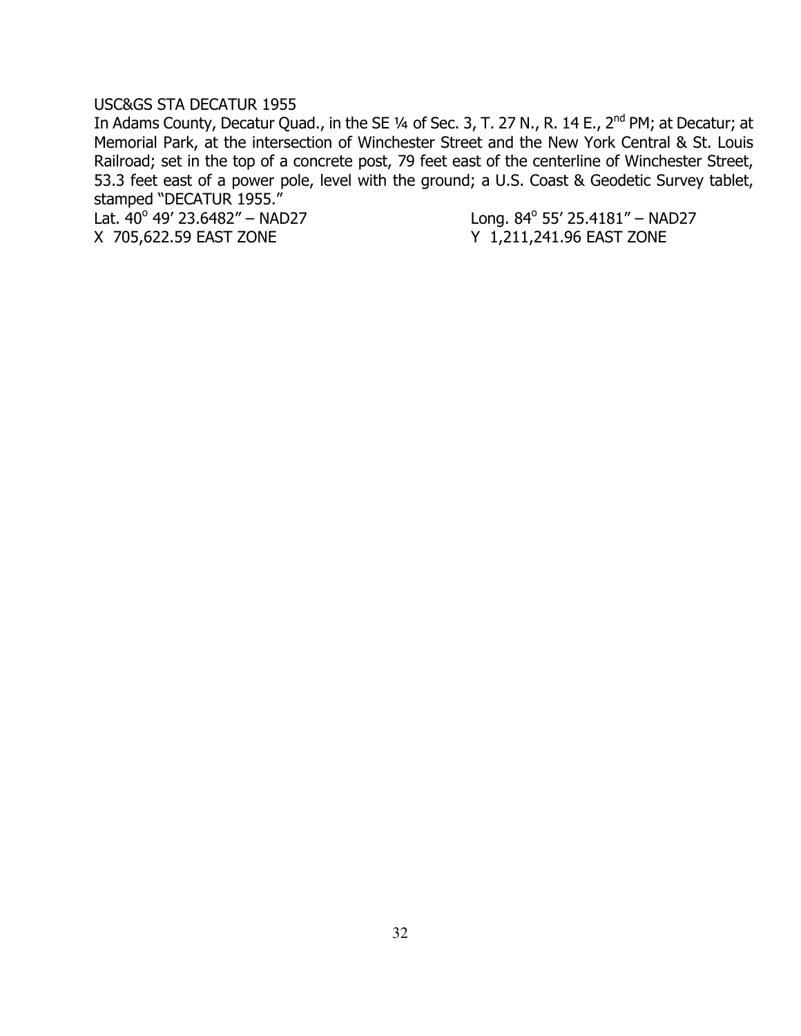USC&GS STA DECATUR 1955

In Adams County, Decatur Quad., in the SE ¼ of Sec. 3, T. 27 N., R. 14 E., 2nd PM; at Decatur; at Memorial Park, at the intersection of Winchester Street and the New York Central & St. Louis Railroad; set in the top of a concrete post, 79 feet east of the centerline of Winchester Street, 53.3 feet east of a power pole, level with the ground; a U.S. Coast & Geodetic Survey tablet, stamped "DECATUR 1955."

Lat. 40° 49′ 23.6482″ – NAD27　　　　Long. 84° 55′ 25.4181″ – NAD27

X 705,622.59 EAST ZONE　　　　Y 1,211,241.96 EAST ZONE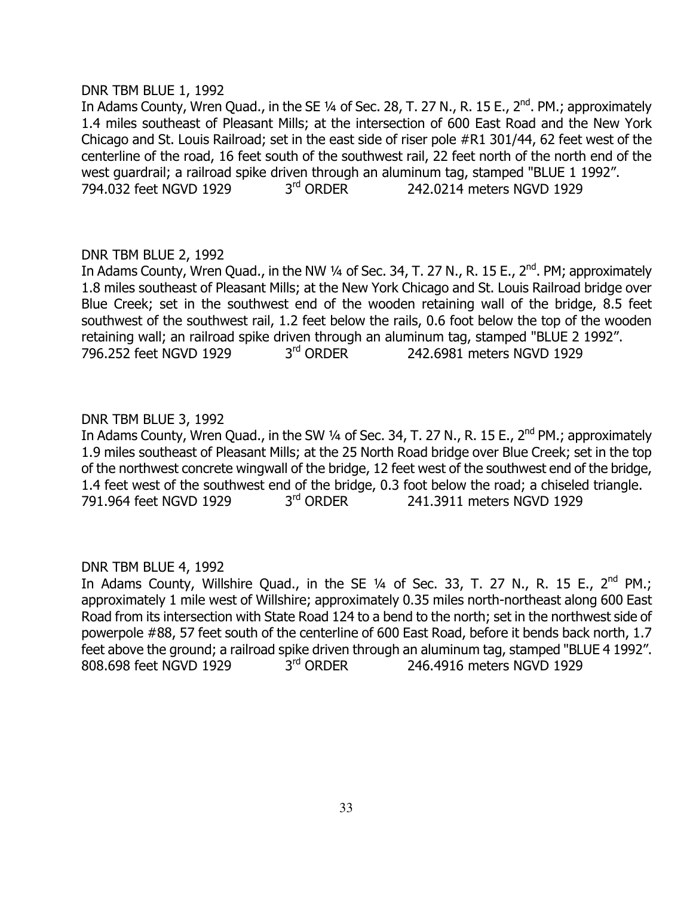DNR TBM BLUE 1, 1992

In Adams County, Wren Quad., in the SE ¼ of Sec. 28, T. 27 N., R. 15 E., 2nd. PM.; approximately 1.4 miles southeast of Pleasant Mills; at the intersection of 600 East Road and the New York Chicago and St. Louis Railroad; set in the east side of riser pole #R1 301/44, 62 feet west of the centerline of the road, 16 feet south of the southwest rail, 22 feet north of the north end of the west guardrail; a railroad spike driven through an aluminum tag, stamped "BLUE 1 1992".

794.032 feet NGVD 1929 3rd ORDER 242.0214 meters NGVD 1929

DNR TBM BLUE 2, 1992

In Adams County, Wren Quad., in the NW ¼ of Sec. 34, T. 27 N., R. 15 E., 2nd. PM; approximately 1.8 miles southeast of Pleasant Mills; at the New York Chicago and St. Louis Railroad bridge over Blue Creek; set in the southwest end of the wooden retaining wall of the bridge, 8.5 feet southwest of the southwest rail, 1.2 feet below the rails, 0.6 foot below the top of the wooden retaining wall; an railroad spike driven through an aluminum tag, stamped "BLUE 2 1992".

796.252 feet NGVD 1929 3rd ORDER 242.6981 meters NGVD 1929

DNR TBM BLUE 3, 1992

In Adams County, Wren Quad., in the SW ¼ of Sec. 34, T. 27 N., R. 15 E., 2nd PM.; approximately 1.9 miles southeast of Pleasant Mills; at the 25 North Road bridge over Blue Creek; set in the top of the northwest concrete wingwall of the bridge, 12 feet west of the southwest end of the bridge, 1.4 feet west of the southwest end of the bridge, 0.3 foot below the road; a chiseled triangle.

791.964 feet NGVD 1929 3rd ORDER 241.3911 meters NGVD 1929

DNR TBM BLUE 4, 1992

In Adams County, Willshire Quad., in the SE ¼ of Sec. 33, T. 27 N., R. 15 E., 2nd PM.; approximately 1 mile west of Willshire; approximately 0.35 miles north-northeast along 600 East Road from its intersection with State Road 124 to a bend to the north; set in the northwest side of powerpole #88, 57 feet south of the centerline of 600 East Road, before it bends back north, 1.7 feet above the ground; a railroad spike driven through an aluminum tag, stamped "BLUE 4 1992".

808.698 feet NGVD 1929 3rd ORDER 246.4916 meters NGVD 1929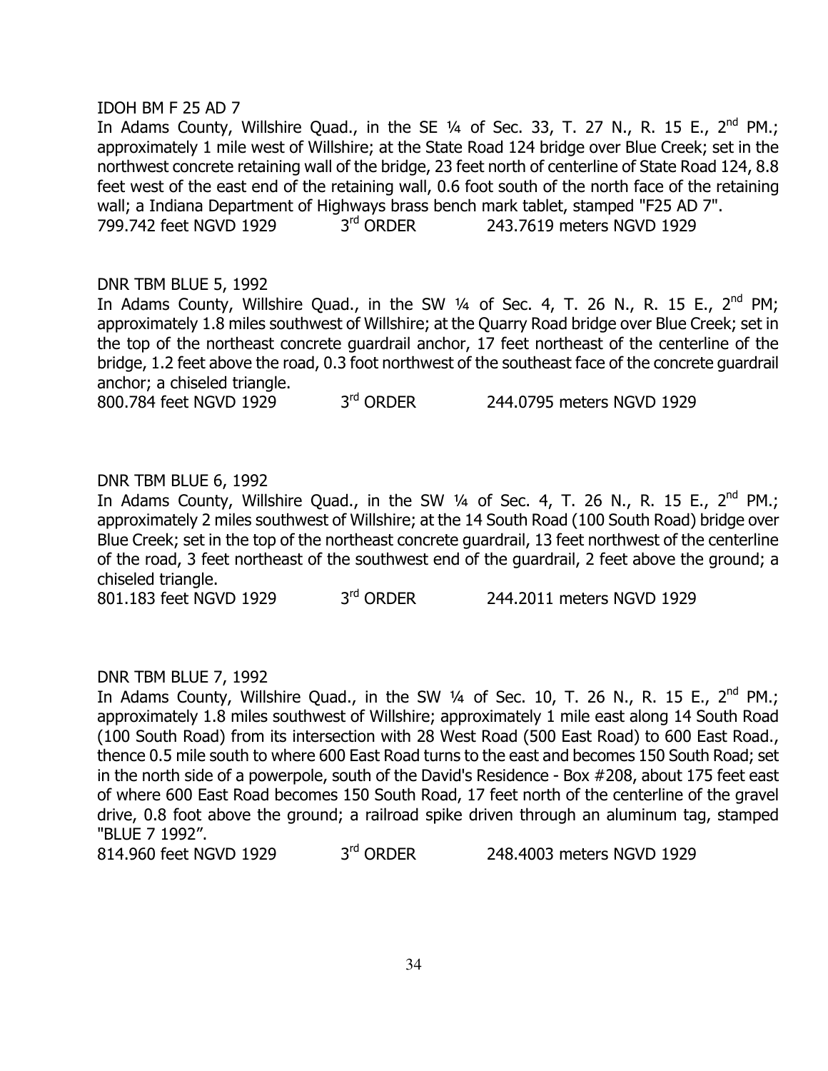IDOH BM F 25 AD 7

In Adams County, Willshire Quad., in the SE ¼ of Sec. 33, T. 27 N., R. 15 E., 2nd PM.; approximately 1 mile west of Willshire; at the State Road 124 bridge over Blue Creek; set in the northwest concrete retaining wall of the bridge, 23 feet north of centerline of State Road 124, 8.8 feet west of the east end of the retaining wall, 0.6 foot south of the north face of the retaining wall; a Indiana Department of Highways brass bench mark tablet, stamped "F25 AD 7".

799.742 feet NGVD 1929 3rd ORDER 243.7619 meters NGVD 1929

DNR TBM BLUE 5, 1992

In Adams County, Willshire Quad., in the SW ¼ of Sec. 4, T. 26 N., R. 15 E., 2nd PM; approximately 1.8 miles southwest of Willshire; at the Quarry Road bridge over Blue Creek; set in the top of the northeast concrete guardrail anchor, 17 feet northeast of the centerline of the bridge, 1.2 feet above the road, 0.3 foot northwest of the southeast face of the concrete guardrail anchor; a chiseled triangle.

800.784 feet NGVD 1929 3rd ORDER 244.0795 meters NGVD 1929

DNR TBM BLUE 6, 1992

In Adams County, Willshire Quad., in the SW ¼ of Sec. 4, T. 26 N., R. 15 E., 2nd PM.; approximately 2 miles southwest of Willshire; at the 14 South Road (100 South Road) bridge over Blue Creek; set in the top of the northeast concrete guardrail, 13 feet northwest of the centerline of the road, 3 feet northeast of the southwest end of the guardrail, 2 feet above the ground; a chiseled triangle.

801.183 feet NGVD 1929 3rd ORDER 244.2011 meters NGVD 1929

DNR TBM BLUE 7, 1992

In Adams County, Willshire Quad., in the SW ¼ of Sec. 10, T. 26 N., R. 15 E., 2nd PM.; approximately 1.8 miles southwest of Willshire; approximately 1 mile east along 14 South Road (100 South Road) from its intersection with 28 West Road (500 East Road) to 600 East Road., thence 0.5 mile south to where 600 East Road turns to the east and becomes 150 South Road; set in the north side of a powerpole, south of the David's Residence - Box #208, about 175 feet east of where 600 East Road becomes 150 South Road, 17 feet north of the centerline of the gravel drive, 0.8 foot above the ground; a railroad spike driven through an aluminum tag, stamped "BLUE 7 1992".

814.960 feet NGVD 1929 3rd ORDER 248.4003 meters NGVD 1929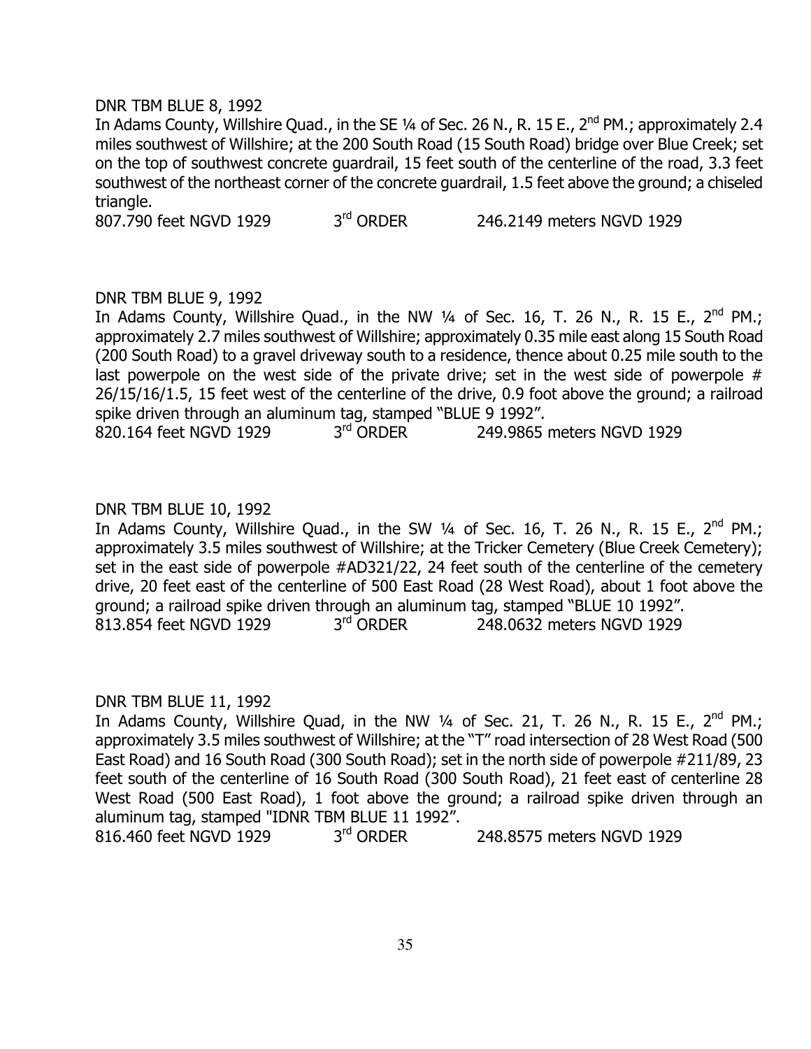DNR TBM BLUE 8, 1992

In Adams County, Willshire Quad., in the SE ¼ of Sec. 26 N., R. 15 E., 2nd PM.; approximately 2.4 miles southwest of Willshire; at the 200 South Road (15 South Road) bridge over Blue Creek; set on the top of southwest concrete guardrail, 15 feet south of the centerline of the road, 3.3 feet southwest of the northeast corner of the concrete guardrail, 1.5 feet above the ground; a chiseled triangle.

807.790 feet NGVD 1929 3rd ORDER 246.2149 meters NGVD 1929

DNR TBM BLUE 9, 1992

In Adams County, Willshire Quad., in the NW ¼ of Sec. 16, T. 26 N., R. 15 E., 2nd PM.; approximately 2.7 miles southwest of Willshire; approximately 0.35 mile east along 15 South Road (200 South Road) to a gravel driveway south to a residence, thence about 0.25 mile south to the last powerpole on the west side of the private drive; set in the west side of powerpole # 26/15/16/1.5, 15 feet west of the centerline of the drive, 0.9 foot above the ground; a railroad spike driven through an aluminum tag, stamped "BLUE 9 1992".

820.164 feet NGVD 1929 3rd ORDER 249.9865 meters NGVD 1929

DNR TBM BLUE 10, 1992

In Adams County, Willshire Quad., in the SW ¼ of Sec. 16, T. 26 N., R. 15 E., 2nd PM.; approximately 3.5 miles southwest of Willshire; at the Tricker Cemetery (Blue Creek Cemetery); set in the east side of powerpole #AD321/22, 24 feet south of the centerline of the cemetery drive, 20 feet east of the centerline of 500 East Road (28 West Road), about 1 foot above the ground; a railroad spike driven through an aluminum tag, stamped "BLUE 10 1992".

813.854 feet NGVD 1929 3rd ORDER 248.0632 meters NGVD 1929

DNR TBM BLUE 11, 1992

In Adams County, Willshire Quad, in the NW ¼ of Sec. 21, T. 26 N., R. 15 E., 2nd PM.; approximately 3.5 miles southwest of Willshire; at the "T" road intersection of 28 West Road (500 East Road) and 16 South Road (300 South Road); set in the north side of powerpole #211/89, 23 feet south of the centerline of 16 South Road (300 South Road), 21 feet east of centerline 28 West Road (500 East Road), 1 foot above the ground; a railroad spike driven through an aluminum tag, stamped "IDNR TBM BLUE 11 1992".

816.460 feet NGVD 1929 3rd ORDER 248.8575 meters NGVD 1929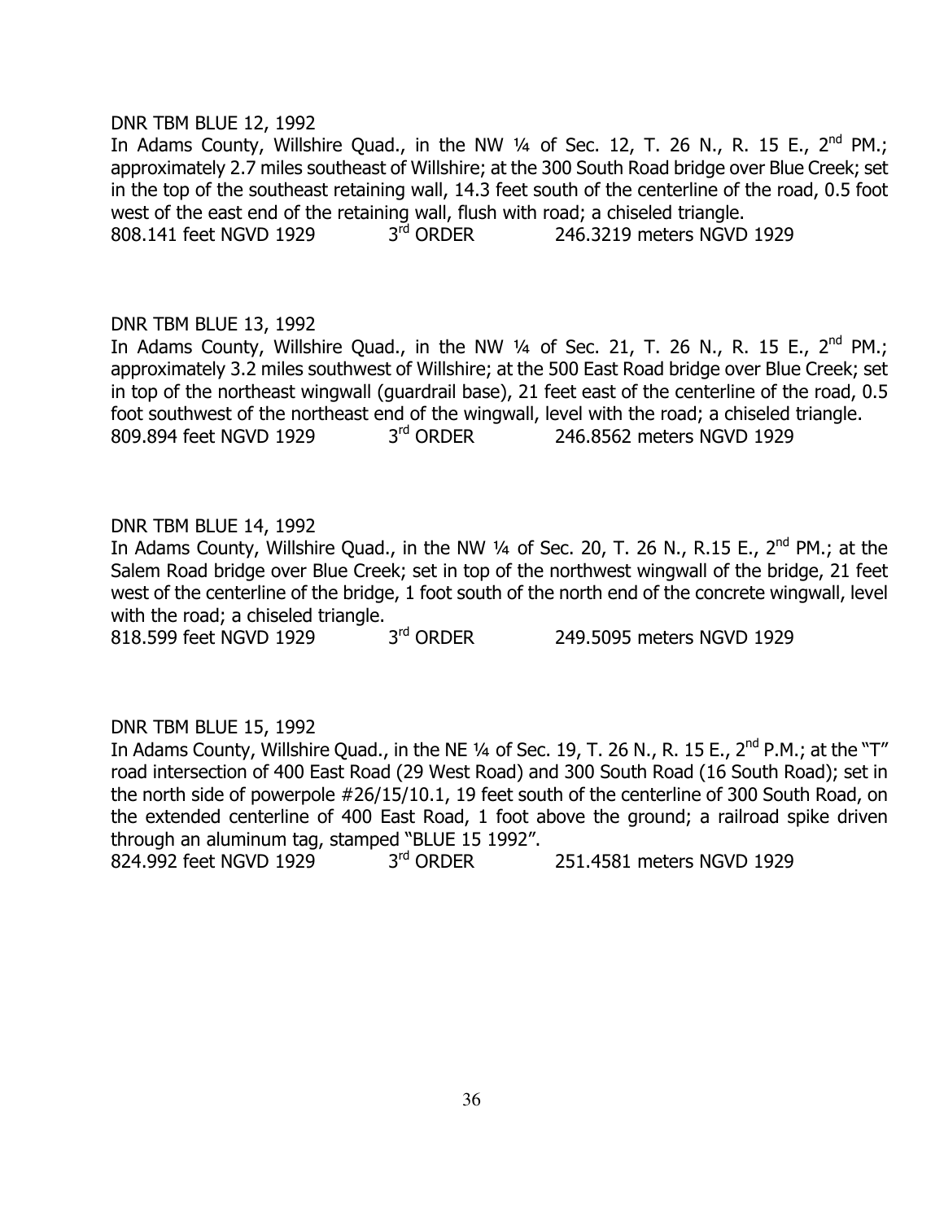DNR TBM BLUE 12, 1992

In Adams County, Willshire Quad., in the NW ¼ of Sec. 12, T. 26 N., R. 15 E., 2nd PM.; approximately 2.7 miles southeast of Willshire; at the 300 South Road bridge over Blue Creek; set in the top of the southeast retaining wall, 14.3 feet south of the centerline of the road, 0.5 foot west of the east end of the retaining wall, flush with road; a chiseled triangle.

808.141 feet NGVD 1929 3rd ORDER 246.3219 meters NGVD 1929

DNR TBM BLUE 13, 1992

In Adams County, Willshire Quad., in the NW ¼ of Sec. 21, T. 26 N., R. 15 E., 2nd PM.; approximately 3.2 miles southwest of Willshire; at the 500 East Road bridge over Blue Creek; set in top of the northeast wingwall (guardrail base), 21 feet east of the centerline of the road, 0.5 foot southwest of the northeast end of the wingwall, level with the road; a chiseled triangle.

809.894 feet NGVD 1929 3rd ORDER 246.8562 meters NGVD 1929

DNR TBM BLUE 14, 1992

In Adams County, Willshire Quad., in the NW ¼ of Sec. 20, T. 26 N., R.15 E., 2nd PM.; at the Salem Road bridge over Blue Creek; set in top of the northwest wingwall of the bridge, 21 feet west of the centerline of the bridge, 1 foot south of the north end of the concrete wingwall, level with the road; a chiseled triangle.

818.599 feet NGVD 1929 3rd ORDER 249.5095 meters NGVD 1929

DNR TBM BLUE 15, 1992

In Adams County, Willshire Quad., in the NE ¼ of Sec. 19, T. 26 N., R. 15 E., 2nd P.M.; at the "T" road intersection of 400 East Road (29 West Road) and 300 South Road (16 South Road); set in the north side of powerpole #26/15/10.1, 19 feet south of the centerline of 300 South Road, on the extended centerline of 400 East Road, 1 foot above the ground; a railroad spike driven through an aluminum tag, stamped "BLUE 15 1992".

824.992 feet NGVD 1929 3rd ORDER 251.4581 meters NGVD 1929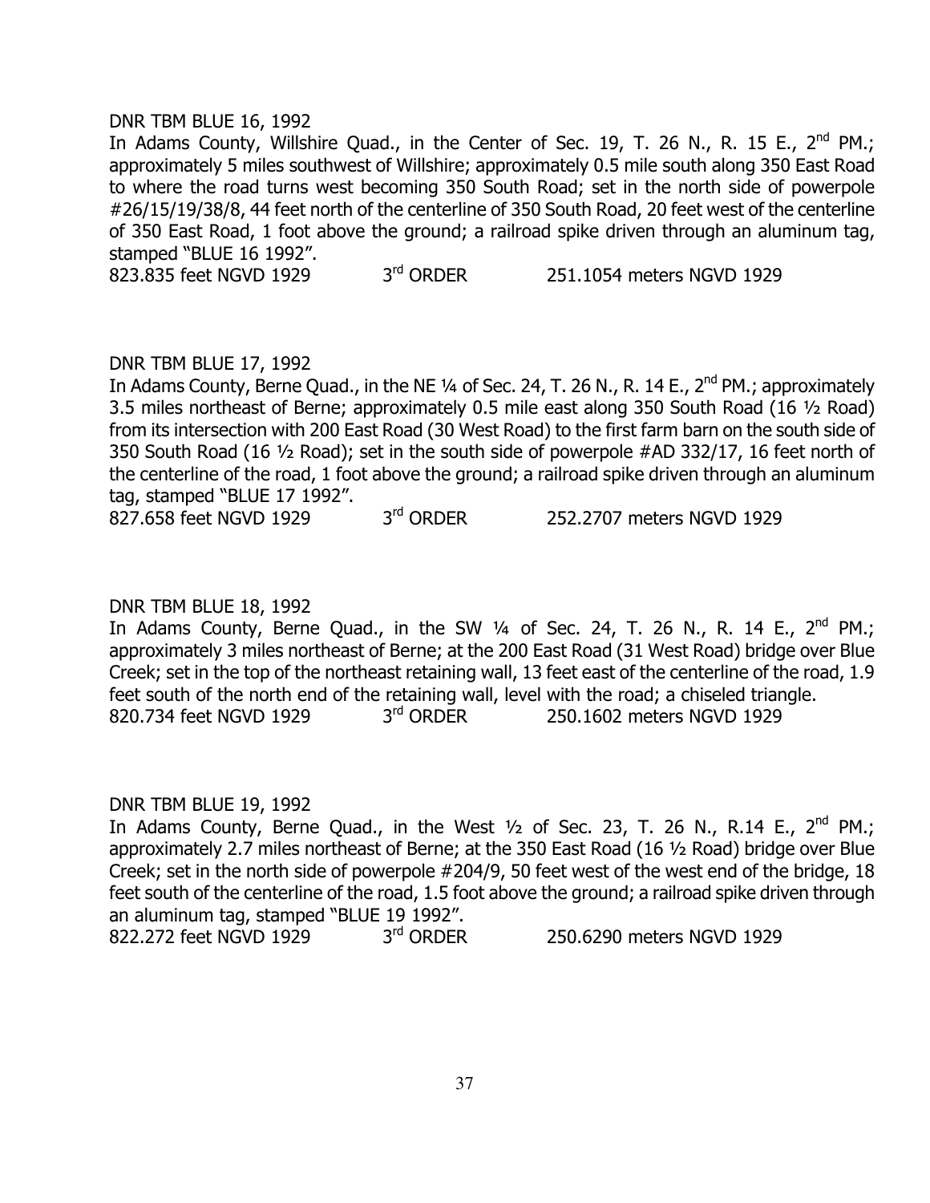DNR TBM BLUE 16, 1992

In Adams County, Willshire Quad., in the Center of Sec. 19, T. 26 N., R. 15 E., 2nd PM.; approximately 5 miles southwest of Willshire; approximately 0.5 mile south along 350 East Road to where the road turns west becoming 350 South Road; set in the north side of powerpole #26/15/19/38/8, 44 feet north of the centerline of 350 South Road, 20 feet west of the centerline of 350 East Road, 1 foot above the ground; a railroad spike driven through an aluminum tag, stamped "BLUE 16 1992".

823.835 feet NGVD 1929 3rd ORDER 251.1054 meters NGVD 1929

DNR TBM BLUE 17, 1992

In Adams County, Berne Quad., in the NE ¼ of Sec. 24, T. 26 N., R. 14 E., 2nd PM.; approximately 3.5 miles northeast of Berne; approximately 0.5 mile east along 350 South Road (16 ½ Road) from its intersection with 200 East Road (30 West Road) to the first farm barn on the south side of 350 South Road (16 ½ Road); set in the south side of powerpole #AD 332/17, 16 feet north of the centerline of the road, 1 foot above the ground; a railroad spike driven through an aluminum tag, stamped "BLUE 17 1992".

827.658 feet NGVD 1929 3rd ORDER 252.2707 meters NGVD 1929

DNR TBM BLUE 18, 1992

In Adams County, Berne Quad., in the SW ¼ of Sec. 24, T. 26 N., R. 14 E., 2nd PM.; approximately 3 miles northeast of Berne; at the 200 East Road (31 West Road) bridge over Blue Creek; set in the top of the northeast retaining wall, 13 feet east of the centerline of the road, 1.9 feet south of the north end of the retaining wall, level with the road; a chiseled triangle.

820.734 feet NGVD 1929 3rd ORDER 250.1602 meters NGVD 1929

DNR TBM BLUE 19, 1992

In Adams County, Berne Quad., in the West ½ of Sec. 23, T. 26 N., R.14 E., 2nd PM.; approximately 2.7 miles northeast of Berne; at the 350 East Road (16 ½ Road) bridge over Blue Creek; set in the north side of powerpole #204/9, 50 feet west of the west end of the bridge, 18 feet south of the centerline of the road, 1.5 foot above the ground; a railroad spike driven through an aluminum tag, stamped "BLUE 19 1992".

822.272 feet NGVD 1929 3rd ORDER 250.6290 meters NGVD 1929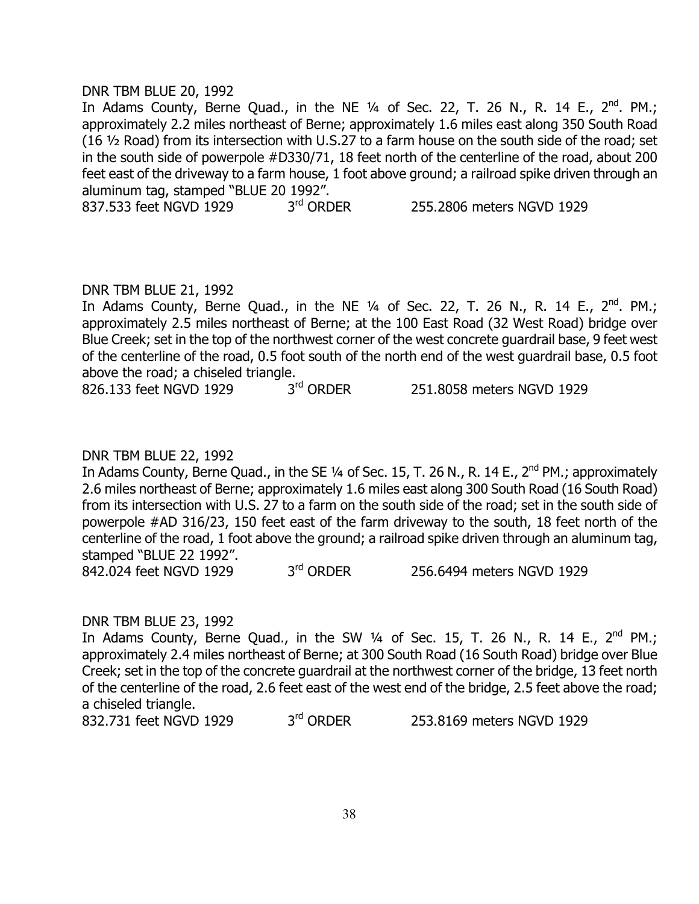DNR TBM BLUE 20, 1992

In Adams County, Berne Quad., in the NE ¼ of Sec. 22, T. 26 N., R. 14 E., 2nd. PM.; approximately 2.2 miles northeast of Berne; approximately 1.6 miles east along 350 South Road (16 ½ Road) from its intersection with U.S.27 to a farm house on the south side of the road; set in the south side of powerpole #D330/71, 18 feet north of the centerline of the road, about 200 feet east of the driveway to a farm house, 1 foot above ground; a railroad spike driven through an aluminum tag, stamped "BLUE 20 1992".

837.533 feet NGVD 1929 3rd ORDER 255.2806 meters NGVD 1929

DNR TBM BLUE 21, 1992

In Adams County, Berne Quad., in the NE ¼ of Sec. 22, T. 26 N., R. 14 E., 2nd. PM.; approximately 2.5 miles northeast of Berne; at the 100 East Road (32 West Road) bridge over Blue Creek; set in the top of the northwest corner of the west concrete guardrail base, 9 feet west of the centerline of the road, 0.5 foot south of the north end of the west guardrail base, 0.5 foot above the road; a chiseled triangle.

826.133 feet NGVD 1929 3rd ORDER 251.8058 meters NGVD 1929

DNR TBM BLUE 22, 1992

In Adams County, Berne Quad., in the SE ¼ of Sec. 15, T. 26 N., R. 14 E., 2nd PM.; approximately 2.6 miles northeast of Berne; approximately 1.6 miles east along 300 South Road (16 South Road) from its intersection with U.S. 27 to a farm on the south side of the road; set in the south side of powerpole #AD 316/23, 150 feet east of the farm driveway to the south, 18 feet north of the centerline of the road, 1 foot above the ground; a railroad spike driven through an aluminum tag, stamped "BLUE 22 1992".

842.024 feet NGVD 1929 3rd ORDER 256.6494 meters NGVD 1929

DNR TBM BLUE 23, 1992

In Adams County, Berne Quad., in the SW ¼ of Sec. 15, T. 26 N., R. 14 E., 2nd PM.; approximately 2.4 miles northeast of Berne; at 300 South Road (16 South Road) bridge over Blue Creek; set in the top of the concrete guardrail at the northwest corner of the bridge, 13 feet north of the centerline of the road, 2.6 feet east of the west end of the bridge, 2.5 feet above the road; a chiseled triangle.

832.731 feet NGVD 1929 3rd ORDER 253.8169 meters NGVD 1929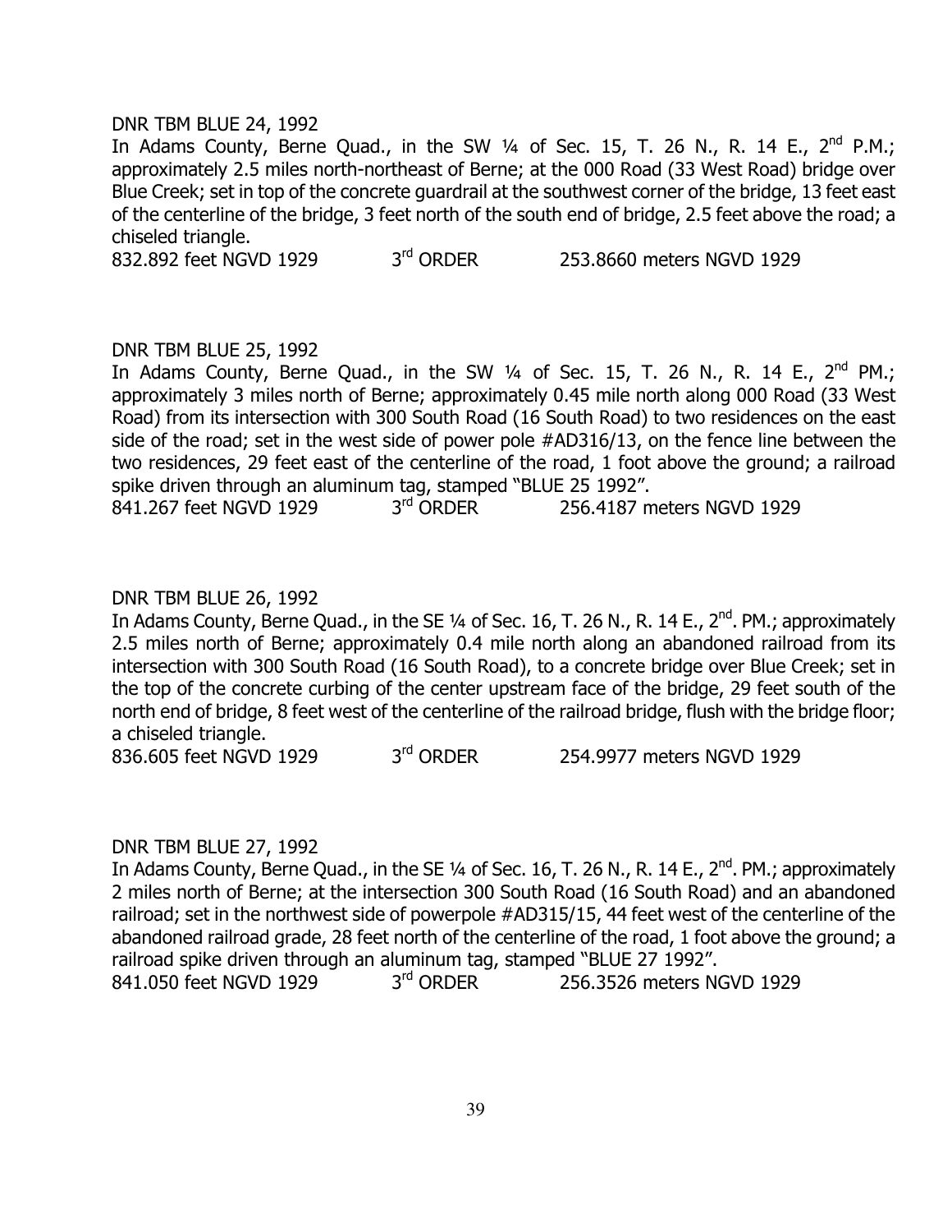DNR TBM BLUE 24, 1992

In Adams County, Berne Quad., in the SW ¼ of Sec. 15, T. 26 N., R. 14 E., 2nd P.M.; approximately 2.5 miles north-northeast of Berne; at the 000 Road (33 West Road) bridge over Blue Creek; set in top of the concrete guardrail at the southwest corner of the bridge, 13 feet east of the centerline of the bridge, 3 feet north of the south end of bridge, 2.5 feet above the road; a chiseled triangle.

832.892 feet NGVD 1929 3rd ORDER 253.8660 meters NGVD 1929

DNR TBM BLUE 25, 1992

In Adams County, Berne Quad., in the SW ¼ of Sec. 15, T. 26 N., R. 14 E., 2nd PM.; approximately 3 miles north of Berne; approximately 0.45 mile north along 000 Road (33 West Road) from its intersection with 300 South Road (16 South Road) to two residences on the east side of the road; set in the west side of power pole #AD316/13, on the fence line between the two residences, 29 feet east of the centerline of the road, 1 foot above the ground; a railroad spike driven through an aluminum tag, stamped "BLUE 25 1992".

841.267 feet NGVD 1929 3rd ORDER 256.4187 meters NGVD 1929

DNR TBM BLUE 26, 1992

In Adams County, Berne Quad., in the SE ¼ of Sec. 16, T. 26 N., R. 14 E., 2nd. PM.; approximately 2.5 miles north of Berne; approximately 0.4 mile north along an abandoned railroad from its intersection with 300 South Road (16 South Road), to a concrete bridge over Blue Creek; set in the top of the concrete curbing of the center upstream face of the bridge, 29 feet south of the north end of bridge, 8 feet west of the centerline of the railroad bridge, flush with the bridge floor; a chiseled triangle.

836.605 feet NGVD 1929 3rd ORDER 254.9977 meters NGVD 1929

DNR TBM BLUE 27, 1992

In Adams County, Berne Quad., in the SE ¼ of Sec. 16, T. 26 N., R. 14 E., 2nd. PM.; approximately 2 miles north of Berne; at the intersection 300 South Road (16 South Road) and an abandoned railroad; set in the northwest side of powerpole #AD315/15, 44 feet west of the centerline of the abandoned railroad grade, 28 feet north of the centerline of the road, 1 foot above the ground; a railroad spike driven through an aluminum tag, stamped "BLUE 27 1992".

841.050 feet NGVD 1929 3rd ORDER 256.3526 meters NGVD 1929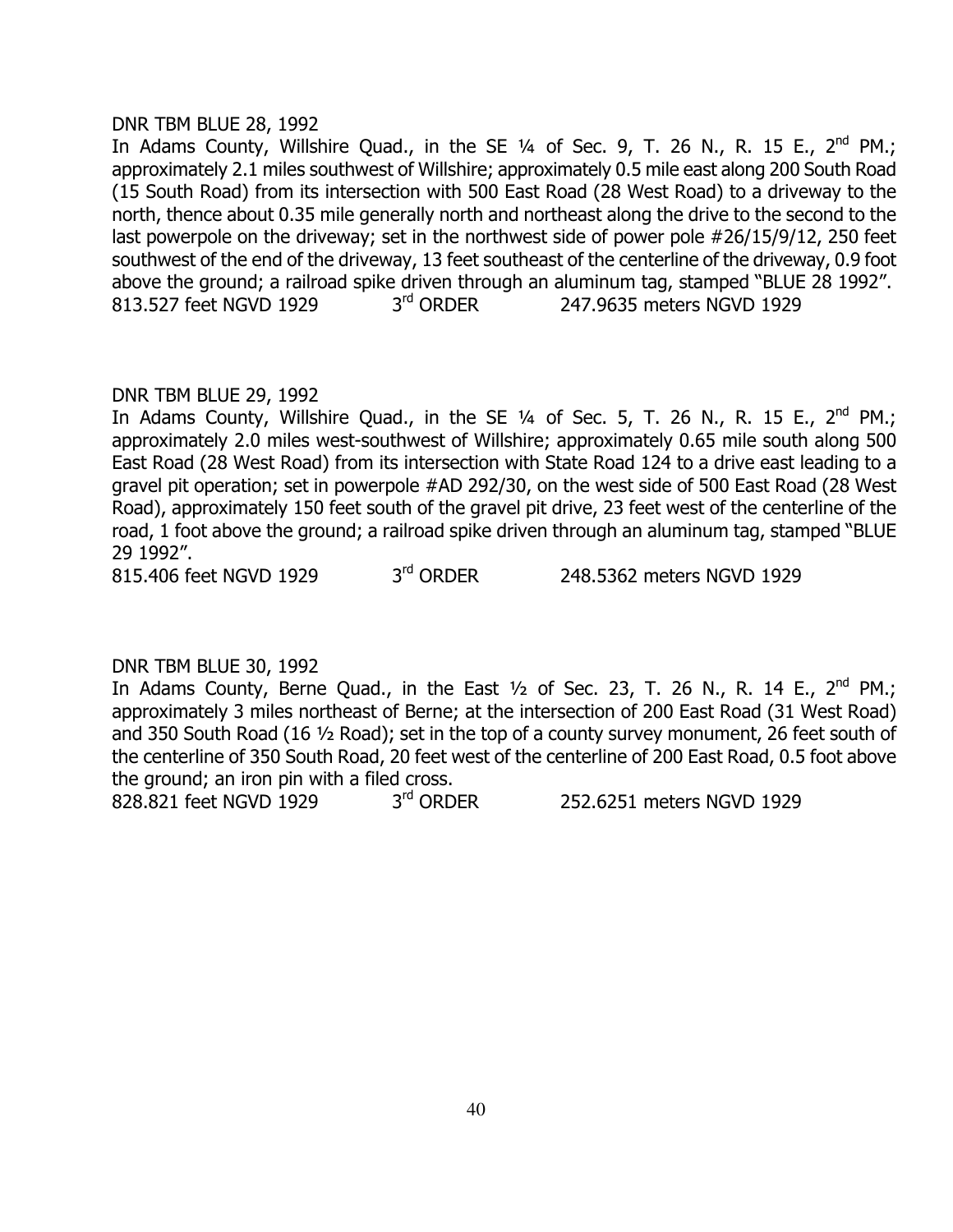DNR TBM BLUE 28, 1992

In Adams County, Willshire Quad., in the SE ¼ of Sec. 9, T. 26 N., R. 15 E., 2nd PM.; approximately 2.1 miles southwest of Willshire; approximately 0.5 mile east along 200 South Road (15 South Road) from its intersection with 500 East Road (28 West Road) to a driveway to the north, thence about 0.35 mile generally north and northeast along the drive to the second to the last powerpole on the driveway; set in the northwest side of power pole #26/15/9/12, 250 feet southwest of the end of the driveway, 13 feet southeast of the centerline of the driveway, 0.9 foot above the ground; a railroad spike driven through an aluminum tag, stamped "BLUE 28 1992".

813.527 feet NGVD 1929 3rd ORDER 247.9635 meters NGVD 1929

DNR TBM BLUE 29, 1992

In Adams County, Willshire Quad., in the SE ¼ of Sec. 5, T. 26 N., R. 15 E., 2nd PM.; approximately 2.0 miles west-southwest of Willshire; approximately 0.65 mile south along 500 East Road (28 West Road) from its intersection with State Road 124 to a drive east leading to a gravel pit operation; set in powerpole #AD 292/30, on the west side of 500 East Road (28 West Road), approximately 150 feet south of the gravel pit drive, 23 feet west of the centerline of the road, 1 foot above the ground; a railroad spike driven through an aluminum tag, stamped "BLUE 29 1992".

815.406 feet NGVD 1929 3rd ORDER 248.5362 meters NGVD 1929

DNR TBM BLUE 30, 1992

In Adams County, Berne Quad., in the East ½ of Sec. 23, T. 26 N., R. 14 E., 2nd PM.; approximately 3 miles northeast of Berne; at the intersection of 200 East Road (31 West Road) and 350 South Road (16 ½ Road); set in the top of a county survey monument, 26 feet south of the centerline of 350 South Road, 20 feet west of the centerline of 200 East Road, 0.5 foot above the ground; an iron pin with a filed cross.

828.821 feet NGVD 1929 3rd ORDER 252.6251 meters NGVD 1929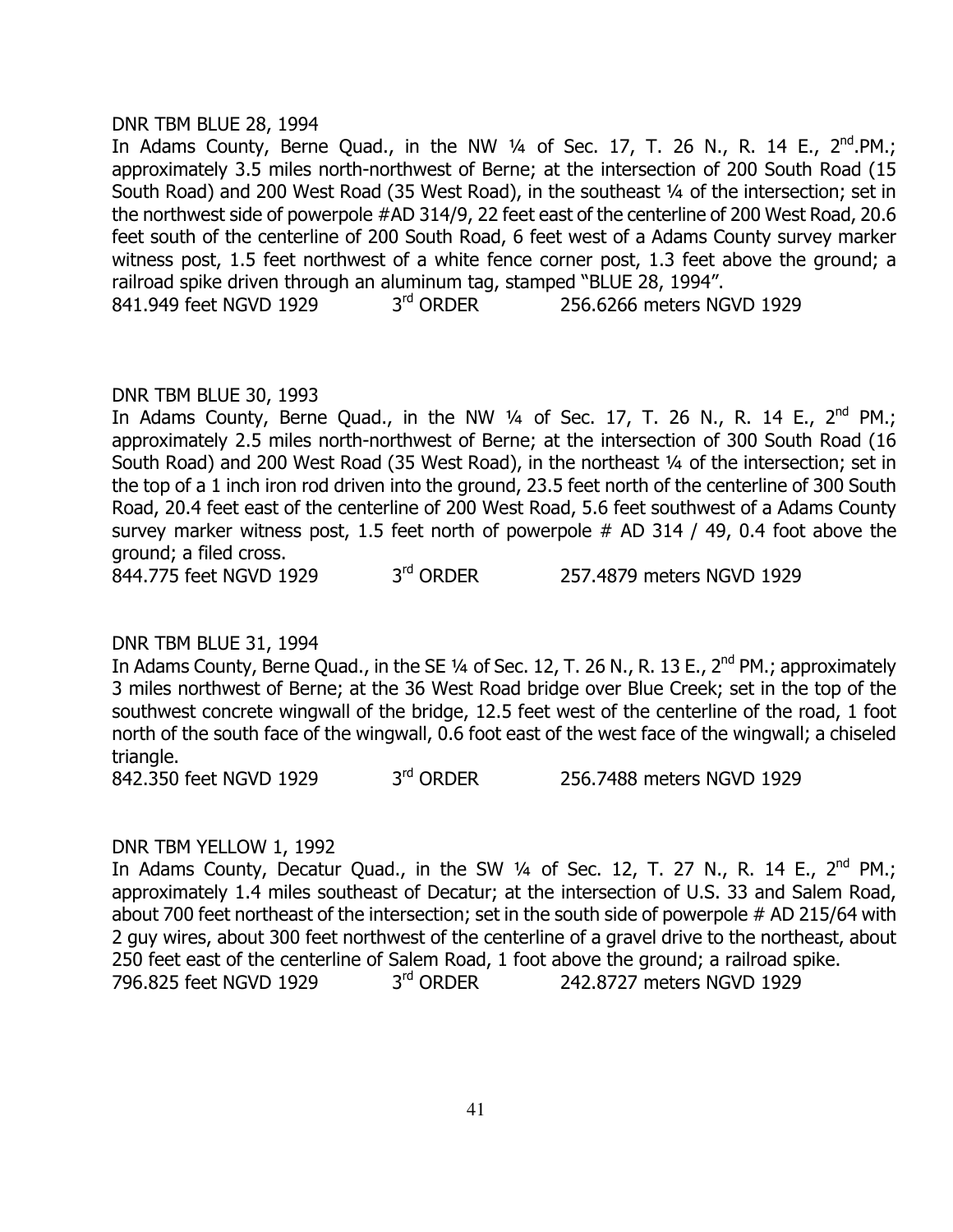DNR TBM BLUE 28, 1994

In Adams County, Berne Quad., in the NW ¼ of Sec. 17, T. 26 N., R. 14 E., 2nd.PM.; approximately 3.5 miles north-northwest of Berne; at the intersection of 200 South Road (15 South Road) and 200 West Road (35 West Road), in the southeast ¼ of the intersection; set in the northwest side of powerpole #AD 314/9, 22 feet east of the centerline of 200 West Road, 20.6 feet south of the centerline of 200 South Road, 6 feet west of a Adams County survey marker witness post, 1.5 feet northwest of a white fence corner post, 1.3 feet above the ground; a railroad spike driven through an aluminum tag, stamped "BLUE 28, 1994".

841.949 feet NGVD 1929 3rd ORDER 256.6266 meters NGVD 1929

DNR TBM BLUE 30, 1993

In Adams County, Berne Quad., in the NW ¼ of Sec. 17, T. 26 N., R. 14 E., 2nd PM.; approximately 2.5 miles north-northwest of Berne; at the intersection of 300 South Road (16 South Road) and 200 West Road (35 West Road), in the northeast ¼ of the intersection; set in the top of a 1 inch iron rod driven into the ground, 23.5 feet north of the centerline of 300 South Road, 20.4 feet east of the centerline of 200 West Road, 5.6 feet southwest of a Adams County survey marker witness post, 1.5 feet north of powerpole # AD 314 / 49, 0.4 foot above the ground; a filed cross.

844.775 feet NGVD 1929 3rd ORDER 257.4879 meters NGVD 1929

DNR TBM BLUE 31, 1994

In Adams County, Berne Quad., in the SE ¼ of Sec. 12, T. 26 N., R. 13 E., 2nd PM.; approximately 3 miles northwest of Berne; at the 36 West Road bridge over Blue Creek; set in the top of the southwest concrete wingwall of the bridge, 12.5 feet west of the centerline of the road, 1 foot north of the south face of the wingwall, 0.6 foot east of the west face of the wingwall; a chiseled triangle.

842.350 feet NGVD 1929 3rd ORDER 256.7488 meters NGVD 1929

DNR TBM YELLOW 1, 1992

In Adams County, Decatur Quad., in the SW ¼ of Sec. 12, T. 27 N., R. 14 E., 2nd PM.; approximately 1.4 miles southeast of Decatur; at the intersection of U.S. 33 and Salem Road, about 700 feet northeast of the intersection; set in the south side of powerpole # AD 215/64 with 2 guy wires, about 300 feet northwest of the centerline of a gravel drive to the northeast, about 250 feet east of the centerline of Salem Road, 1 foot above the ground; a railroad spike.

796.825 feet NGVD 1929 3rd ORDER 242.8727 meters NGVD 1929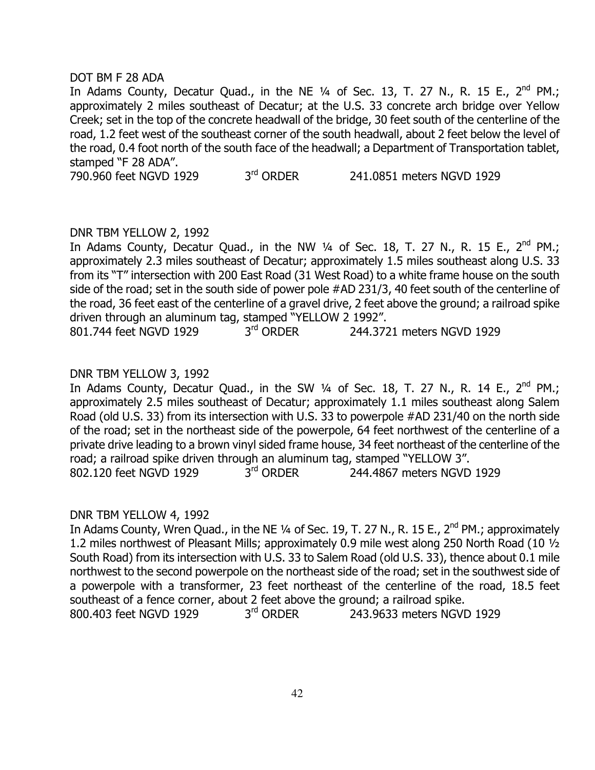DOT BM F 28 ADA

In Adams County, Decatur Quad., in the NE ¼ of Sec. 13, T. 27 N., R. 15 E., 2nd PM.; approximately 2 miles southeast of Decatur; at the U.S. 33 concrete arch bridge over Yellow Creek; set in the top of the concrete headwall of the bridge, 30 feet south of the centerline of the road, 1.2 feet west of the southeast corner of the south headwall, about 2 feet below the level of the road, 0.4 foot north of the south face of the headwall; a Department of Transportation tablet, stamped "F 28 ADA".

790.960 feet NGVD 1929 3rd ORDER 241.0851 meters NGVD 1929

DNR TBM YELLOW 2, 1992

In Adams County, Decatur Quad., in the NW ¼ of Sec. 18, T. 27 N., R. 15 E., 2nd PM.; approximately 2.3 miles southeast of Decatur; approximately 1.5 miles southeast along U.S. 33 from its "T" intersection with 200 East Road (31 West Road) to a white frame house on the south side of the road; set in the south side of power pole #AD 231/3, 40 feet south of the centerline of the road, 36 feet east of the centerline of a gravel drive, 2 feet above the ground; a railroad spike driven through an aluminum tag, stamped "YELLOW 2 1992".

801.744 feet NGVD 1929 3rd ORDER 244.3721 meters NGVD 1929

DNR TBM YELLOW 3, 1992

In Adams County, Decatur Quad., in the SW ¼ of Sec. 18, T. 27 N., R. 14 E., 2nd PM.; approximately 2.5 miles southeast of Decatur; approximately 1.1 miles southeast along Salem Road (old U.S. 33) from its intersection with U.S. 33 to powerpole #AD 231/40 on the north side of the road; set in the northeast side of the powerpole, 64 feet northwest of the centerline of a private drive leading to a brown vinyl sided frame house, 34 feet northeast of the centerline of the road; a railroad spike driven through an aluminum tag, stamped "YELLOW 3".

802.120 feet NGVD 1929 3rd ORDER 244.4867 meters NGVD 1929

DNR TBM YELLOW 4, 1992

In Adams County, Wren Quad., in the NE ¼ of Sec. 19, T. 27 N., R. 15 E., 2nd PM.; approximately 1.2 miles northwest of Pleasant Mills; approximately 0.9 mile west along 250 North Road (10 ½ South Road) from its intersection with U.S. 33 to Salem Road (old U.S. 33), thence about 0.1 mile northwest to the second powerpole on the northeast side of the road; set in the southwest side of a powerpole with a transformer, 23 feet northeast of the centerline of the road, 18.5 feet southeast of a fence corner, about 2 feet above the ground; a railroad spike.

800.403 feet NGVD 1929 3rd ORDER 243.9633 meters NGVD 1929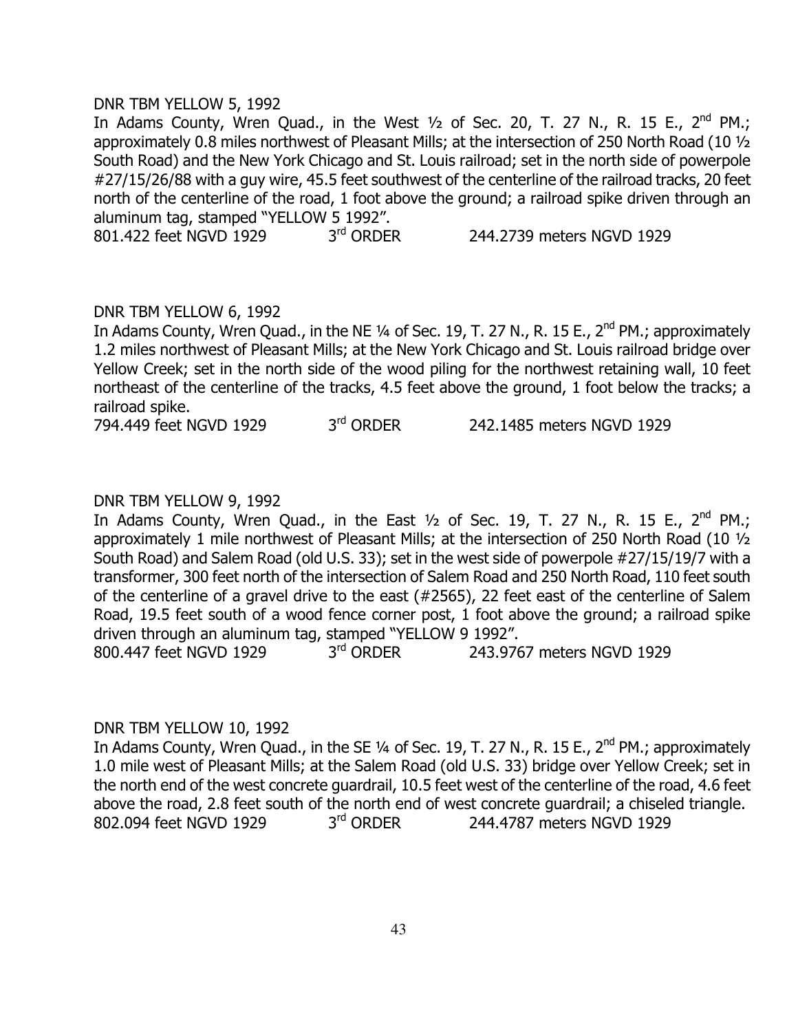DNR TBM YELLOW 5, 1992

In Adams County, Wren Quad., in the West ½ of Sec. 20, T. 27 N., R. 15 E., 2nd PM.; approximately 0.8 miles northwest of Pleasant Mills; at the intersection of 250 North Road (10 ½ South Road) and the New York Chicago and St. Louis railroad; set in the north side of powerpole #27/15/26/88 with a guy wire, 45.5 feet southwest of the centerline of the railroad tracks, 20 feet north of the centerline of the road, 1 foot above the ground; a railroad spike driven through an aluminum tag, stamped "YELLOW 5 1992".

801.422 feet NGVD 1929 3rd ORDER 244.2739 meters NGVD 1929

DNR TBM YELLOW 6, 1992

In Adams County, Wren Quad., in the NE ¼ of Sec. 19, T. 27 N., R. 15 E., 2nd PM.; approximately 1.2 miles northwest of Pleasant Mills; at the New York Chicago and St. Louis railroad bridge over Yellow Creek; set in the north side of the wood piling for the northwest retaining wall, 10 feet northeast of the centerline of the tracks, 4.5 feet above the ground, 1 foot below the tracks; a railroad spike.

794.449 feet NGVD 1929 3rd ORDER 242.1485 meters NGVD 1929

DNR TBM YELLOW 9, 1992

In Adams County, Wren Quad., in the East ½ of Sec. 19, T. 27 N., R. 15 E., 2nd PM.; approximately 1 mile northwest of Pleasant Mills; at the intersection of 250 North Road (10 ½ South Road) and Salem Road (old U.S. 33); set in the west side of powerpole #27/15/19/7 with a transformer, 300 feet north of the intersection of Salem Road and 250 North Road, 110 feet south of the centerline of a gravel drive to the east (#2565), 22 feet east of the centerline of Salem Road, 19.5 feet south of a wood fence corner post, 1 foot above the ground; a railroad spike driven through an aluminum tag, stamped "YELLOW 9 1992".

800.447 feet NGVD 1929 3rd ORDER 243.9767 meters NGVD 1929

DNR TBM YELLOW 10, 1992

In Adams County, Wren Quad., in the SE ¼ of Sec. 19, T. 27 N., R. 15 E., 2nd PM.; approximately 1.0 mile west of Pleasant Mills; at the Salem Road (old U.S. 33) bridge over Yellow Creek; set in the north end of the west concrete guardrail, 10.5 feet west of the centerline of the road, 4.6 feet above the road, 2.8 feet south of the north end of west concrete guardrail; a chiseled triangle.

802.094 feet NGVD 1929 3rd ORDER 244.4787 meters NGVD 1929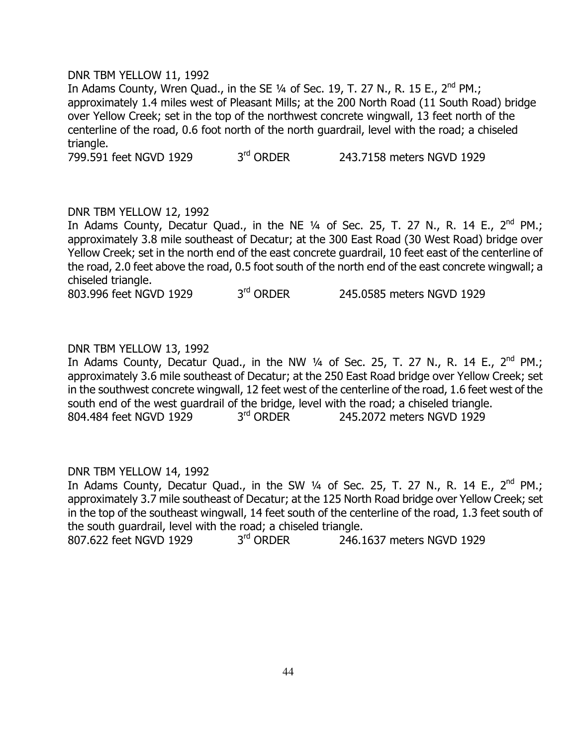DNR TBM YELLOW 11, 1992

In Adams County, Wren Quad., in the SE ¼ of Sec. 19, T. 27 N., R. 15 E., 2nd PM.; approximately 1.4 miles west of Pleasant Mills; at the 200 North Road (11 South Road) bridge over Yellow Creek; set in the top of the northwest concrete wingwall, 13 feet north of the centerline of the road, 0.6 foot north of the north guardrail, level with the road; a chiseled triangle.

799.591 feet NGVD 1929 3rd ORDER 243.7158 meters NGVD 1929

DNR TBM YELLOW 12, 1992

In Adams County, Decatur Quad., in the NE ¼ of Sec. 25, T. 27 N., R. 14 E., 2nd PM.; approximately 3.8 mile southeast of Decatur; at the 300 East Road (30 West Road) bridge over Yellow Creek; set in the north end of the east concrete guardrail, 10 feet east of the centerline of the road, 2.0 feet above the road, 0.5 foot south of the north end of the east concrete wingwall; a chiseled triangle.

803.996 feet NGVD 1929 3rd ORDER 245.0585 meters NGVD 1929

DNR TBM YELLOW 13, 1992

In Adams County, Decatur Quad., in the NW ¼ of Sec. 25, T. 27 N., R. 14 E., 2nd PM.; approximately 3.6 mile southeast of Decatur; at the 250 East Road bridge over Yellow Creek; set in the southwest concrete wingwall, 12 feet west of the centerline of the road, 1.6 feet west of the south end of the west guardrail of the bridge, level with the road; a chiseled triangle.

804.484 feet NGVD 1929 3rd ORDER 245.2072 meters NGVD 1929

DNR TBM YELLOW 14, 1992

In Adams County, Decatur Quad., in the SW ¼ of Sec. 25, T. 27 N., R. 14 E., 2nd PM.; approximately 3.7 mile southeast of Decatur; at the 125 North Road bridge over Yellow Creek; set in the top of the southeast wingwall, 14 feet south of the centerline of the road, 1.3 feet south of the south guardrail, level with the road; a chiseled triangle.

807.622 feet NGVD 1929 3rd ORDER 246.1637 meters NGVD 1929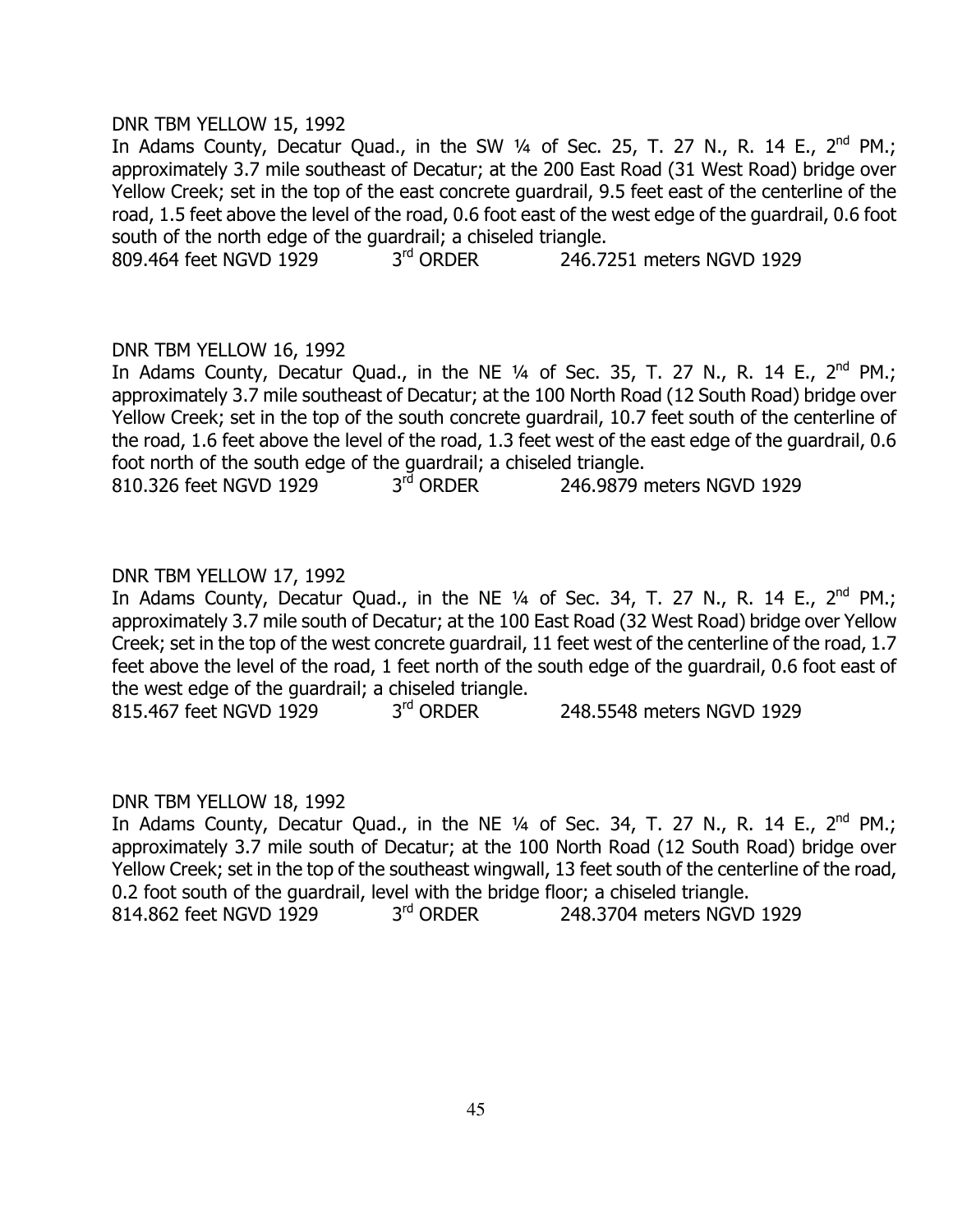DNR TBM YELLOW 15, 1992

In Adams County, Decatur Quad., in the SW ¼ of Sec. 25, T. 27 N., R. 14 E., 2nd PM.; approximately 3.7 mile southeast of Decatur; at the 200 East Road (31 West Road) bridge over Yellow Creek; set in the top of the east concrete guardrail, 9.5 feet east of the centerline of the road, 1.5 feet above the level of the road, 0.6 foot east of the west edge of the guardrail, 0.6 foot south of the north edge of the guardrail; a chiseled triangle.

809.464 feet NGVD 1929 3rd ORDER 246.7251 meters NGVD 1929

DNR TBM YELLOW 16, 1992

In Adams County, Decatur Quad., in the NE ¼ of Sec. 35, T. 27 N., R. 14 E., 2nd PM.; approximately 3.7 mile southeast of Decatur; at the 100 North Road (12 South Road) bridge over Yellow Creek; set in the top of the south concrete guardrail, 10.7 feet south of the centerline of the road, 1.6 feet above the level of the road, 1.3 feet west of the east edge of the guardrail, 0.6 foot north of the south edge of the guardrail; a chiseled triangle.

810.326 feet NGVD 1929 3rd ORDER 246.9879 meters NGVD 1929

DNR TBM YELLOW 17, 1992

In Adams County, Decatur Quad., in the NE ¼ of Sec. 34, T. 27 N., R. 14 E., 2nd PM.; approximately 3.7 mile south of Decatur; at the 100 East Road (32 West Road) bridge over Yellow Creek; set in the top of the west concrete guardrail, 11 feet west of the centerline of the road, 1.7 feet above the level of the road, 1 feet north of the south edge of the guardrail, 0.6 foot east of the west edge of the guardrail; a chiseled triangle.

815.467 feet NGVD 1929 3rd ORDER 248.5548 meters NGVD 1929

DNR TBM YELLOW 18, 1992

In Adams County, Decatur Quad., in the NE ¼ of Sec. 34, T. 27 N., R. 14 E., 2nd PM.; approximately 3.7 mile south of Decatur; at the 100 North Road (12 South Road) bridge over Yellow Creek; set in the top of the southeast wingwall, 13 feet south of the centerline of the road, 0.2 foot south of the guardrail, level with the bridge floor; a chiseled triangle.

814.862 feet NGVD 1929 3rd ORDER 248.3704 meters NGVD 1929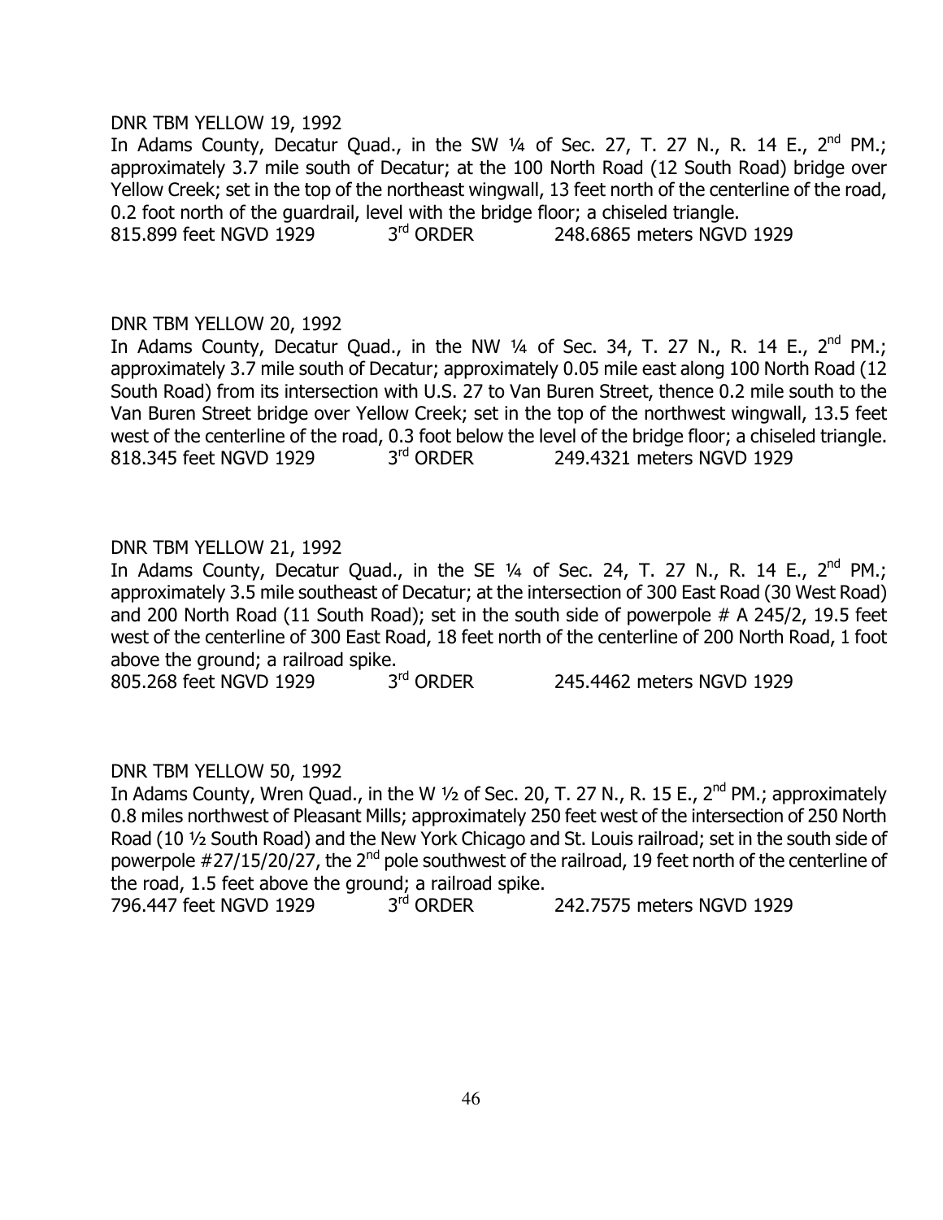DNR TBM YELLOW 19, 1992

In Adams County, Decatur Quad., in the SW ¼ of Sec. 27, T. 27 N., R. 14 E., 2nd PM.; approximately 3.7 mile south of Decatur; at the 100 North Road (12 South Road) bridge over Yellow Creek; set in the top of the northeast wingwall, 13 feet north of the centerline of the road, 0.2 foot north of the guardrail, level with the bridge floor; a chiseled triangle.

815.899 feet NGVD 1929 3rd ORDER 248.6865 meters NGVD 1929

DNR TBM YELLOW 20, 1992

In Adams County, Decatur Quad., in the NW ¼ of Sec. 34, T. 27 N., R. 14 E., 2nd PM.; approximately 3.7 mile south of Decatur; approximately 0.05 mile east along 100 North Road (12 South Road) from its intersection with U.S. 27 to Van Buren Street, thence 0.2 mile south to the Van Buren Street bridge over Yellow Creek; set in the top of the northwest wingwall, 13.5 feet west of the centerline of the road, 0.3 foot below the level of the bridge floor; a chiseled triangle.

818.345 feet NGVD 1929 3rd ORDER 249.4321 meters NGVD 1929

DNR TBM YELLOW 21, 1992

In Adams County, Decatur Quad., in the SE ¼ of Sec. 24, T. 27 N., R. 14 E., 2nd PM.; approximately 3.5 mile southeast of Decatur; at the intersection of 300 East Road (30 West Road) and 200 North Road (11 South Road); set in the south side of powerpole # A 245/2, 19.5 feet west of the centerline of 300 East Road, 18 feet north of the centerline of 200 North Road, 1 foot above the ground; a railroad spike.

805.268 feet NGVD 1929 3rd ORDER 245.4462 meters NGVD 1929

DNR TBM YELLOW 50, 1992

In Adams County, Wren Quad., in the W ½ of Sec. 20, T. 27 N., R. 15 E., 2nd PM.; approximately 0.8 miles northwest of Pleasant Mills; approximately 250 feet west of the intersection of 250 North Road (10 ½ South Road) and the New York Chicago and St. Louis railroad; set in the south side of powerpole #27/15/20/27, the 2nd pole southwest of the railroad, 19 feet north of the centerline of the road, 1.5 feet above the ground; a railroad spike.

796.447 feet NGVD 1929 3rd ORDER 242.7575 meters NGVD 1929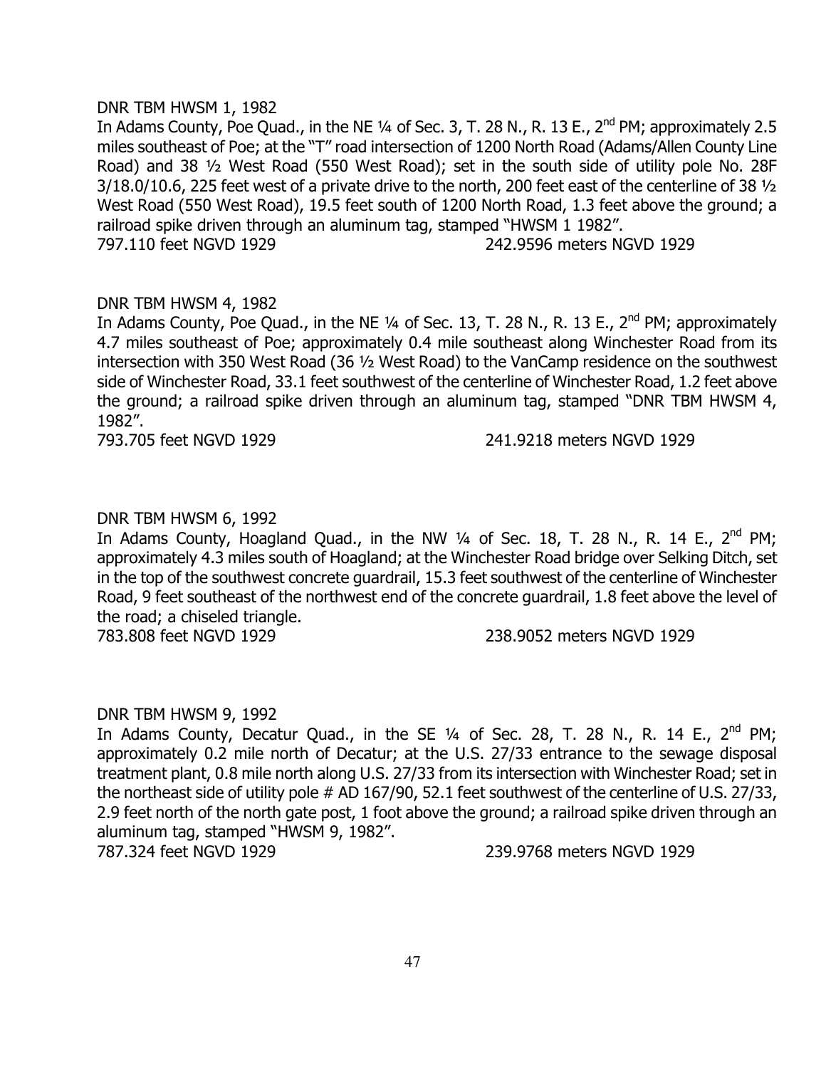DNR TBM HWSM 1, 1982

In Adams County, Poe Quad., in the NE ¼ of Sec. 3, T. 28 N., R. 13 E., 2nd PM; approximately 2.5 miles southeast of Poe; at the "T" road intersection of 1200 North Road (Adams/Allen County Line Road) and 38 ½ West Road (550 West Road); set in the south side of utility pole No. 28F 3/18.0/10.6, 225 feet west of a private drive to the north, 200 feet east of the centerline of 38 ½ West Road (550 West Road), 19.5 feet south of 1200 North Road, 1.3 feet above the ground; a railroad spike driven through an aluminum tag, stamped "HWSM 1 1982".

797.110 feet NGVD 1929 242.9596 meters NGVD 1929

DNR TBM HWSM 4, 1982

In Adams County, Poe Quad., in the NE ¼ of Sec. 13, T. 28 N., R. 13 E., 2nd PM; approximately 4.7 miles southeast of Poe; approximately 0.4 mile southeast along Winchester Road from its intersection with 350 West Road (36 ½ West Road) to the VanCamp residence on the southwest side of Winchester Road, 33.1 feet southwest of the centerline of Winchester Road, 1.2 feet above the ground; a railroad spike driven through an aluminum tag, stamped "DNR TBM HWSM 4, 1982".

793.705 feet NGVD 1929 241.9218 meters NGVD 1929

DNR TBM HWSM 6, 1992

In Adams County, Hoagland Quad., in the NW ¼ of Sec. 18, T. 28 N., R. 14 E., 2nd PM; approximately 4.3 miles south of Hoagland; at the Winchester Road bridge over Selking Ditch, set in the top of the southwest concrete guardrail, 15.3 feet southwest of the centerline of Winchester Road, 9 feet southeast of the northwest end of the concrete guardrail, 1.8 feet above the level of the road; a chiseled triangle.

783.808 feet NGVD 1929 238.9052 meters NGVD 1929

DNR TBM HWSM 9, 1992

In Adams County, Decatur Quad., in the SE ¼ of Sec. 28, T. 28 N., R. 14 E., 2nd PM; approximately 0.2 mile north of Decatur; at the U.S. 27/33 entrance to the sewage disposal treatment plant, 0.8 mile north along U.S. 27/33 from its intersection with Winchester Road; set in the northeast side of utility pole # AD 167/90, 52.1 feet southwest of the centerline of U.S. 27/33, 2.9 feet north of the north gate post, 1 foot above the ground; a railroad spike driven through an aluminum tag, stamped "HWSM 9, 1982".

787.324 feet NGVD 1929 239.9768 meters NGVD 1929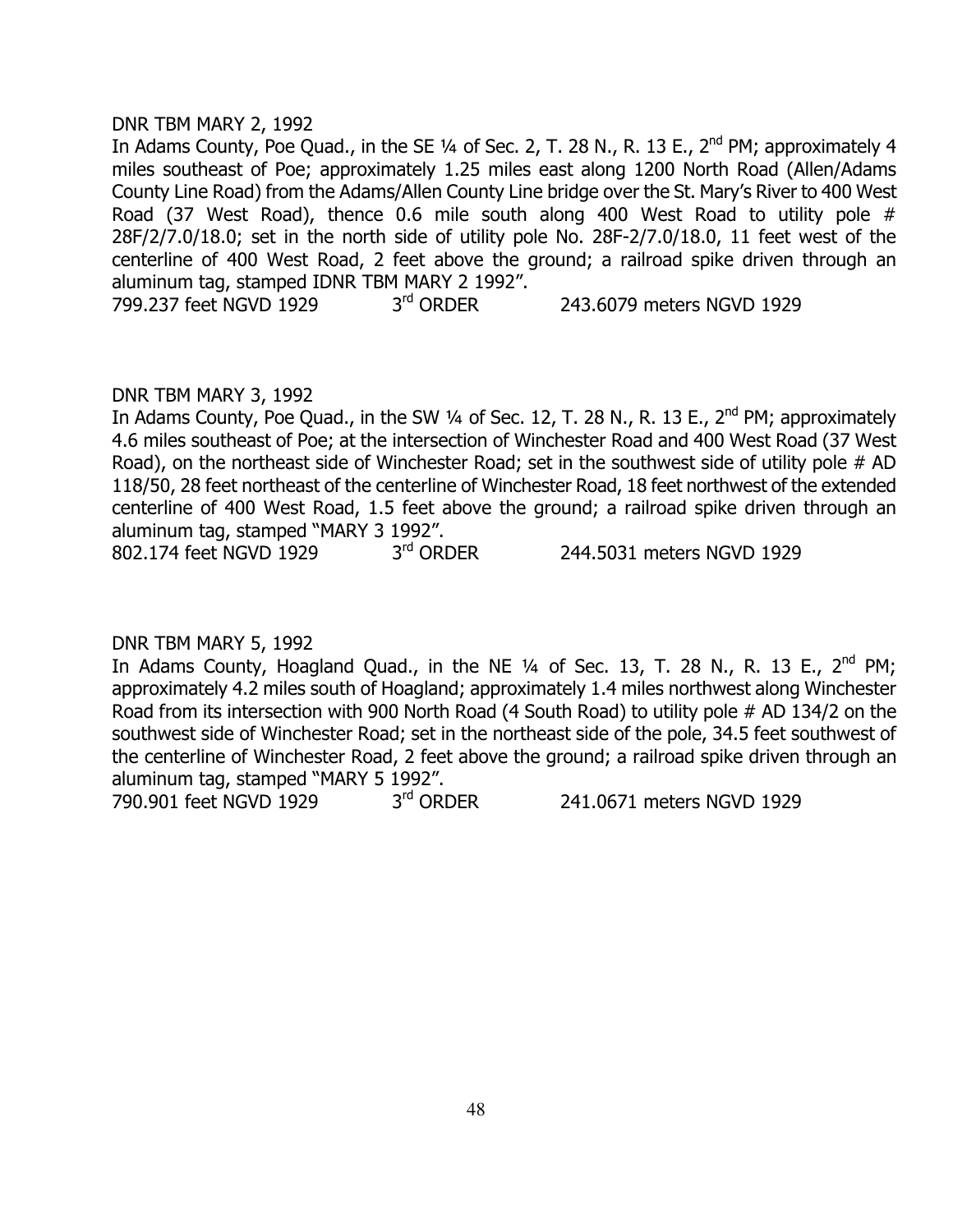DNR TBM MARY 2, 1992

In Adams County, Poe Quad., in the SE ¼ of Sec. 2, T. 28 N., R. 13 E., 2nd PM; approximately 4 miles southeast of Poe; approximately 1.25 miles east along 1200 North Road (Allen/Adams County Line Road) from the Adams/Allen County Line bridge over the St. Mary's River to 400 West Road (37 West Road), thence 0.6 mile south along 400 West Road to utility pole # 28F/2/7.0/18.0; set in the north side of utility pole No. 28F-2/7.0/18.0, 11 feet west of the centerline of 400 West Road, 2 feet above the ground; a railroad spike driven through an aluminum tag, stamped IDNR TBM MARY 2 1992".

799.237 feet NGVD 1929 3rd ORDER 243.6079 meters NGVD 1929

DNR TBM MARY 3, 1992

In Adams County, Poe Quad., in the SW ¼ of Sec. 12, T. 28 N., R. 13 E., 2nd PM; approximately 4.6 miles southeast of Poe; at the intersection of Winchester Road and 400 West Road (37 West Road), on the northeast side of Winchester Road; set in the southwest side of utility pole # AD 118/50, 28 feet northeast of the centerline of Winchester Road, 18 feet northwest of the extended centerline of 400 West Road, 1.5 feet above the ground; a railroad spike driven through an aluminum tag, stamped "MARY 3 1992".

802.174 feet NGVD 1929 3rd ORDER 244.5031 meters NGVD 1929

DNR TBM MARY 5, 1992

In Adams County, Hoagland Quad., in the NE ¼ of Sec. 13, T. 28 N., R. 13 E., 2nd PM; approximately 4.2 miles south of Hoagland; approximately 1.4 miles northwest along Winchester Road from its intersection with 900 North Road (4 South Road) to utility pole # AD 134/2 on the southwest side of Winchester Road; set in the northeast side of the pole, 34.5 feet southwest of the centerline of Winchester Road, 2 feet above the ground; a railroad spike driven through an aluminum tag, stamped "MARY 5 1992".

790.901 feet NGVD 1929 3rd ORDER 241.0671 meters NGVD 1929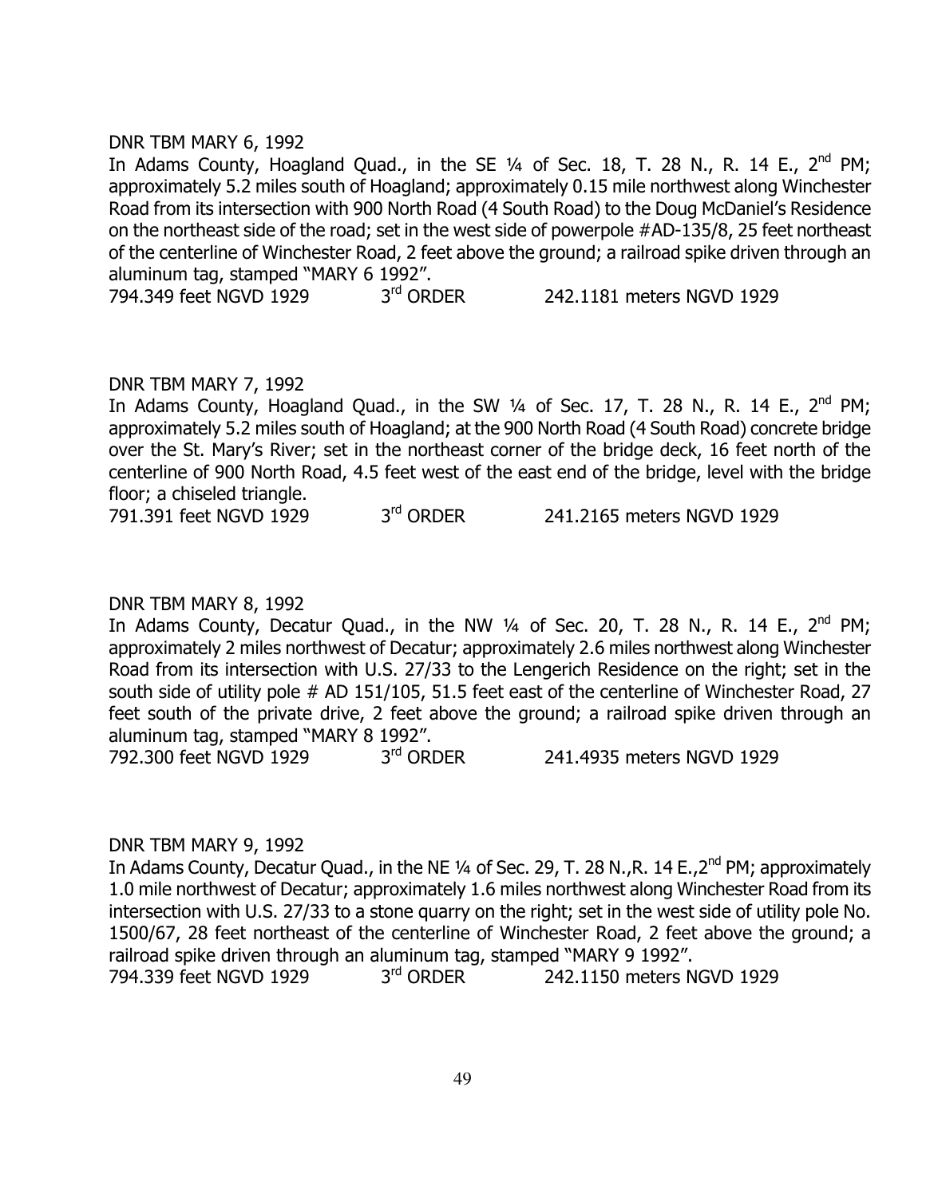DNR TBM MARY 6, 1992

In Adams County, Hoagland Quad., in the SE ¼ of Sec. 18, T. 28 N., R. 14 E., 2nd PM; approximately 5.2 miles south of Hoagland; approximately 0.15 mile northwest along Winchester Road from its intersection with 900 North Road (4 South Road) to the Doug McDaniel's Residence on the northeast side of the road; set in the west side of powerpole #AD-135/8, 25 feet northeast of the centerline of Winchester Road, 2 feet above the ground; a railroad spike driven through an aluminum tag, stamped "MARY 6 1992".

794.349 feet NGVD 1929 3rd ORDER 242.1181 meters NGVD 1929

DNR TBM MARY 7, 1992

In Adams County, Hoagland Quad., in the SW ¼ of Sec. 17, T. 28 N., R. 14 E., 2nd PM; approximately 5.2 miles south of Hoagland; at the 900 North Road (4 South Road) concrete bridge over the St. Mary's River; set in the northeast corner of the bridge deck, 16 feet north of the centerline of 900 North Road, 4.5 feet west of the east end of the bridge, level with the bridge floor; a chiseled triangle.

791.391 feet NGVD 1929 3rd ORDER 241.2165 meters NGVD 1929

DNR TBM MARY 8, 1992

In Adams County, Decatur Quad., in the NW ¼ of Sec. 20, T. 28 N., R. 14 E., 2nd PM; approximately 2 miles northwest of Decatur; approximately 2.6 miles northwest along Winchester Road from its intersection with U.S. 27/33 to the Lengerich Residence on the right; set in the south side of utility pole # AD 151/105, 51.5 feet east of the centerline of Winchester Road, 27 feet south of the private drive, 2 feet above the ground; a railroad spike driven through an aluminum tag, stamped "MARY 8 1992".

792.300 feet NGVD 1929 3rd ORDER 241.4935 meters NGVD 1929

DNR TBM MARY 9, 1992

In Adams County, Decatur Quad., in the NE ¼ of Sec. 29, T. 28 N.,R. 14 E.,2nd PM; approximately 1.0 mile northwest of Decatur; approximately 1.6 miles northwest along Winchester Road from its intersection with U.S. 27/33 to a stone quarry on the right; set in the west side of utility pole No. 1500/67, 28 feet northeast of the centerline of Winchester Road, 2 feet above the ground; a railroad spike driven through an aluminum tag, stamped "MARY 9 1992".

794.339 feet NGVD 1929 3rd ORDER 242.1150 meters NGVD 1929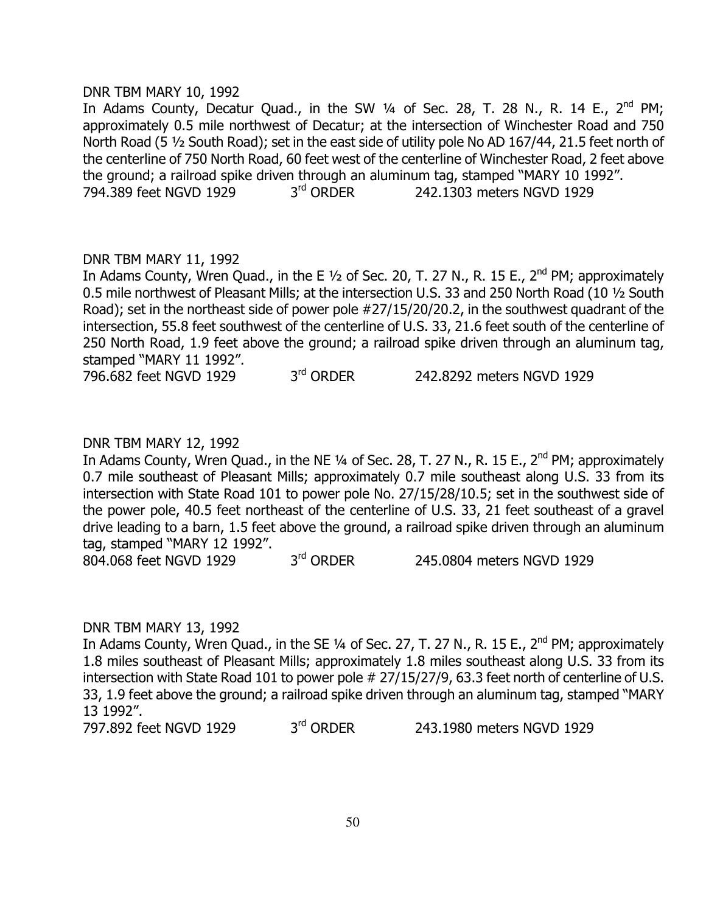DNR TBM MARY 10, 1992

In Adams County, Decatur Quad., in the SW ¼ of Sec. 28, T. 28 N., R. 14 E., 2nd PM; approximately 0.5 mile northwest of Decatur; at the intersection of Winchester Road and 750 North Road (5 ½ South Road); set in the east side of utility pole No AD 167/44, 21.5 feet north of the centerline of 750 North Road, 60 feet west of the centerline of Winchester Road, 2 feet above the ground; a railroad spike driven through an aluminum tag, stamped "MARY 10 1992".

794.389 feet NGVD 1929 3rd ORDER 242.1303 meters NGVD 1929

DNR TBM MARY 11, 1992

In Adams County, Wren Quad., in the E ½ of Sec. 20, T. 27 N., R. 15 E., 2nd PM; approximately 0.5 mile northwest of Pleasant Mills; at the intersection U.S. 33 and 250 North Road (10 ½ South Road); set in the northeast side of power pole #27/15/20/20.2, in the southwest quadrant of the intersection, 55.8 feet southwest of the centerline of U.S. 33, 21.6 feet south of the centerline of 250 North Road, 1.9 feet above the ground; a railroad spike driven through an aluminum tag, stamped "MARY 11 1992".

796.682 feet NGVD 1929 3rd ORDER 242.8292 meters NGVD 1929

DNR TBM MARY 12, 1992

In Adams County, Wren Quad., in the NE ¼ of Sec. 28, T. 27 N., R. 15 E., 2nd PM; approximately 0.7 mile southeast of Pleasant Mills; approximately 0.7 mile southeast along U.S. 33 from its intersection with State Road 101 to power pole No. 27/15/28/10.5; set in the southwest side of the power pole, 40.5 feet northeast of the centerline of U.S. 33, 21 feet southeast of a gravel drive leading to a barn, 1.5 feet above the ground, a railroad spike driven through an aluminum tag, stamped "MARY 12 1992".

804.068 feet NGVD 1929 3rd ORDER 245.0804 meters NGVD 1929

DNR TBM MARY 13, 1992

In Adams County, Wren Quad., in the SE ¼ of Sec. 27, T. 27 N., R. 15 E., 2nd PM; approximately 1.8 miles southeast of Pleasant Mills; approximately 1.8 miles southeast along U.S. 33 from its intersection with State Road 101 to power pole # 27/15/27/9, 63.3 feet north of centerline of U.S. 33, 1.9 feet above the ground; a railroad spike driven through an aluminum tag, stamped "MARY 13 1992".

797.892 feet NGVD 1929 3rd ORDER 243.1980 meters NGVD 1929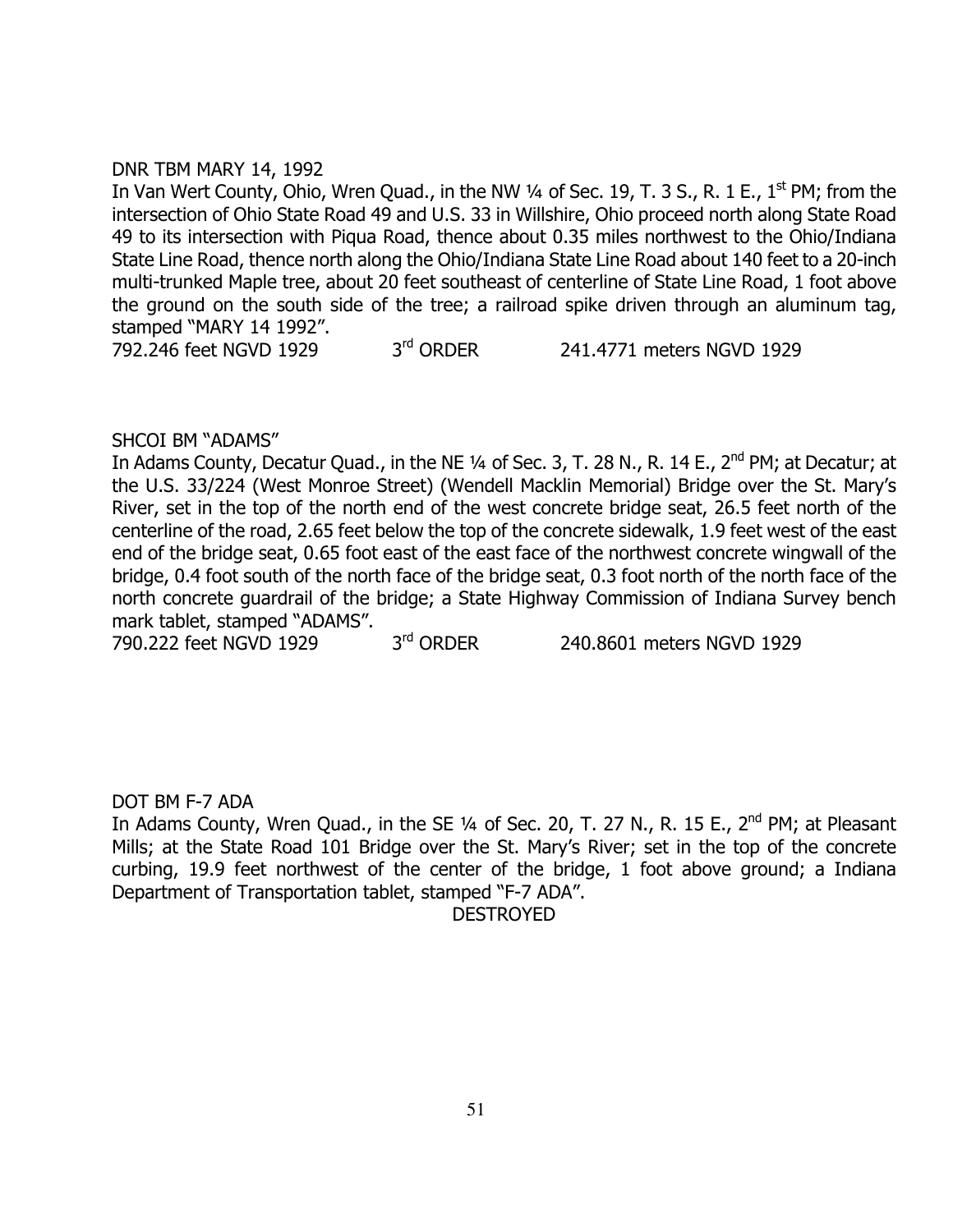DNR TBM MARY 14, 1992

In Van Wert County, Ohio, Wren Quad., in the NW ¼ of Sec. 19, T. 3 S., R. 1 E., 1st PM; from the intersection of Ohio State Road 49 and U.S. 33 in Willshire, Ohio proceed north along State Road 49 to its intersection with Piqua Road, thence about 0.35 miles northwest to the Ohio/Indiana State Line Road, thence north along the Ohio/Indiana State Line Road about 140 feet to a 20-inch multi-trunked Maple tree, about 20 feet southeast of centerline of State Line Road, 1 foot above the ground on the south side of the tree; a railroad spike driven through an aluminum tag, stamped "MARY 14 1992".

792.246 feet NGVD 1929    3rd ORDER    241.4771 meters NGVD 1929

SHCOI BM "ADAMS"

In Adams County, Decatur Quad., in the NE ¼ of Sec. 3, T. 28 N., R. 14 E., 2nd PM; at Decatur; at the U.S. 33/224 (West Monroe Street) (Wendell Macklin Memorial) Bridge over the St. Mary's River, set in the top of the north end of the west concrete bridge seat, 26.5 feet north of the centerline of the road, 2.65 feet below the top of the concrete sidewalk, 1.9 feet west of the east end of the bridge seat, 0.65 foot east of the east face of the northwest concrete wingwall of the bridge, 0.4 foot south of the north face of the bridge seat, 0.3 foot north of the north face of the north concrete guardrail of the bridge; a State Highway Commission of Indiana Survey bench mark tablet, stamped "ADAMS".

790.222 feet NGVD 1929    3rd ORDER    240.8601 meters NGVD 1929

DOT BM F-7 ADA

In Adams County, Wren Quad., in the SE ¼ of Sec. 20, T. 27 N., R. 15 E., 2nd PM; at Pleasant Mills; at the State Road 101 Bridge over the St. Mary's River; set in the top of the concrete curbing, 19.9 feet northwest of the center of the bridge, 1 foot above ground; a Indiana Department of Transportation tablet, stamped "F-7 ADA".

DESTROYED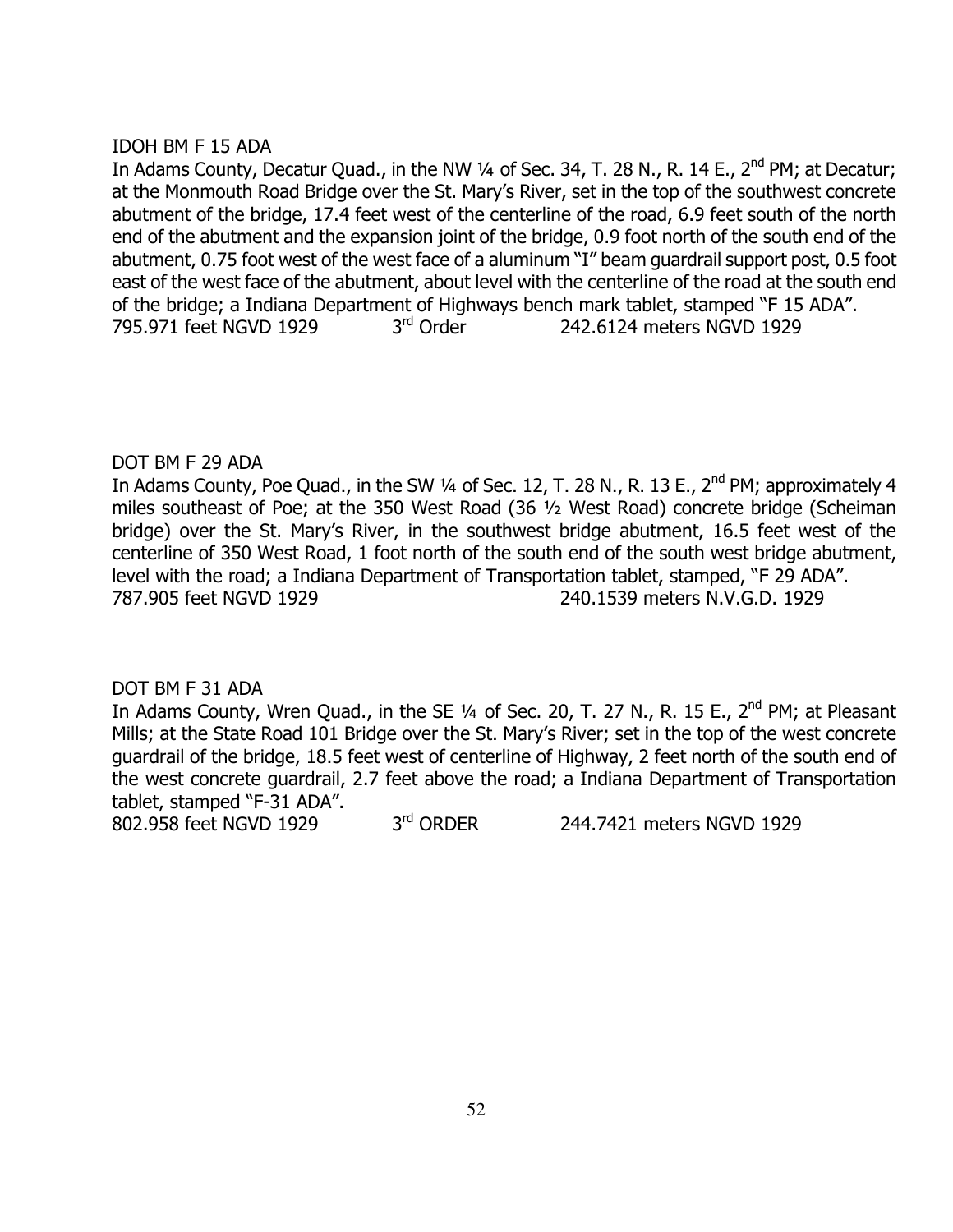IDOH BM F 15 ADA

In Adams County, Decatur Quad., in the NW ¼ of Sec. 34, T. 28 N., R. 14 E., 2nd PM; at Decatur; at the Monmouth Road Bridge over the St. Mary's River, set in the top of the southwest concrete abutment of the bridge, 17.4 feet west of the centerline of the road, 6.9 feet south of the north end of the abutment and the expansion joint of the bridge, 0.9 foot north of the south end of the abutment, 0.75 foot west of the west face of a aluminum "I" beam guardrail support post, 0.5 foot east of the west face of the abutment, about level with the centerline of the road at the south end of the bridge; a Indiana Department of Highways bench mark tablet, stamped "F 15 ADA".

795.971 feet NGVD 1929 3rd Order 242.6124 meters NGVD 1929

DOT BM F 29 ADA

In Adams County, Poe Quad., in the SW ¼ of Sec. 12, T. 28 N., R. 13 E., 2nd PM; approximately 4 miles southeast of Poe; at the 350 West Road (36 ½ West Road) concrete bridge (Scheiman bridge) over the St. Mary's River, in the southwest bridge abutment, 16.5 feet west of the centerline of 350 West Road, 1 foot north of the south end of the south west bridge abutment, level with the road; a Indiana Department of Transportation tablet, stamped, "F 29 ADA".

787.905 feet NGVD 1929 240.1539 meters N.V.G.D. 1929

DOT BM F 31 ADA

In Adams County, Wren Quad., in the SE ¼ of Sec. 20, T. 27 N., R. 15 E., 2nd PM; at Pleasant Mills; at the State Road 101 Bridge over the St. Mary's River; set in the top of the west concrete guardrail of the bridge, 18.5 feet west of centerline of Highway, 2 feet north of the south end of the west concrete guardrail, 2.7 feet above the road; a Indiana Department of Transportation tablet, stamped "F-31 ADA".

802.958 feet NGVD 1929 3rd ORDER 244.7421 meters NGVD 1929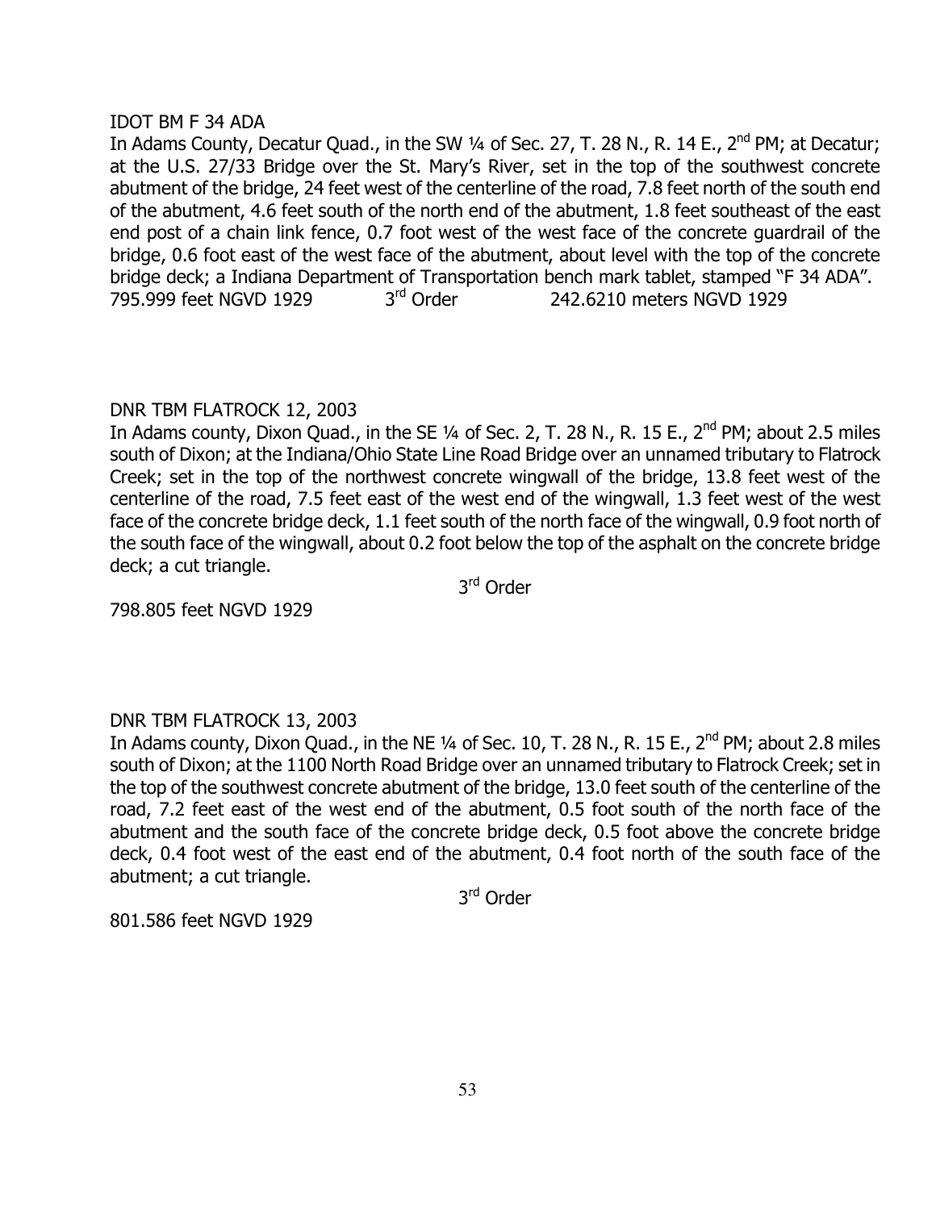IDOT BM F 34 ADA

In Adams County, Decatur Quad., in the SW ¼ of Sec. 27, T. 28 N., R. 14 E., 2nd PM; at Decatur; at the U.S. 27/33 Bridge over the St. Mary's River, set in the top of the southwest concrete abutment of the bridge, 24 feet west of the centerline of the road, 7.8 feet north of the south end of the abutment, 4.6 feet south of the north end of the abutment, 1.8 feet southeast of the east end post of a chain link fence, 0.7 foot west of the west face of the concrete guardrail of the bridge, 0.6 foot east of the west face of the abutment, about level with the top of the concrete bridge deck; a Indiana Department of Transportation bench mark tablet, stamped "F 34 ADA".

795.999 feet NGVD 1929 3rd Order 242.6210 meters NGVD 1929

DNR TBM FLATROCK 12, 2003

In Adams county, Dixon Quad., in the SE ¼ of Sec. 2, T. 28 N., R. 15 E., 2nd PM; about 2.5 miles south of Dixon; at the Indiana/Ohio State Line Road Bridge over an unnamed tributary to Flatrock Creek; set in the top of the northwest concrete wingwall of the bridge, 13.8 feet west of the centerline of the road, 7.5 feet east of the west end of the wingwall, 1.3 feet west of the west face of the concrete bridge deck, 1.1 feet south of the north face of the wingwall, 0.9 foot north of the south face of the wingwall, about 0.2 foot below the top of the asphalt on the concrete bridge deck; a cut triangle.

3rd Order

798.805 feet NGVD 1929

DNR TBM FLATROCK 13, 2003

In Adams county, Dixon Quad., in the NE ¼ of Sec. 10, T. 28 N., R. 15 E., 2nd PM; about 2.8 miles south of Dixon; at the 1100 North Road Bridge over an unnamed tributary to Flatrock Creek; set in the top of the southwest concrete abutment of the bridge, 13.0 feet south of the centerline of the road, 7.2 feet east of the west end of the abutment, 0.5 foot south of the north face of the abutment and the south face of the concrete bridge deck, 0.5 foot above the concrete bridge deck, 0.4 foot west of the east end of the abutment, 0.4 foot north of the south face of the abutment; a cut triangle.

3rd Order

801.586 feet NGVD 1929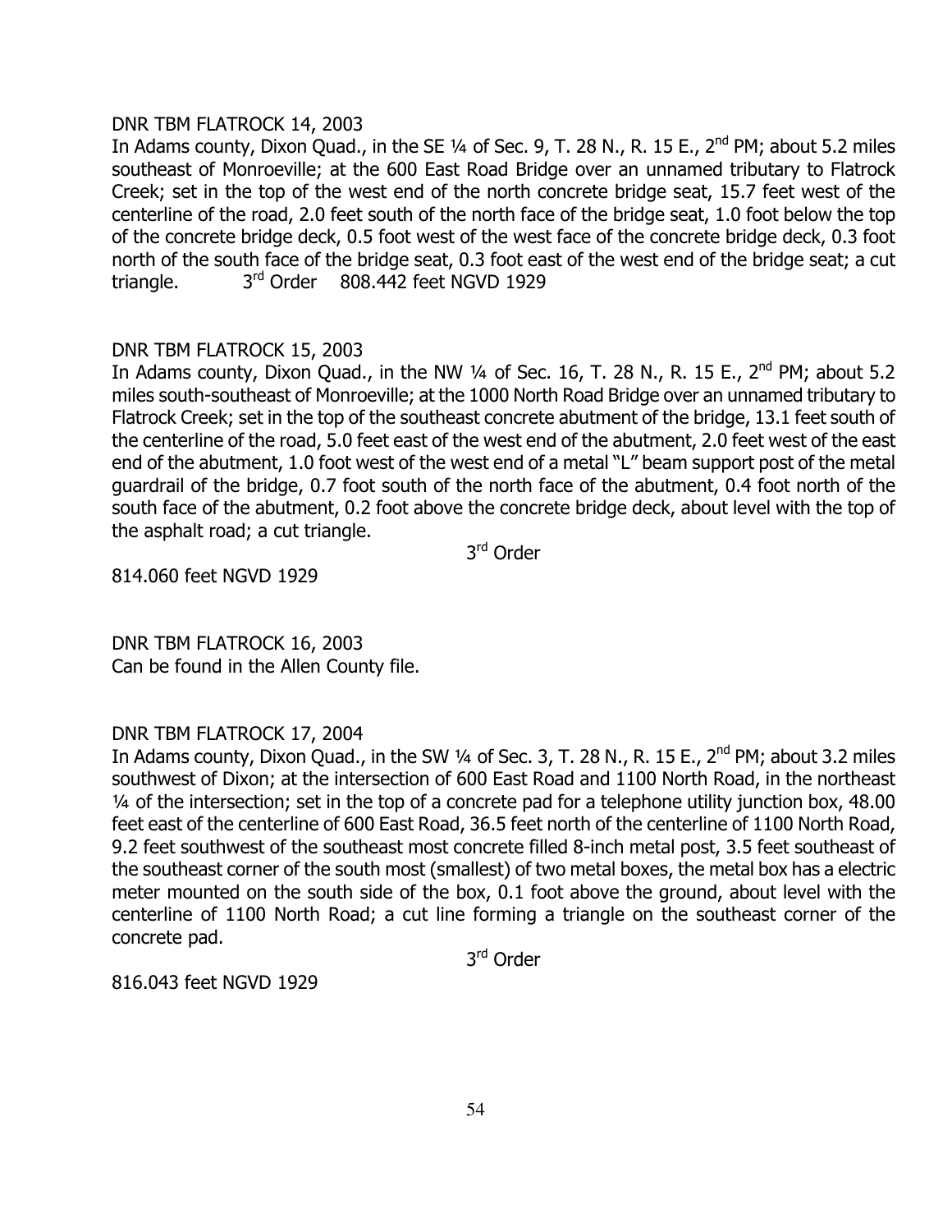DNR TBM FLATROCK 14, 2003

In Adams county, Dixon Quad., in the SE ¼ of Sec. 9, T. 28 N., R. 15 E., 2nd PM; about 5.2 miles southeast of Monroeville; at the 600 East Road Bridge over an unnamed tributary to Flatrock Creek; set in the top of the west end of the north concrete bridge seat, 15.7 feet west of the centerline of the road, 2.0 feet south of the north face of the bridge seat, 1.0 foot below the top of the concrete bridge deck, 0.5 foot west of the west face of the concrete bridge deck, 0.3 foot north of the south face of the bridge seat, 0.3 foot east of the west end of the bridge seat; a cut triangle. 3rd Order 808.442 feet NGVD 1929

DNR TBM FLATROCK 15, 2003

In Adams county, Dixon Quad., in the NW ¼ of Sec. 16, T. 28 N., R. 15 E., 2nd PM; about 5.2 miles south-southeast of Monroeville; at the 1000 North Road Bridge over an unnamed tributary to Flatrock Creek; set in the top of the southeast concrete abutment of the bridge, 13.1 feet south of the centerline of the road, 5.0 feet east of the west end of the abutment, 2.0 feet west of the east end of the abutment, 1.0 foot west of the west end of a metal "L" beam support post of the metal guardrail of the bridge, 0.7 foot south of the north face of the abutment, 0.4 foot north of the south face of the abutment, 0.2 foot above the concrete bridge deck, about level with the top of the asphalt road; a cut triangle.

3rd Order

814.060 feet NGVD 1929

DNR TBM FLATROCK 16, 2003

Can be found in the Allen County file.

DNR TBM FLATROCK 17, 2004

In Adams county, Dixon Quad., in the SW ¼ of Sec. 3, T. 28 N., R. 15 E., 2nd PM; about 3.2 miles southwest of Dixon; at the intersection of 600 East Road and 1100 North Road, in the northeast ¼ of the intersection; set in the top of a concrete pad for a telephone utility junction box, 48.00 feet east of the centerline of 600 East Road, 36.5 feet north of the centerline of 1100 North Road, 9.2 feet southwest of the southeast most concrete filled 8-inch metal post, 3.5 feet southeast of the southeast corner of the south most (smallest) of two metal boxes, the metal box has a electric meter mounted on the south side of the box, 0.1 foot above the ground, about level with the centerline of 1100 North Road; a cut line forming a triangle on the southeast corner of the concrete pad.

3rd Order

816.043 feet NGVD 1929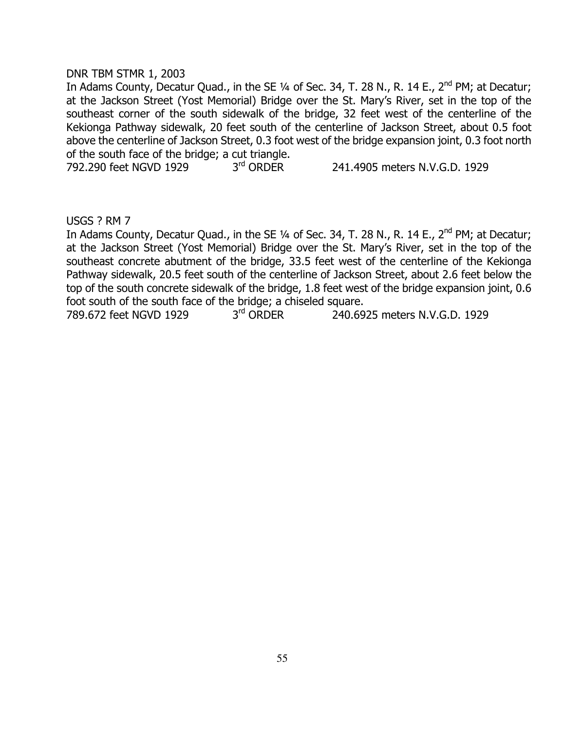DNR TBM STMR 1, 2003

In Adams County, Decatur Quad., in the SE ¼ of Sec. 34, T. 28 N., R. 14 E., 2nd PM; at Decatur; at the Jackson Street (Yost Memorial) Bridge over the St. Mary's River, set in the top of the southeast corner of the south sidewalk of the bridge, 32 feet west of the centerline of the Kekionga Pathway sidewalk, 20 feet south of the centerline of Jackson Street, about 0.5 foot above the centerline of Jackson Street, 0.3 foot west of the bridge expansion joint, 0.3 foot north of the south face of the bridge; a cut triangle.

792.290 feet NGVD 1929 3rd ORDER 241.4905 meters N.V.G.D. 1929

USGS ? RM 7

In Adams County, Decatur Quad., in the SE ¼ of Sec. 34, T. 28 N., R. 14 E., 2nd PM; at Decatur; at the Jackson Street (Yost Memorial) Bridge over the St. Mary's River, set in the top of the southeast concrete abutment of the bridge, 33.5 feet west of the centerline of the Kekionga Pathway sidewalk, 20.5 feet south of the centerline of Jackson Street, about 2.6 feet below the top of the south concrete sidewalk of the bridge, 1.8 feet west of the bridge expansion joint, 0.6 foot south of the south face of the bridge; a chiseled square.

789.672 feet NGVD 1929 3rd ORDER 240.6925 meters N.V.G.D. 1929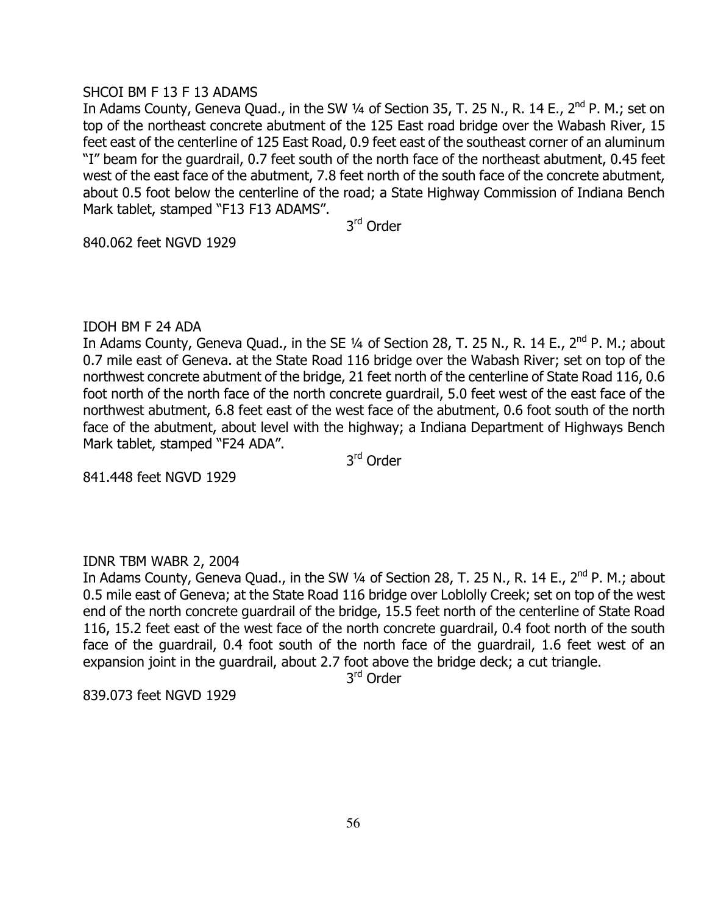SHCOI BM F 13 F 13 ADAMS

In Adams County, Geneva Quad., in the SW ¼ of Section 35, T. 25 N., R. 14 E., 2nd P. M.; set on top of the northeast concrete abutment of the 125 East road bridge over the Wabash River, 15 feet east of the centerline of 125 East Road, 0.9 feet east of the southeast corner of an aluminum "I" beam for the guardrail, 0.7 feet south of the north face of the northeast abutment, 0.45 feet west of the east face of the abutment, 7.8 feet north of the south face of the concrete abutment, about 0.5 foot below the centerline of the road; a State Highway Commission of Indiana Bench Mark tablet, stamped "F13 F13 ADAMS".

3rd Order

840.062 feet NGVD 1929

IDOH BM F 24 ADA

In Adams County, Geneva Quad., in the SE ¼ of Section 28, T. 25 N., R. 14 E., 2nd P. M.; about 0.7 mile east of Geneva. at the State Road 116 bridge over the Wabash River; set on top of the northwest concrete abutment of the bridge, 21 feet north of the centerline of State Road 116, 0.6 foot north of the north face of the north concrete guardrail, 5.0 feet west of the east face of the northwest abutment, 6.8 feet east of the west face of the abutment, 0.6 foot south of the north face of the abutment, about level with the highway; a Indiana Department of Highways Bench Mark tablet, stamped "F24 ADA".

3rd Order

841.448 feet NGVD 1929

IDNR TBM WABR 2, 2004

In Adams County, Geneva Quad., in the SW ¼ of Section 28, T. 25 N., R. 14 E., 2nd P. M.; about 0.5 mile east of Geneva; at the State Road 116 bridge over Loblolly Creek; set on top of the west end of the north concrete guardrail of the bridge, 15.5 feet north of the centerline of State Road 116, 15.2 feet east of the west face of the north concrete guardrail, 0.4 foot north of the south face of the guardrail, 0.4 foot south of the north face of the guardrail, 1.6 feet west of an expansion joint in the guardrail, about 2.7 foot above the bridge deck; a cut triangle.

3rd Order

839.073 feet NGVD 1929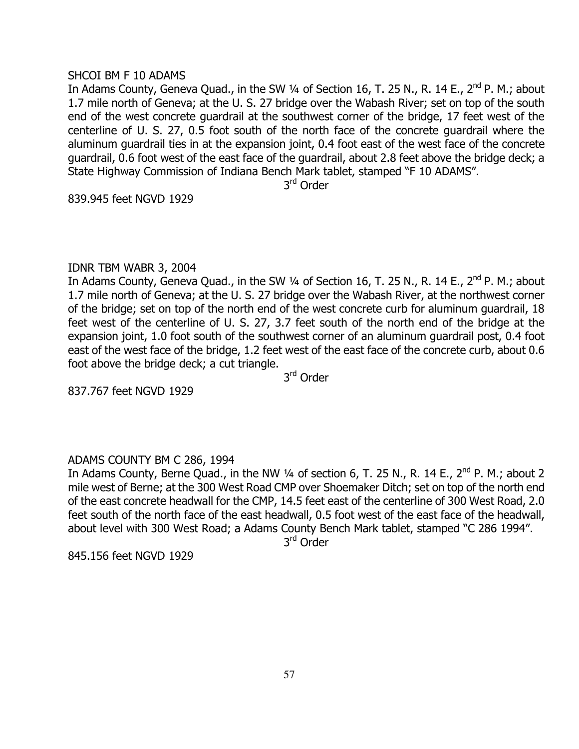SHCOI BM F 10 ADAMS

In Adams County, Geneva Quad., in the SW ¼ of Section 16, T. 25 N., R. 14 E., 2nd P. M.; about 1.7 mile north of Geneva; at the U. S. 27 bridge over the Wabash River; set on top of the south end of the west concrete guardrail at the southwest corner of the bridge, 17 feet west of the centerline of U. S. 27, 0.5 foot south of the north face of the concrete guardrail where the aluminum guardrail ties in at the expansion joint, 0.4 foot east of the west face of the concrete guardrail, 0.6 foot west of the east face of the guardrail, about 2.8 feet above the bridge deck; a State Highway Commission of Indiana Bench Mark tablet, stamped "F 10 ADAMS".

3rd Order

839.945 feet NGVD 1929

IDNR TBM WABR 3, 2004

In Adams County, Geneva Quad., in the SW ¼ of Section 16, T. 25 N., R. 14 E., 2nd P. M.; about 1.7 mile north of Geneva; at the U. S. 27 bridge over the Wabash River, at the northwest corner of the bridge; set on top of the north end of the west concrete curb for aluminum guardrail, 18 feet west of the centerline of U. S. 27, 3.7 feet south of the north end of the bridge at the expansion joint, 1.0 foot south of the southwest corner of an aluminum guardrail post, 0.4 foot east of the west face of the bridge, 1.2 feet west of the east face of the concrete curb, about 0.6 foot above the bridge deck; a cut triangle.

3rd Order

837.767 feet NGVD 1929

ADAMS COUNTY BM C 286, 1994

In Adams County, Berne Quad., in the NW ¼ of section 6, T. 25 N., R. 14 E., 2nd P. M.; about 2 mile west of Berne; at the 300 West Road CMP over Shoemaker Ditch; set on top of the north end of the east concrete headwall for the CMP, 14.5 feet east of the centerline of 300 West Road, 2.0 feet south of the north face of the east headwall, 0.5 foot west of the east face of the headwall, about level with 300 West Road; a Adams County Bench Mark tablet, stamped "C 286 1994".

3rd Order

845.156 feet NGVD 1929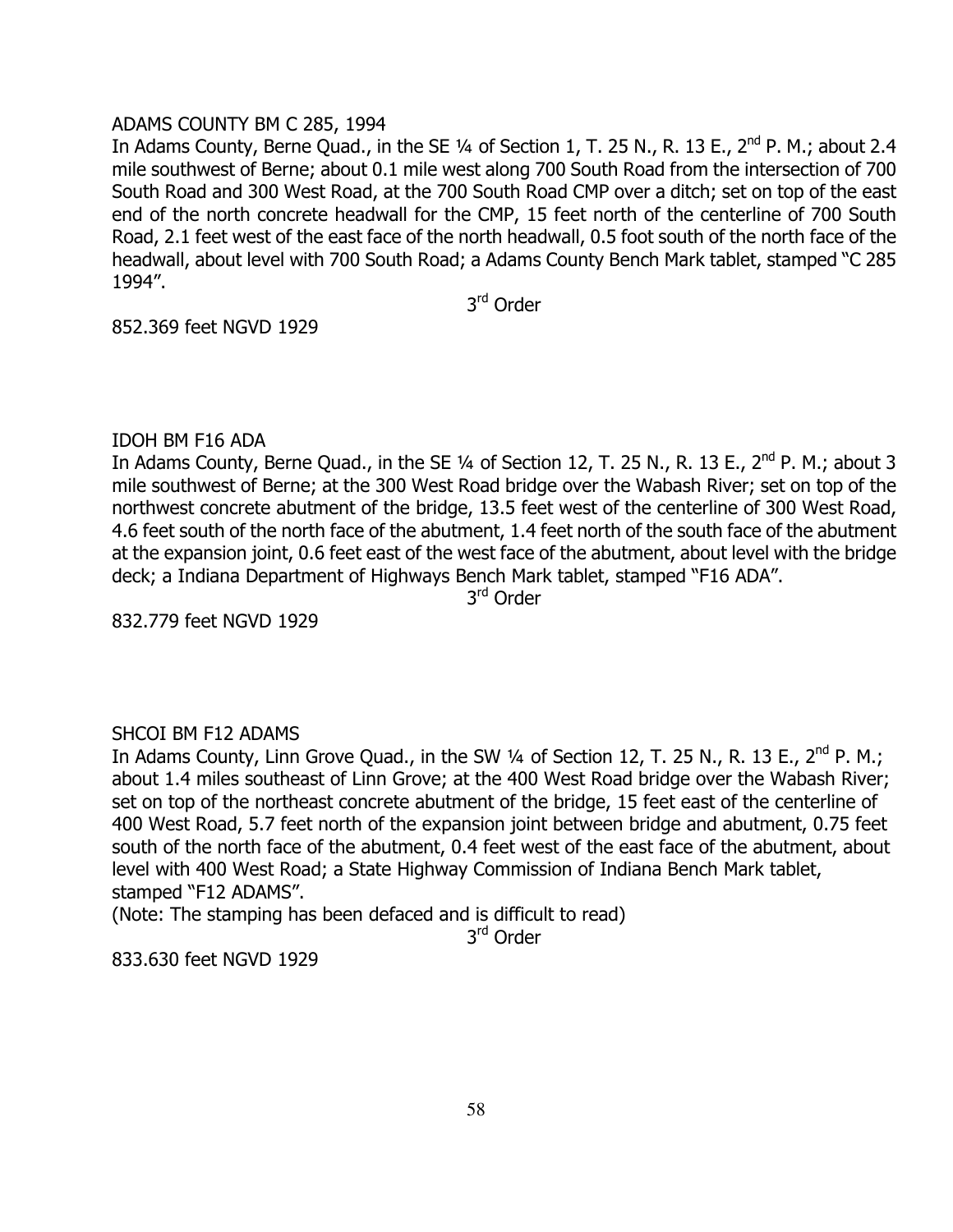ADAMS COUNTY BM C 285, 1994

In Adams County, Berne Quad., in the SE ¼ of Section 1, T. 25 N., R. 13 E., 2nd P. M.; about 2.4 mile southwest of Berne; about 0.1 mile west along 700 South Road from the intersection of 700 South Road and 300 West Road, at the 700 South Road CMP over a ditch; set on top of the east end of the north concrete headwall for the CMP, 15 feet north of the centerline of 700 South Road, 2.1 feet west of the east face of the north headwall, 0.5 foot south of the north face of the headwall, about level with 700 South Road; a Adams County Bench Mark tablet, stamped "C 285 1994".

3rd Order

852.369 feet NGVD 1929

IDOH BM F16 ADA

In Adams County, Berne Quad., in the SE ¼ of Section 12, T. 25 N., R. 13 E., 2nd P. M.; about 3 mile southwest of Berne; at the 300 West Road bridge over the Wabash River; set on top of the northwest concrete abutment of the bridge, 13.5 feet west of the centerline of 300 West Road, 4.6 feet south of the north face of the abutment, 1.4 feet north of the south face of the abutment at the expansion joint, 0.6 feet east of the west face of the abutment, about level with the bridge deck; a Indiana Department of Highways Bench Mark tablet, stamped "F16 ADA".

3rd Order

832.779 feet NGVD 1929

SHCOI BM F12 ADAMS

In Adams County, Linn Grove Quad., in the SW ¼ of Section 12, T. 25 N., R. 13 E., 2nd P. M.; about 1.4 miles southeast of Linn Grove; at the 400 West Road bridge over the Wabash River; set on top of the northeast concrete abutment of the bridge, 15 feet east of the centerline of 400 West Road, 5.7 feet north of the expansion joint between bridge and abutment, 0.75 feet south of the north face of the abutment, 0.4 feet west of the east face of the abutment, about level with 400 West Road; a State Highway Commission of Indiana Bench Mark tablet, stamped "F12 ADAMS".

(Note: The stamping has been defaced and is difficult to read)

3rd Order

833.630 feet NGVD 1929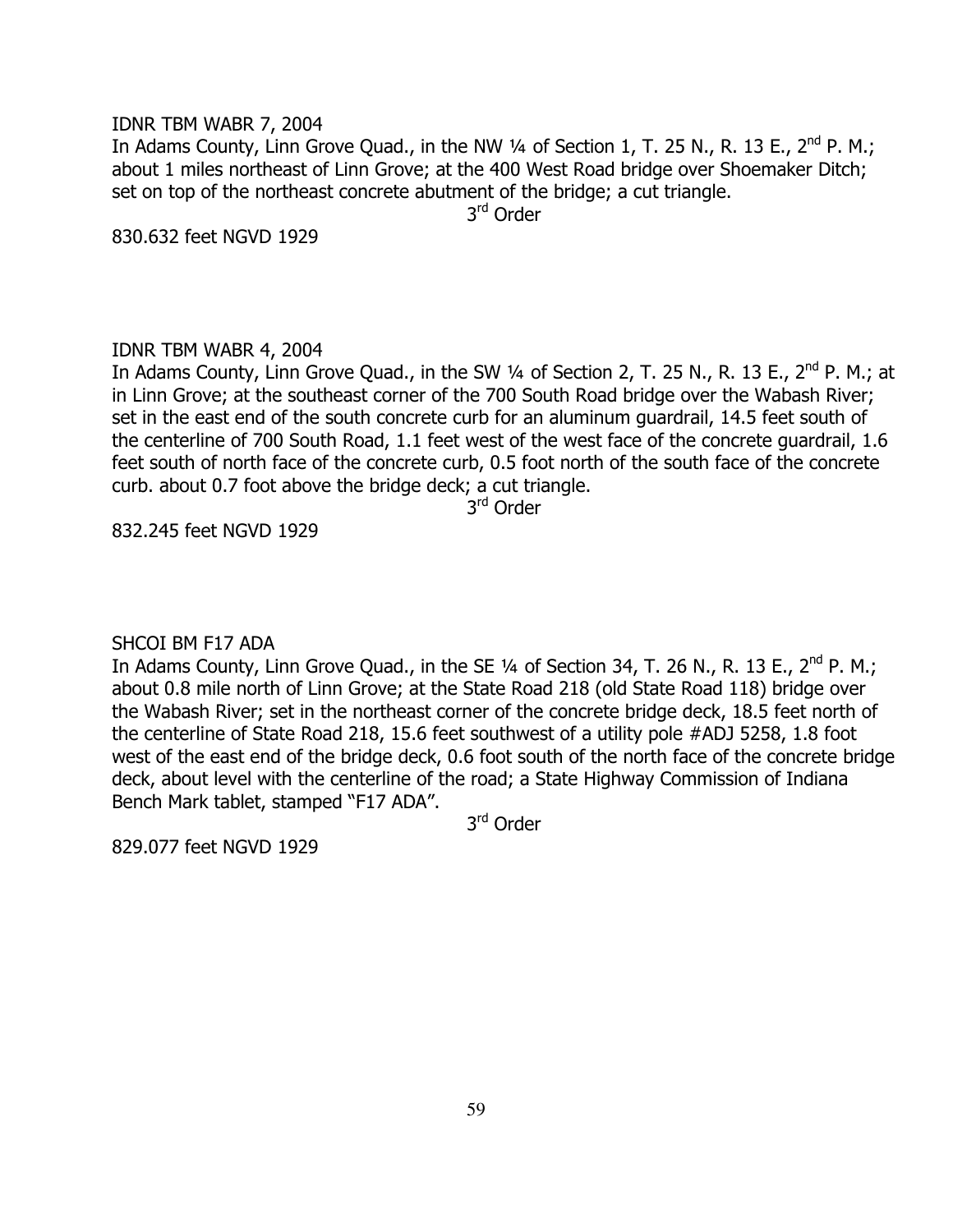IDNR TBM WABR 7, 2004

In Adams County, Linn Grove Quad., in the NW ¼ of Section 1, T. 25 N., R. 13 E., 2nd P. M.; about 1 miles northeast of Linn Grove; at the 400 West Road bridge over Shoemaker Ditch; set on top of the northeast concrete abutment of the bridge; a cut triangle.

3rd Order

830.632 feet NGVD 1929

IDNR TBM WABR 4, 2004

In Adams County, Linn Grove Quad., in the SW ¼ of Section 2, T. 25 N., R. 13 E., 2nd P. M.; at in Linn Grove; at the southeast corner of the 700 South Road bridge over the Wabash River; set in the east end of the south concrete curb for an aluminum guardrail, 14.5 feet south of the centerline of 700 South Road, 1.1 feet west of the west face of the concrete guardrail, 1.6 feet south of north face of the concrete curb, 0.5 foot north of the south face of the concrete curb. about 0.7 foot above the bridge deck; a cut triangle.

3rd Order

832.245 feet NGVD 1929

SHCOI BM F17 ADA

In Adams County, Linn Grove Quad., in the SE ¼ of Section 34, T. 26 N., R. 13 E., 2nd P. M.; about 0.8 mile north of Linn Grove; at the State Road 218 (old State Road 118) bridge over the Wabash River; set in the northeast corner of the concrete bridge deck, 18.5 feet north of the centerline of State Road 218, 15.6 feet southwest of a utility pole #ADJ 5258, 1.8 foot west of the east end of the bridge deck, 0.6 foot south of the north face of the concrete bridge deck, about level with the centerline of the road; a State Highway Commission of Indiana Bench Mark tablet, stamped "F17 ADA".

3rd Order

829.077 feet NGVD 1929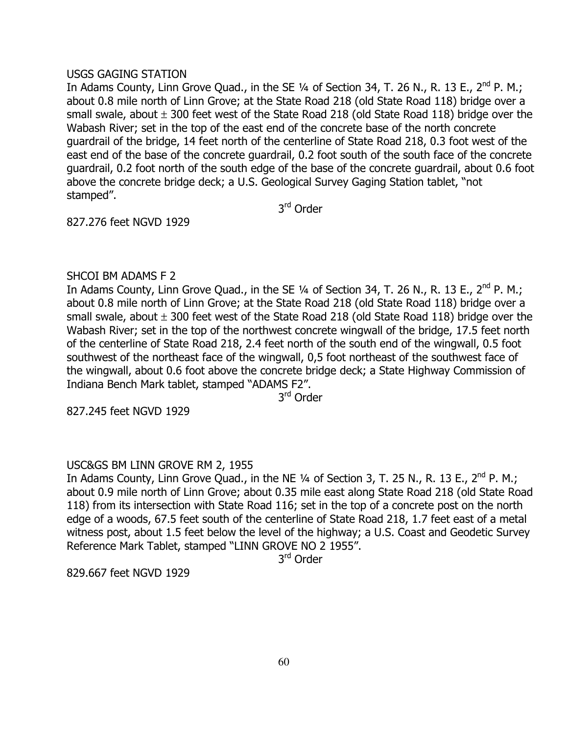USGS GAGING STATION

In Adams County, Linn Grove Quad., in the SE ¼ of Section 34, T. 26 N., R. 13 E., 2nd P. M.; about 0.8 mile north of Linn Grove; at the State Road 218 (old State Road 118) bridge over a small swale, about ± 300 feet west of the State Road 218 (old State Road 118) bridge over the Wabash River; set in the top of the east end of the concrete base of the north concrete guardrail of the bridge, 14 feet north of the centerline of State Road 218, 0.3 foot west of the east end of the base of the concrete guardrail, 0.2 foot south of the south face of the concrete guardrail, 0.2 foot north of the south edge of the base of the concrete guardrail, about 0.6 foot above the concrete bridge deck; a U.S. Geological Survey Gaging Station tablet, "not stamped".

3rd Order

827.276 feet NGVD 1929

SHCOI BM ADAMS F 2

In Adams County, Linn Grove Quad., in the SE ¼ of Section 34, T. 26 N., R. 13 E., 2nd P. M.; about 0.8 mile north of Linn Grove; at the State Road 218 (old State Road 118) bridge over a small swale, about ± 300 feet west of the State Road 218 (old State Road 118) bridge over the Wabash River; set in the top of the northwest concrete wingwall of the bridge, 17.5 feet north of the centerline of State Road 218, 2.4 feet north of the south end of the wingwall, 0.5 foot southwest of the northeast face of the wingwall, 0,5 foot northeast of the southwest face of the wingwall, about 0.6 foot above the concrete bridge deck; a State Highway Commission of Indiana Bench Mark tablet, stamped "ADAMS F2".

3rd Order

827.245 feet NGVD 1929

USC&GS BM LINN GROVE RM 2, 1955

In Adams County, Linn Grove Quad., in the NE ¼ of Section 3, T. 25 N., R. 13 E., 2nd P. M.; about 0.9 mile north of Linn Grove; about 0.35 mile east along State Road 218 (old State Road 118) from its intersection with State Road 116; set in the top of a concrete post on the north edge of a woods, 67.5 feet south of the centerline of State Road 218, 1.7 feet east of a metal witness post, about 1.5 feet below the level of the highway; a U.S. Coast and Geodetic Survey Reference Mark Tablet, stamped "LINN GROVE NO 2 1955".

3rd Order

829.667 feet NGVD 1929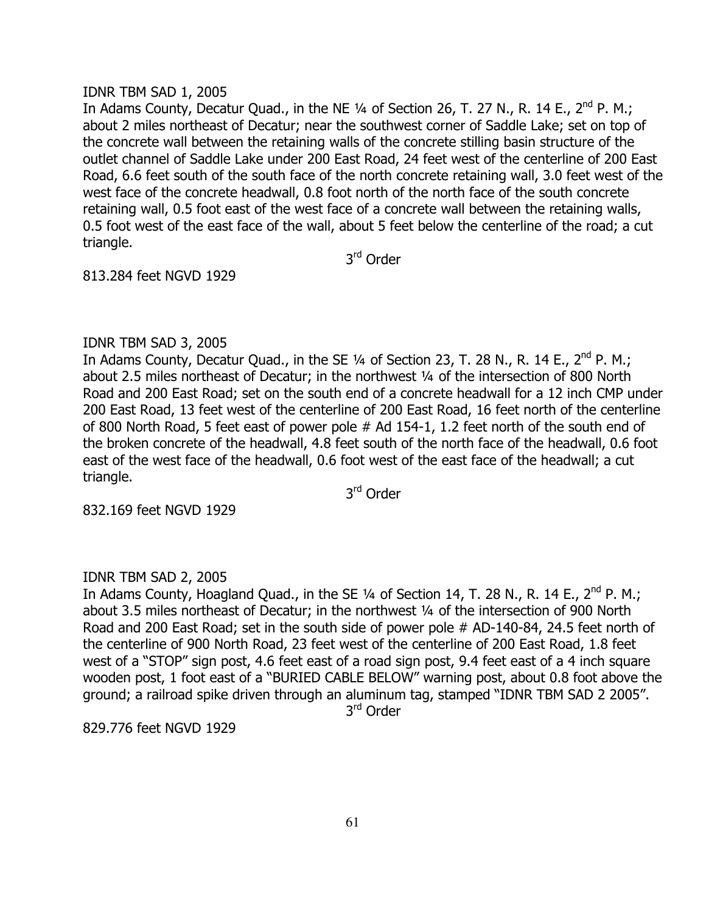IDNR TBM SAD 1, 2005

In Adams County, Decatur Quad., in the NE ¼ of Section 26, T. 27 N., R. 14 E., 2nd P. M.; about 2 miles northeast of Decatur; near the southwest corner of Saddle Lake; set on top of the concrete wall between the retaining walls of the concrete stilling basin structure of the outlet channel of Saddle Lake under 200 East Road, 24 feet west of the centerline of 200 East Road, 6.6 feet south of the south face of the north concrete retaining wall, 3.0 feet west of the west face of the concrete headwall, 0.8 foot north of the north face of the south concrete retaining wall, 0.5 foot east of the west face of a concrete wall between the retaining walls, 0.5 foot west of the east face of the wall, about 5 feet below the centerline of the road; a cut triangle.

3rd Order

813.284 feet NGVD 1929

IDNR TBM SAD 3, 2005

In Adams County, Decatur Quad., in the SE ¼ of Section 23, T. 28 N., R. 14 E., 2nd P. M.; about 2.5 miles northeast of Decatur; in the northwest ¼ of the intersection of 800 North Road and 200 East Road; set on the south end of a concrete headwall for a 12 inch CMP under 200 East Road, 13 feet west of the centerline of 200 East Road, 16 feet north of the centerline of 800 North Road, 5 feet east of power pole # Ad 154-1, 1.2 feet north of the south end of the broken concrete of the headwall, 4.8 feet south of the north face of the headwall, 0.6 foot east of the west face of the headwall, 0.6 foot west of the east face of the headwall; a cut triangle.

3rd Order

832.169 feet NGVD 1929

IDNR TBM SAD 2, 2005

In Adams County, Hoagland Quad., in the SE ¼ of Section 14, T. 28 N., R. 14 E., 2nd P. M.; about 3.5 miles northeast of Decatur; in the northwest ¼ of the intersection of 900 North Road and 200 East Road; set in the south side of power pole # AD-140-84, 24.5 feet north of the centerline of 900 North Road, 23 feet west of the centerline of 200 East Road, 1.8 feet west of a "STOP" sign post, 4.6 feet east of a road sign post, 9.4 feet east of a 4 inch square wooden post, 1 foot east of a "BURIED CABLE BELOW" warning post, about 0.8 foot above the ground; a railroad spike driven through an aluminum tag, stamped "IDNR TBM SAD 2 2005".

3rd Order

829.776 feet NGVD 1929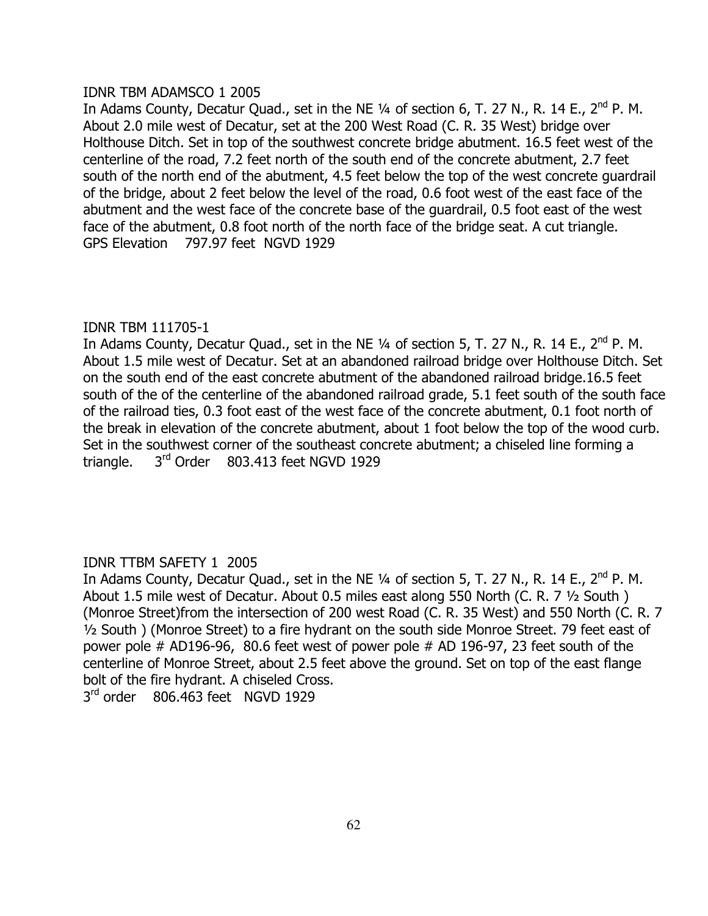IDNR TBM ADAMSCO 1 2005

In Adams County, Decatur Quad., set in the NE ¼ of section 6, T. 27 N., R. 14 E., 2nd P. M. About 2.0 mile west of Decatur, set at the 200 West Road (C. R. 35 West) bridge over Holthouse Ditch. Set in top of the southwest concrete bridge abutment. 16.5 feet west of the centerline of the road, 7.2 feet north of the south end of the concrete abutment, 2.7 feet south of the north end of the abutment, 4.5 feet below the top of the west concrete guardrail of the bridge, about 2 feet below the level of the road, 0.6 foot west of the east face of the abutment and the west face of the concrete base of the guardrail, 0.5 foot east of the west face of the abutment, 0.8 foot north of the north face of the bridge seat. A cut triangle.
GPS Elevation 797.97 feet NGVD 1929

IDNR TBM 111705-1

In Adams County, Decatur Quad., set in the NE ¼ of section 5, T. 27 N., R. 14 E., 2nd P. M. About 1.5 mile west of Decatur. Set at an abandoned railroad bridge over Holthouse Ditch. Set on the south end of the east concrete abutment of the abandoned railroad bridge.16.5 feet south of the of of the centerline of the abandoned railroad grade, 5.1 feet south of the south face of the railroad ties, 0.3 foot east of the west face of the concrete abutment, 0.1 foot north of the break in elevation of the concrete abutment, about 1 foot below the top of the wood curb. Set in the southwest corner of the southeast concrete abutment; a chiseled line forming a triangle. 3rd Order 803.413 feet NGVD 1929

IDNR TTBM SAFETY 1 2005

In Adams County, Decatur Quad., set in the NE ¼ of section 5, T. 27 N., R. 14 E., 2nd P. M. About 1.5 mile west of Decatur. About 0.5 miles east along 550 North (C. R. 7 ½ South ) (Monroe Street)from the intersection of 200 west Road (C. R. 35 West) and 550 North (C. R. 7 ½ South ) (Monroe Street) to a fire hydrant on the south side Monroe Street. 79 feet east of power pole # AD196-96, 80.6 feet west of power pole # AD 196-97, 23 feet south of the centerline of Monroe Street, about 2.5 feet above the ground. Set on top of the east flange bolt of the fire hydrant. A chiseled Cross.
3rd order 806.463 feet NGVD 1929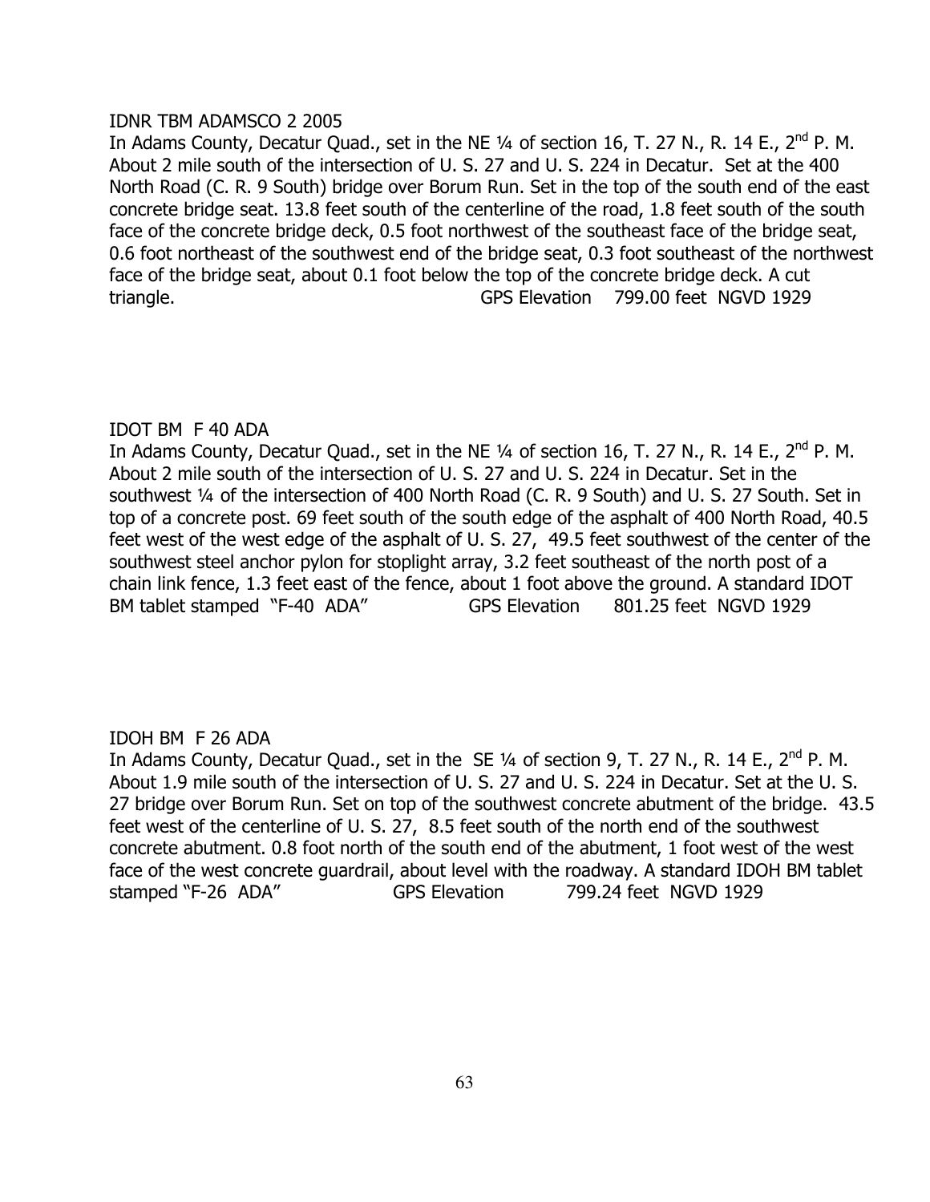IDNR TBM ADAMSCO 2 2005

In Adams County, Decatur Quad., set in the NE ¼ of section 16, T. 27 N., R. 14 E., 2nd P. M. About 2 mile south of the intersection of U. S. 27 and U. S. 224 in Decatur. Set at the 400 North Road (C. R. 9 South) bridge over Borum Run. Set in the top of the south end of the east concrete bridge seat. 13.8 feet south of the centerline of the road, 1.8 feet south of the south face of the concrete bridge deck, 0.5 foot northwest of the southeast face of the bridge seat, 0.6 foot northeast of the southwest end of the bridge seat, 0.3 foot southeast of the northwest face of the bridge seat, about 0.1 foot below the top of the concrete bridge deck. A cut triangle. GPS Elevation 799.00 feet NGVD 1929

IDOT BM F 40 ADA

In Adams County, Decatur Quad., set in the NE ¼ of section 16, T. 27 N., R. 14 E., 2nd P. M. About 2 mile south of the intersection of U. S. 27 and U. S. 224 in Decatur. Set in the southwest ¼ of the intersection of 400 North Road (C. R. 9 South) and U. S. 27 South. Set in top of a concrete post. 69 feet south of the south edge of the asphalt of 400 North Road, 40.5 feet west of the west edge of the asphalt of U. S. 27, 49.5 feet southwest of the center of the southwest steel anchor pylon for stoplight array, 3.2 feet southeast of the north post of a chain link fence, 1.3 feet east of the fence, about 1 foot above the ground. A standard IDOT BM tablet stamped "F-40 ADA" GPS Elevation 801.25 feet NGVD 1929

IDOH BM F 26 ADA

In Adams County, Decatur Quad., set in the SE ¼ of section 9, T. 27 N., R. 14 E., 2nd P. M. About 1.9 mile south of the intersection of U. S. 27 and U. S. 224 in Decatur. Set at the U. S. 27 bridge over Borum Run. Set on top of the southwest concrete abutment of the bridge. 43.5 feet west of the centerline of U. S. 27, 8.5 feet south of the north end of the southwest concrete abutment. 0.8 foot north of the south end of the abutment, 1 foot west of the west face of the west concrete guardrail, about level with the roadway. A standard IDOH BM tablet stamped "F-26 ADA" GPS Elevation 799.24 feet NGVD 1929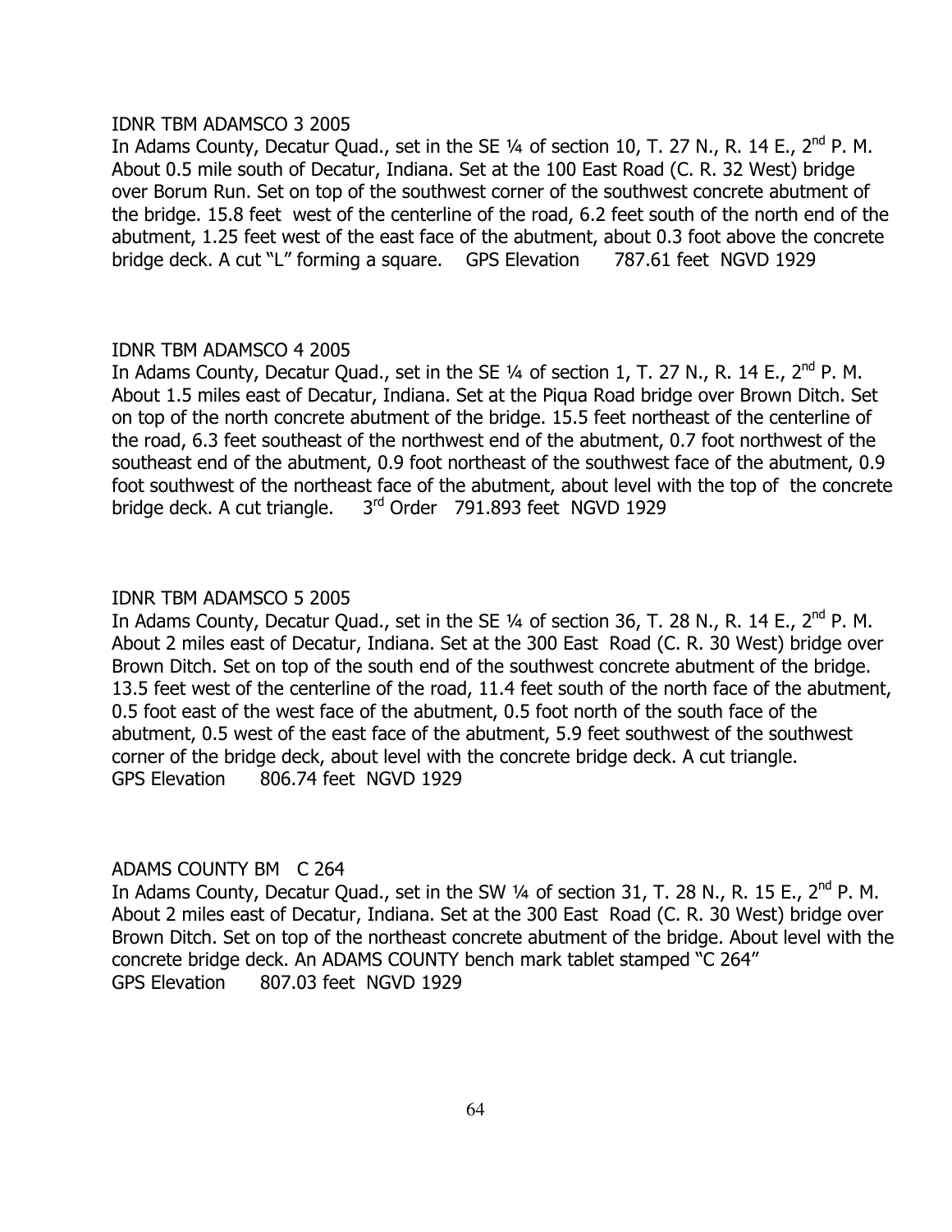IDNR TBM ADAMSCO 3 2005

In Adams County, Decatur Quad., set in the SE ¼ of section 10, T. 27 N., R. 14 E., 2nd P. M. About 0.5 mile south of Decatur, Indiana. Set at the 100 East Road (C. R. 32 West) bridge over Borum Run. Set on top of the southwest corner of the southwest concrete abutment of the bridge. 15.8 feet west of the centerline of the road, 6.2 feet south of the north end of the abutment, 1.25 feet west of the east face of the abutment, about 0.3 foot above the concrete bridge deck. A cut "L" forming a square. GPS Elevation 787.61 feet NGVD 1929

IDNR TBM ADAMSCO 4 2005

In Adams County, Decatur Quad., set in the SE ¼ of section 1, T. 27 N., R. 14 E., 2nd P. M. About 1.5 miles east of Decatur, Indiana. Set at the Piqua Road bridge over Brown Ditch. Set on top of the north concrete abutment of the bridge. 15.5 feet northeast of the centerline of the road, 6.3 feet southeast of the northwest end of the abutment, 0.7 foot northwest of the southeast end of the abutment, 0.9 foot northeast of the southwest face of the abutment, 0.9 foot southwest of the northeast face of the abutment, about level with the top of the concrete bridge deck. A cut triangle. 3rd Order 791.893 feet NGVD 1929

IDNR TBM ADAMSCO 5 2005

In Adams County, Decatur Quad., set in the SE ¼ of section 36, T. 28 N., R. 14 E., 2nd P. M. About 2 miles east of Decatur, Indiana. Set at the 300 East Road (C. R. 30 West) bridge over Brown Ditch. Set on top of the south end of the southwest concrete abutment of the bridge. 13.5 feet west of the centerline of the road, 11.4 feet south of the north face of the abutment, 0.5 foot east of the west face of the abutment, 0.5 foot north of the south face of the abutment, 0.5 west of the east face of the abutment, 5.9 feet southwest of the southwest corner of the bridge deck, about level with the concrete bridge deck. A cut triangle.
GPS Elevation 806.74 feet NGVD 1929

ADAMS COUNTY BM C 264

In Adams County, Decatur Quad., set in the SW ¼ of section 31, T. 28 N., R. 15 E., 2nd P. M. About 2 miles east of Decatur, Indiana. Set at the 300 East Road (C. R. 30 West) bridge over Brown Ditch. Set on top of the northeast concrete abutment of the bridge. About level with the concrete bridge deck. An ADAMS COUNTY bench mark tablet stamped "C 264"
GPS Elevation 807.03 feet NGVD 1929